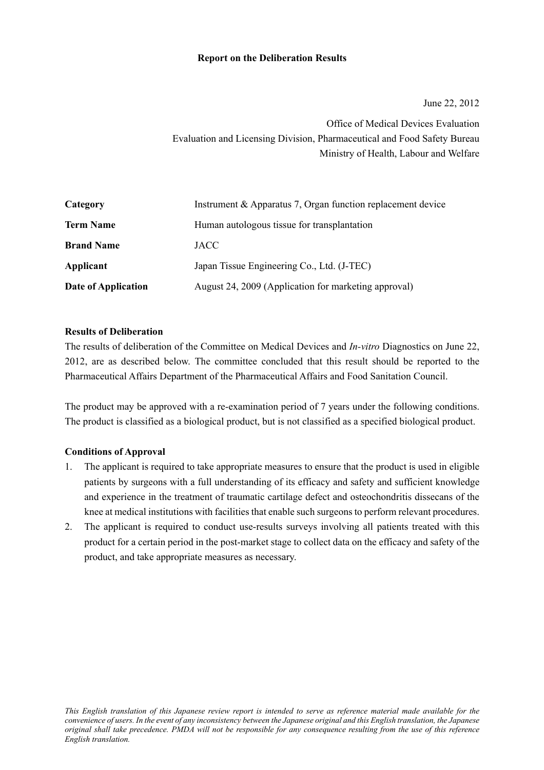# Report on the Deliberation Results

June 22, 2012

Office of Medical Devices Evaluation
Evaluation and Licensing Division, Pharmaceutical and Food Safety Bureau
Ministry of Health, Labour and Welfare

| | |
|---|---|
| **Category** | Instrument & Apparatus 7, Organ function replacement device |
| **Term Name** | Human autologous tissue for transplantation |
| **Brand Name** | JACC |
| **Applicant** | Japan Tissue Engineering Co., Ltd. (J-TEC) |
| **Date of Application** | August 24, 2009 (Application for marketing approval) |

**Results of Deliberation**

The results of deliberation of the Committee on Medical Devices and *In-vitro* Diagnostics on June 22, 2012, are as described below. The committee concluded that this result should be reported to the Pharmaceutical Affairs Department of the Pharmaceutical Affairs and Food Sanitation Council.

The product may be approved with a re-examination period of 7 years under the following conditions. The product is classified as a biological product, but is not classified as a specified biological product.

**Conditions of Approval**

1. The applicant is required to take appropriate measures to ensure that the product is used in eligible patients by surgeons with a full understanding of its efficacy and safety and sufficient knowledge and experience in the treatment of traumatic cartilage defect and osteochondritis dissecans of the knee at medical institutions with facilities that enable such surgeons to perform relevant procedures.
2. The applicant is required to conduct use-results surveys involving all patients treated with this product for a certain period in the post-market stage to collect data on the efficacy and safety of the product, and take appropriate measures as necessary.

*This English translation of this Japanese review report is intended to serve as reference material made available for the convenience of users. In the event of any inconsistency between the Japanese original and this English translation, the Japanese original shall take precedence. PMDA will not be responsible for any consequence resulting from the use of this reference English translation.*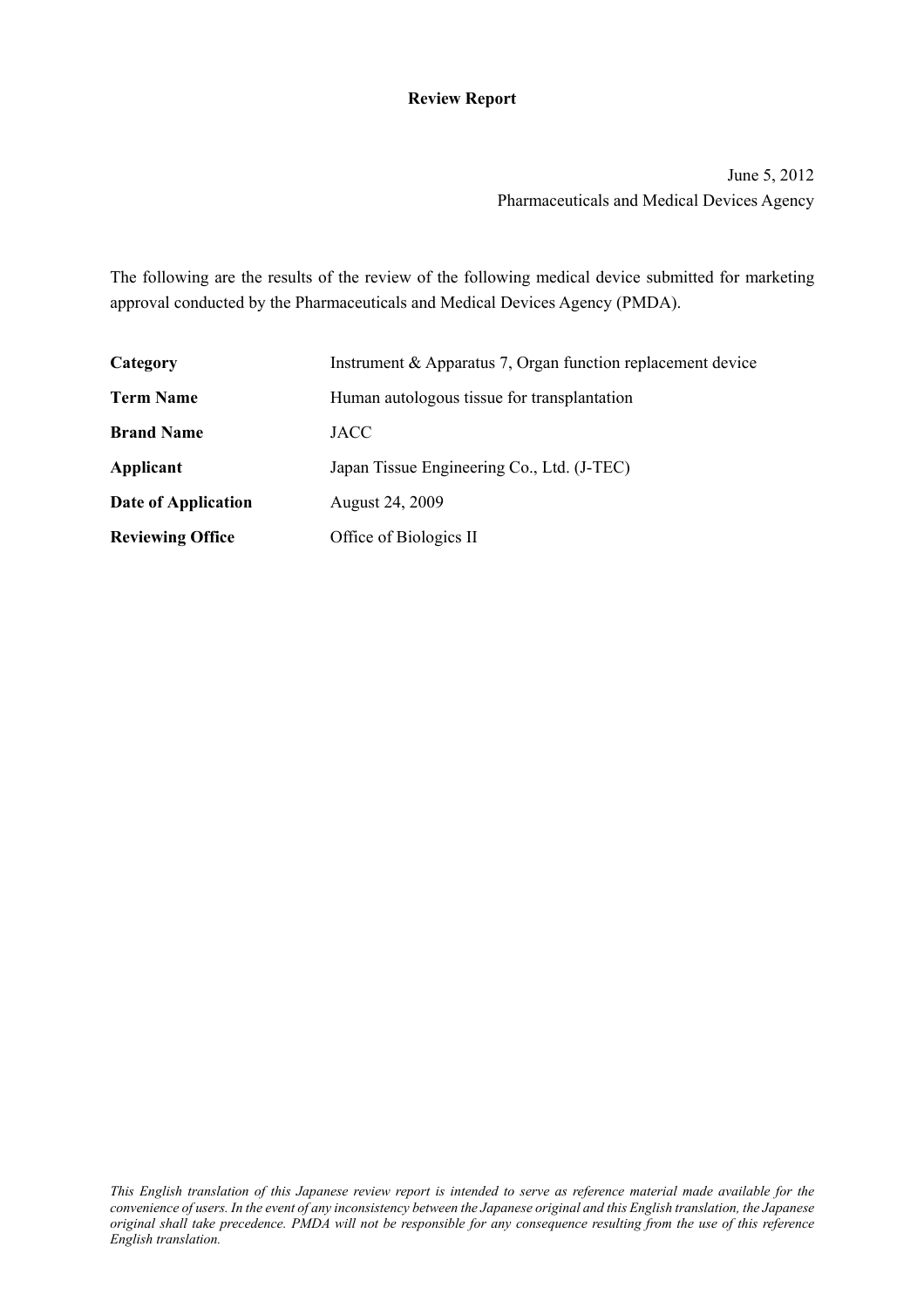# Review Report

June 5, 2012
Pharmaceuticals and Medical Devices Agency

The following are the results of the review of the following medical device submitted for marketing approval conducted by the Pharmaceuticals and Medical Devices Agency (PMDA).

| | |
|---|---|
| **Category** | Instrument & Apparatus 7, Organ function replacement device |
| **Term Name** | Human autologous tissue for transplantation |
| **Brand Name** | JACC |
| **Applicant** | Japan Tissue Engineering Co., Ltd. (J-TEC) |
| **Date of Application** | August 24, 2009 |
| **Reviewing Office** | Office of Biologics II |

*This English translation of this Japanese review report is intended to serve as reference material made available for the convenience of users. In the event of any inconsistency between the Japanese original and this English translation, the Japanese original shall take precedence. PMDA will not be responsible for any consequence resulting from the use of this reference English translation.*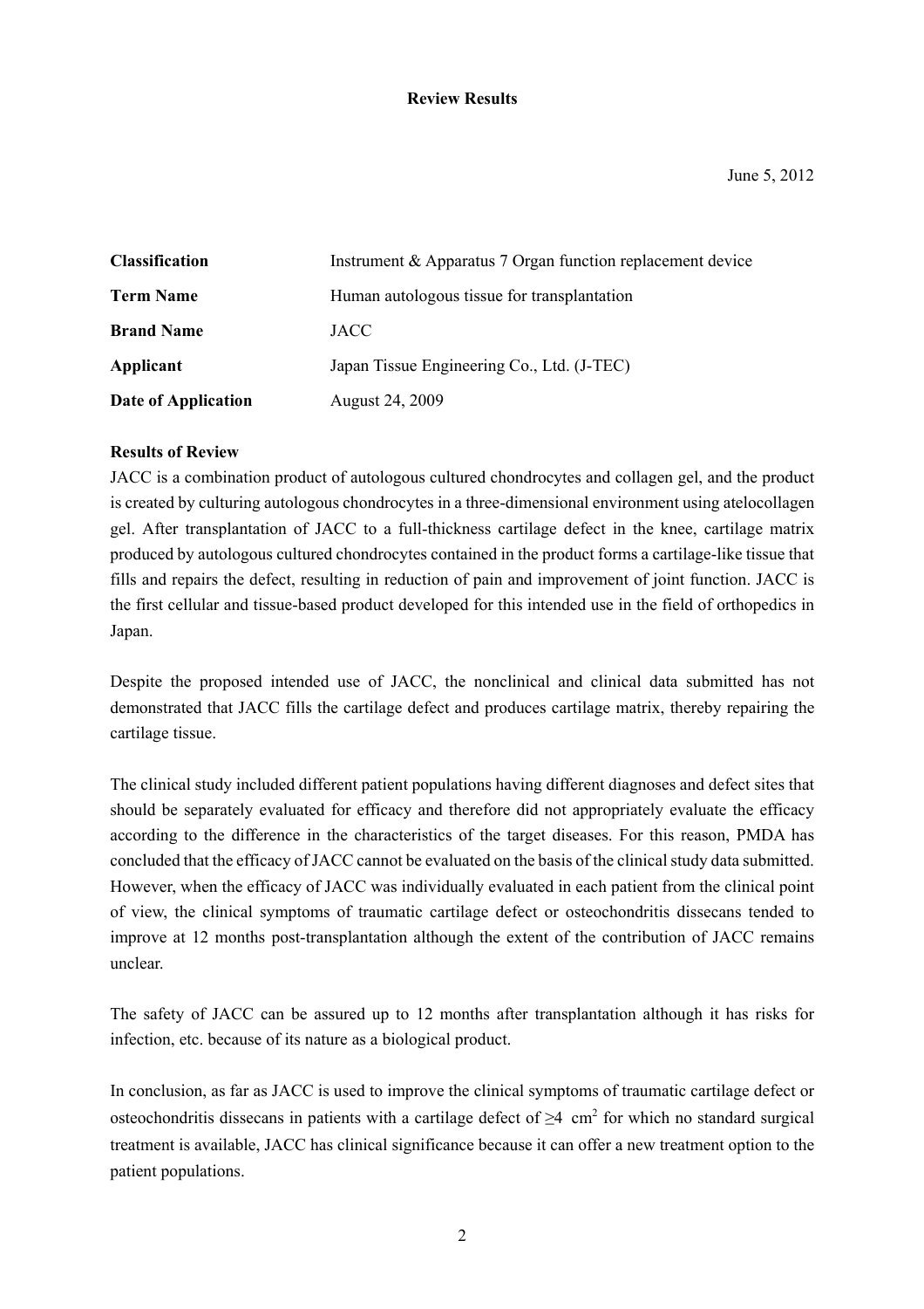**Review Results**

June 5, 2012

| | |
|---|---|
| **Classification** | Instrument & Apparatus 7 Organ function replacement device |
| **Term Name** | Human autologous tissue for transplantation |
| **Brand Name** | JACC |
| **Applicant** | Japan Tissue Engineering Co., Ltd. (J-TEC) |
| **Date of Application** | August 24, 2009 |

**Results of Review**

JACC is a combination product of autologous cultured chondrocytes and collagen gel, and the product is created by culturing autologous chondrocytes in a three-dimensional environment using atelocollagen gel. After transplantation of JACC to a full-thickness cartilage defect in the knee, cartilage matrix produced by autologous cultured chondrocytes contained in the product forms a cartilage-like tissue that fills and repairs the defect, resulting in reduction of pain and improvement of joint function. JACC is the first cellular and tissue-based product developed for this intended use in the field of orthopedics in Japan.

Despite the proposed intended use of JACC, the nonclinical and clinical data submitted has not demonstrated that JACC fills the cartilage defect and produces cartilage matrix, thereby repairing the cartilage tissue.

The clinical study included different patient populations having different diagnoses and defect sites that should be separately evaluated for efficacy and therefore did not appropriately evaluate the efficacy according to the difference in the characteristics of the target diseases. For this reason, PMDA has concluded that the efficacy of JACC cannot be evaluated on the basis of the clinical study data submitted. However, when the efficacy of JACC was individually evaluated in each patient from the clinical point of view, the clinical symptoms of traumatic cartilage defect or osteochondritis dissecans tended to improve at 12 months post-transplantation although the extent of the contribution of JACC remains unclear.

The safety of JACC can be assured up to 12 months after transplantation although it has risks for infection, etc. because of its nature as a biological product.

In conclusion, as far as JACC is used to improve the clinical symptoms of traumatic cartilage defect or osteochondritis dissecans in patients with a cartilage defect of $\geq 4$ $cm^2$ for which no standard surgical treatment is available, JACC has clinical significance because it can offer a new treatment option to the patient populations.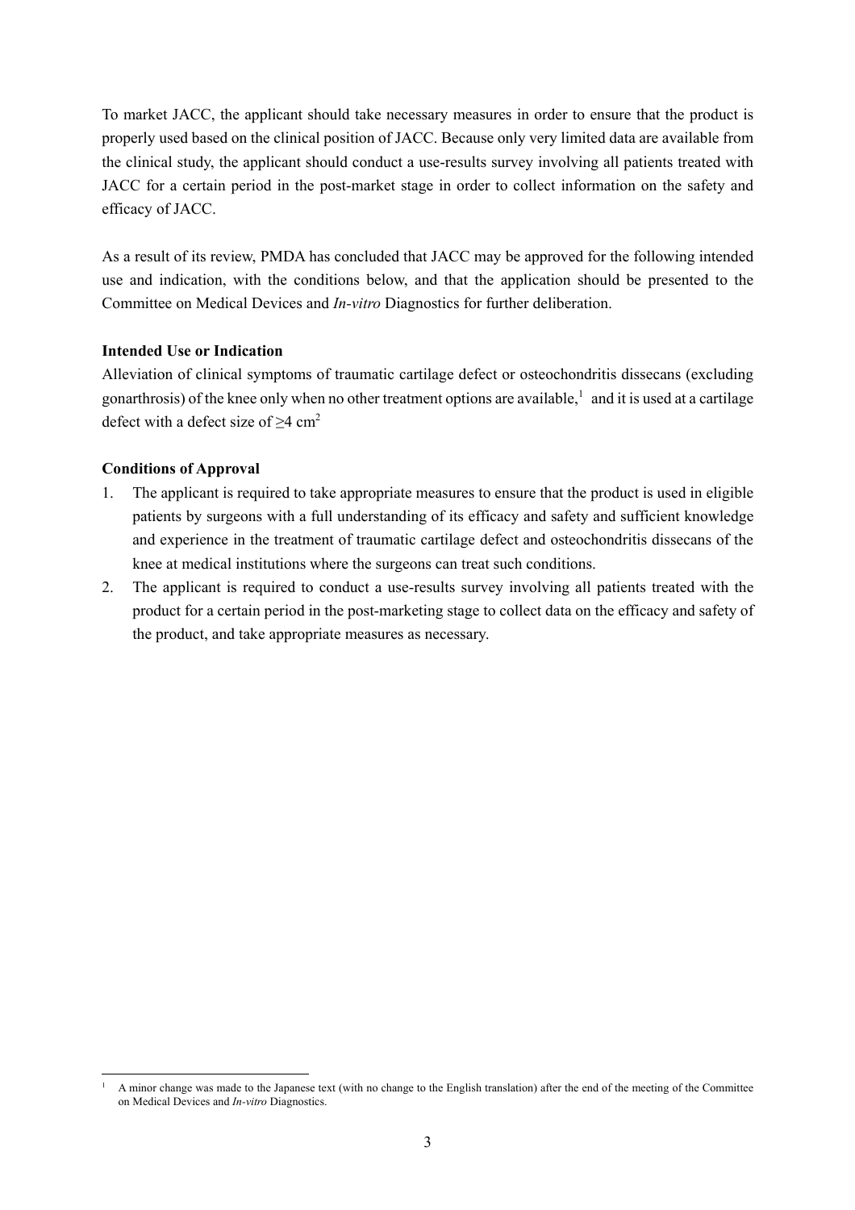To market JACC, the applicant should take necessary measures in order to ensure that the product is properly used based on the clinical position of JACC. Because only very limited data are available from the clinical study, the applicant should conduct a use-results survey involving all patients treated with JACC for a certain period in the post-market stage in order to collect information on the safety and efficacy of JACC.

As a result of its review, PMDA has concluded that JACC may be approved for the following intended use and indication, with the conditions below, and that the application should be presented to the Committee on Medical Devices and *In-vitro* Diagnostics for further deliberation.

**Intended Use or Indication**

Alleviation of clinical symptoms of traumatic cartilage defect or osteochondritis dissecans (excluding gonarthrosis) of the knee only when no other treatment options are available,[1] and it is used at a cartilage defect with a defect size of ≥4 $cm^2$

**Conditions of Approval**

1. The applicant is required to take appropriate measures to ensure that the product is used in eligible patients by surgeons with a full understanding of its efficacy and safety and sufficient knowledge and experience in the treatment of traumatic cartilage defect and osteochondritis dissecans of the knee at medical institutions where the surgeons can treat such conditions.
2. The applicant is required to conduct a use-results survey involving all patients treated with the product for a certain period in the post-marketing stage to collect data on the efficacy and safety of the product, and take appropriate measures as necessary.

---

[1] A minor change was made to the Japanese text (with no change to the English translation) after the end of the meeting of the Committee on Medical Devices and *In-vitro* Diagnostics.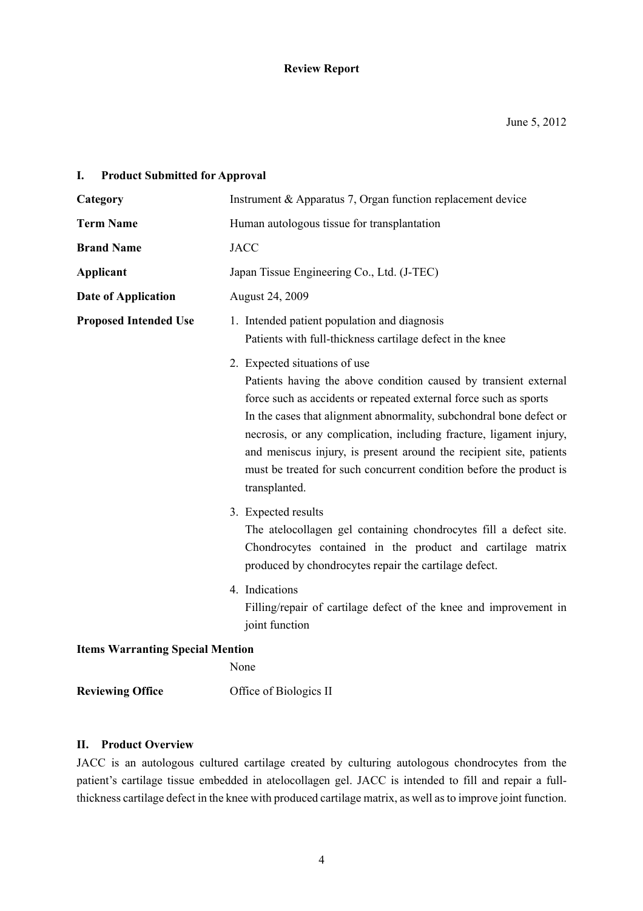# Review Report

June 5, 2012

## I. Product Submitted for Approval

| | |
|---|---|
| **Category** | Instrument & Apparatus 7, Organ function replacement device |
| **Term Name** | Human autologous tissue for transplantation |
| **Brand Name** | JACC |
| **Applicant** | Japan Tissue Engineering Co., Ltd. (J-TEC) |
| **Date of Application** | August 24, 2009 |

**Proposed Intended Use**

1. Intended patient population and diagnosis
   Patients with full-thickness cartilage defect in the knee
2. Expected situations of use
   Patients having the above condition caused by transient external force such as accidents or repeated external force such as sports
   In the cases that alignment abnormality, subchondral bone defect or necrosis, or any complication, including fracture, ligament injury, and meniscus injury, is present around the recipient site, patients must be treated for such concurrent condition before the product is transplanted.
3. Expected results
   The atelocollagen gel containing chondrocytes fill a defect site. Chondrocytes contained in the product and cartilage matrix produced by chondrocytes repair the cartilage defect.
4. Indications
   Filling/repair of cartilage defect of the knee and improvement in joint function

**Items Warranting Special Mention**
None

**Reviewing Office** Office of Biologics II

## II. Product Overview

JACC is an autologous cultured cartilage created by culturing autologous chondrocytes from the patient's cartilage tissue embedded in atelocollagen gel. JACC is intended to fill and repair a full-thickness cartilage defect in the knee with produced cartilage matrix, as well as to improve joint function.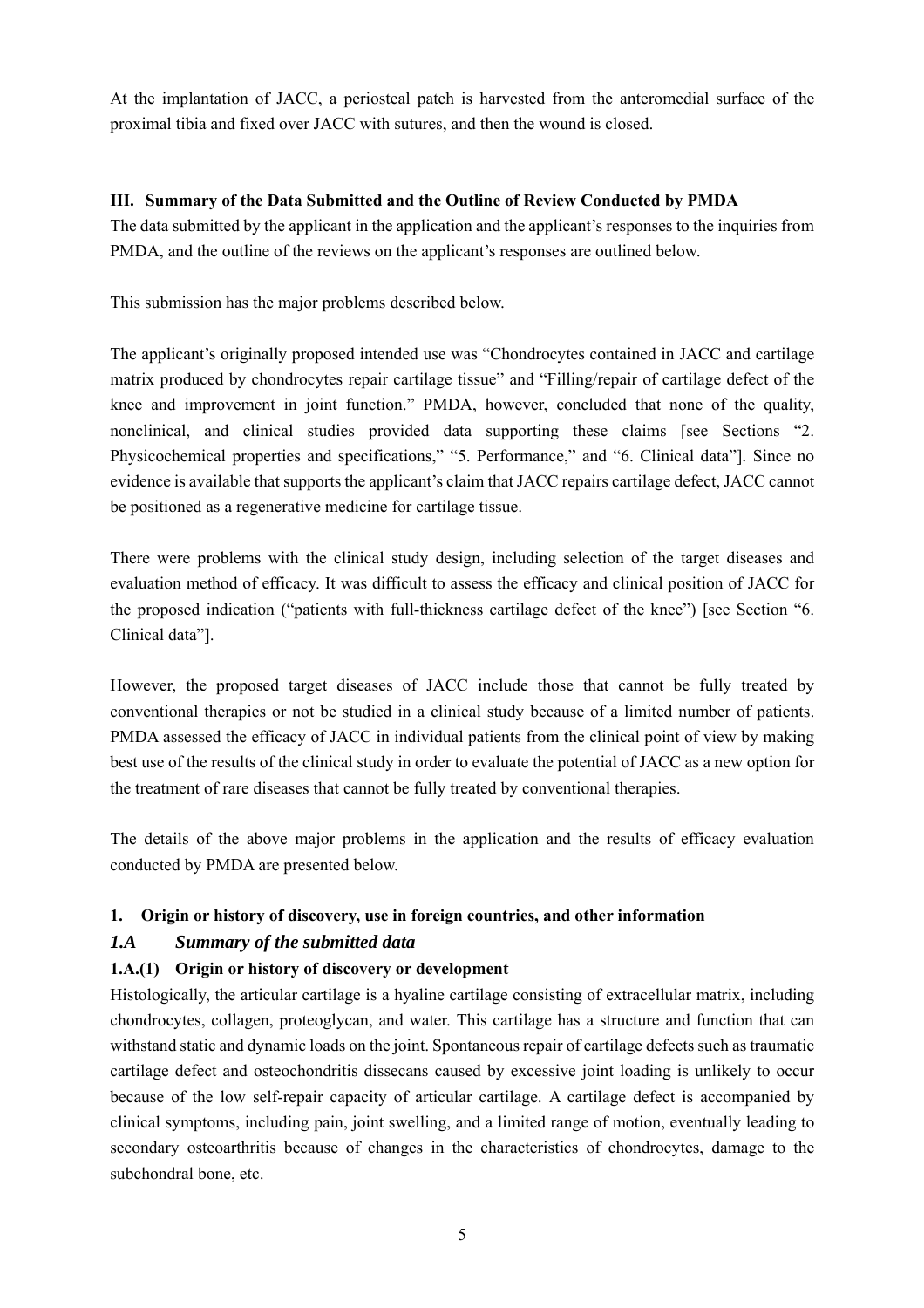At the implantation of JACC, a periosteal patch is harvested from the anteromedial surface of the proximal tibia and fixed over JACC with sutures, and then the wound is closed.

## III. Summary of the Data Submitted and the Outline of Review Conducted by PMDA

The data submitted by the applicant in the application and the applicant's responses to the inquiries from PMDA, and the outline of the reviews on the applicant's responses are outlined below.

This submission has the major problems described below.

The applicant's originally proposed intended use was "Chondrocytes contained in JACC and cartilage matrix produced by chondrocytes repair cartilage tissue" and "Filling/repair of cartilage defect of the knee and improvement in joint function." PMDA, however, concluded that none of the quality, nonclinical, and clinical studies provided data supporting these claims [see Sections "2. Physicochemical properties and specifications," "5. Performance," and "6. Clinical data"]. Since no evidence is available that supports the applicant's claim that JACC repairs cartilage defect, JACC cannot be positioned as a regenerative medicine for cartilage tissue.

There were problems with the clinical study design, including selection of the target diseases and evaluation method of efficacy. It was difficult to assess the efficacy and clinical position of JACC for the proposed indication ("patients with full-thickness cartilage defect of the knee") [see Section "6. Clinical data"].

However, the proposed target diseases of JACC include those that cannot be fully treated by conventional therapies or not be studied in a clinical study because of a limited number of patients. PMDA assessed the efficacy of JACC in individual patients from the clinical point of view by making best use of the results of the clinical study in order to evaluate the potential of JACC as a new option for the treatment of rare diseases that cannot be fully treated by conventional therapies.

The details of the above major problems in the application and the results of efficacy evaluation conducted by PMDA are presented below.

### 1. Origin or history of discovery, use in foreign countries, and other information

#### *1.A Summary of the submitted data*

#### 1.A.(1) Origin or history of discovery or development

Histologically, the articular cartilage is a hyaline cartilage consisting of extracellular matrix, including chondrocytes, collagen, proteoglycan, and water. This cartilage has a structure and function that can withstand static and dynamic loads on the joint. Spontaneous repair of cartilage defects such as traumatic cartilage defect and osteochondritis dissecans caused by excessive joint loading is unlikely to occur because of the low self-repair capacity of articular cartilage. A cartilage defect is accompanied by clinical symptoms, including pain, joint swelling, and a limited range of motion, eventually leading to secondary osteoarthritis because of changes in the characteristics of chondrocytes, damage to the subchondral bone, etc.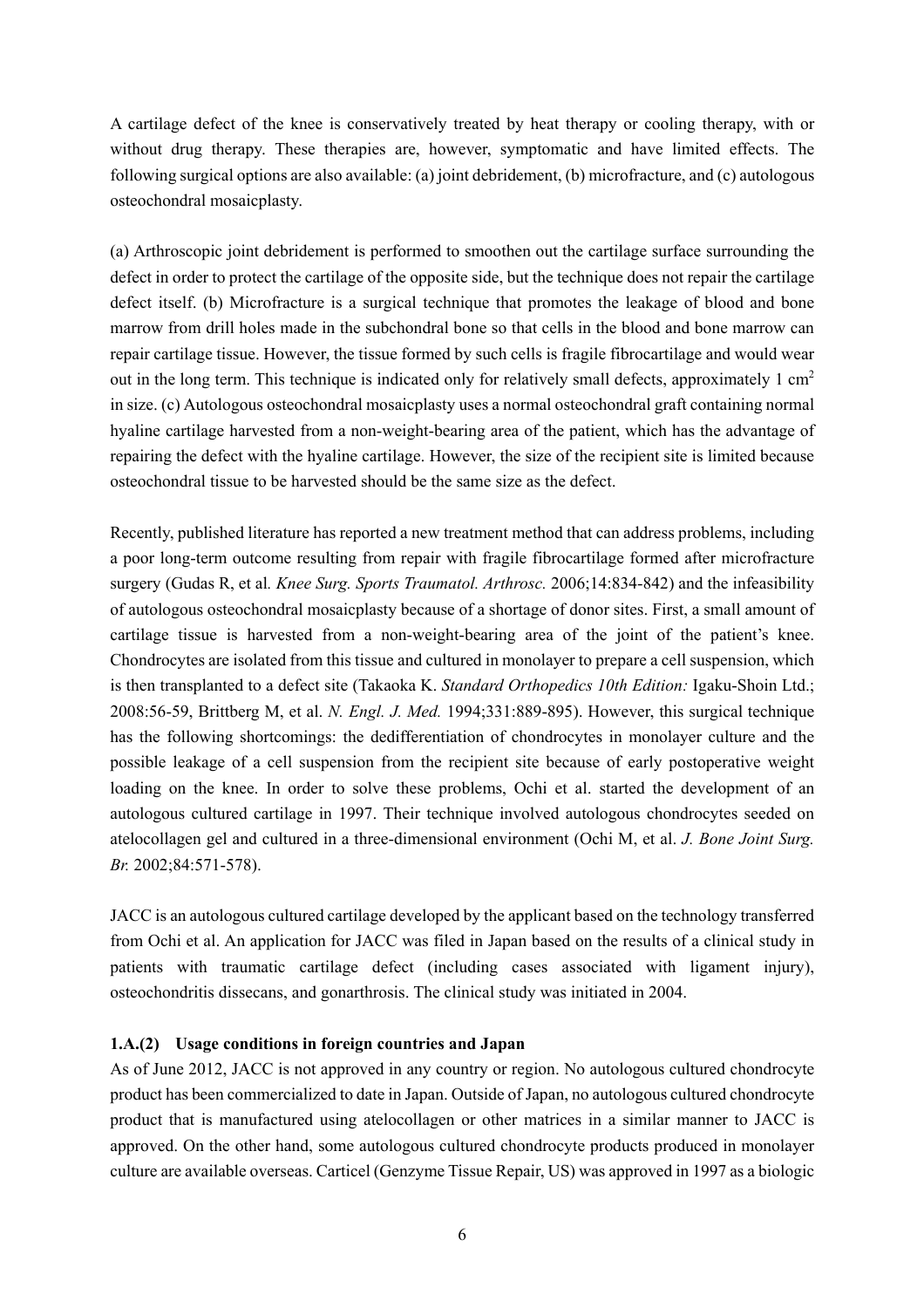A cartilage defect of the knee is conservatively treated by heat therapy or cooling therapy, with or without drug therapy. These therapies are, however, symptomatic and have limited effects. The following surgical options are also available: (a) joint debridement, (b) microfracture, and (c) autologous osteochondral mosaicplasty.

(a) Arthroscopic joint debridement is performed to smoothen out the cartilage surface surrounding the defect in order to protect the cartilage of the opposite side, but the technique does not repair the cartilage defect itself. (b) Microfracture is a surgical technique that promotes the leakage of blood and bone marrow from drill holes made in the subchondral bone so that cells in the blood and bone marrow can repair cartilage tissue. However, the tissue formed by such cells is fragile fibrocartilage and would wear out in the long term. This technique is indicated only for relatively small defects, approximately 1 $cm^2$ in size. (c) Autologous osteochondral mosaicplasty uses a normal osteochondral graft containing normal hyaline cartilage harvested from a non-weight-bearing area of the patient, which has the advantage of repairing the defect with the hyaline cartilage. However, the size of the recipient site is limited because osteochondral tissue to be harvested should be the same size as the defect.

Recently, published literature has reported a new treatment method that can address problems, including a poor long-term outcome resulting from repair with fragile fibrocartilage formed after microfracture surgery (Gudas R, et al. *Knee Surg. Sports Traumatol. Arthrosc.* 2006;14:834-842) and the infeasibility of autologous osteochondral mosaicplasty because of a shortage of donor sites. First, a small amount of cartilage tissue is harvested from a non-weight-bearing area of the joint of the patient's knee. Chondrocytes are isolated from this tissue and cultured in monolayer to prepare a cell suspension, which is then transplanted to a defect site (Takaoka K. *Standard Orthopedics 10th Edition:* Igaku-Shoin Ltd.; 2008:56-59, Brittberg M, et al. *N. Engl. J. Med.* 1994;331:889-895). However, this surgical technique has the following shortcomings: the dedifferentiation of chondrocytes in monolayer culture and the possible leakage of a cell suspension from the recipient site because of early postoperative weight loading on the knee. In order to solve these problems, Ochi et al. started the development of an autologous cultured cartilage in 1997. Their technique involved autologous chondrocytes seeded on atelocollagen gel and cultured in a three-dimensional environment (Ochi M, et al. *J. Bone Joint Surg. Br.* 2002;84:571-578).

JACC is an autologous cultured cartilage developed by the applicant based on the technology transferred from Ochi et al. An application for JACC was filed in Japan based on the results of a clinical study in patients with traumatic cartilage defect (including cases associated with ligament injury), osteochondritis dissecans, and gonarthrosis. The clinical study was initiated in 2004.

### 1.A.(2) Usage conditions in foreign countries and Japan

As of June 2012, JACC is not approved in any country or region. No autologous cultured chondrocyte product has been commercialized to date in Japan. Outside of Japan, no autologous cultured chondrocyte product that is manufactured using atelocollagen or other matrices in a similar manner to JACC is approved. On the other hand, some autologous cultured chondrocyte products produced in monolayer culture are available overseas. Carticel (Genzyme Tissue Repair, US) was approved in 1997 as a biologic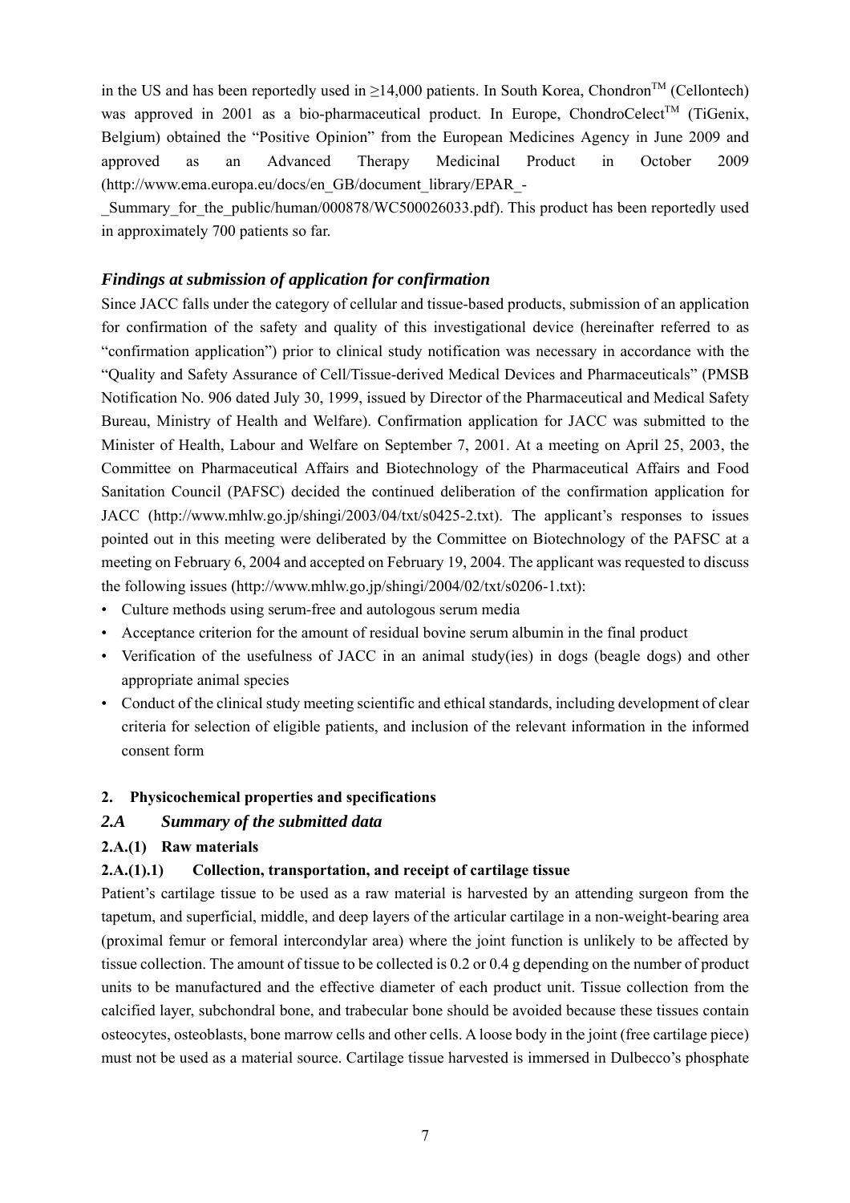in the US and has been reportedly used in ≥14,000 patients. In South Korea, Chondron™ (Cellontech) was approved in 2001 as a bio-pharmaceutical product. In Europe, ChondroCelect™ (TiGenix, Belgium) obtained the "Positive Opinion" from the European Medicines Agency in June 2009 and approved as an Advanced Therapy Medicinal Product in October 2009 (http://www.ema.europa.eu/docs/en_GB/document_library/EPAR_-_Summary_for_the_public/human/000878/WC500026033.pdf). This product has been reportedly used in approximately 700 patients so far.

### *Findings at submission of application for confirmation*

Since JACC falls under the category of cellular and tissue-based products, submission of an application for confirmation of the safety and quality of this investigational device (hereinafter referred to as "confirmation application") prior to clinical study notification was necessary in accordance with the "Quality and Safety Assurance of Cell/Tissue-derived Medical Devices and Pharmaceuticals" (PMSB Notification No. 906 dated July 30, 1999, issued by Director of the Pharmaceutical and Medical Safety Bureau, Ministry of Health and Welfare). Confirmation application for JACC was submitted to the Minister of Health, Labour and Welfare on September 7, 2001. At a meeting on April 25, 2003, the Committee on Pharmaceutical Affairs and Biotechnology of the Pharmaceutical Affairs and Food Sanitation Council (PAFSC) decided the continued deliberation of the confirmation application for JACC (http://www.mhlw.go.jp/shingi/2003/04/txt/s0425-2.txt). The applicant's responses to issues pointed out in this meeting were deliberated by the Committee on Biotechnology of the PAFSC at a meeting on February 6, 2004 and accepted on February 19, 2004. The applicant was requested to discuss the following issues (http://www.mhlw.go.jp/shingi/2004/02/txt/s0206-1.txt):

- Culture methods using serum-free and autologous serum media
- Acceptance criterion for the amount of residual bovine serum albumin in the final product
- Verification of the usefulness of JACC in an animal study(ies) in dogs (beagle dogs) and other appropriate animal species
- Conduct of the clinical study meeting scientific and ethical standards, including development of clear criteria for selection of eligible patients, and inclusion of the relevant information in the informed consent form

## 2. Physicochemical properties and specifications

### *2.A Summary of the submitted data*

#### 2.A.(1) Raw materials

#### 2.A.(1).1) Collection, transportation, and receipt of cartilage tissue

Patient's cartilage tissue to be used as a raw material is harvested by an attending surgeon from the tapetum, and superficial, middle, and deep layers of the articular cartilage in a non-weight-bearing area (proximal femur or femoral intercondylar area) where the joint function is unlikely to be affected by tissue collection. The amount of tissue to be collected is 0.2 or 0.4 g depending on the number of product units to be manufactured and the effective diameter of each product unit. Tissue collection from the calcified layer, subchondral bone, and trabecular bone should be avoided because these tissues contain osteocytes, osteoblasts, bone marrow cells and other cells. A loose body in the joint (free cartilage piece) must not be used as a material source. Cartilage tissue harvested is immersed in Dulbecco's phosphate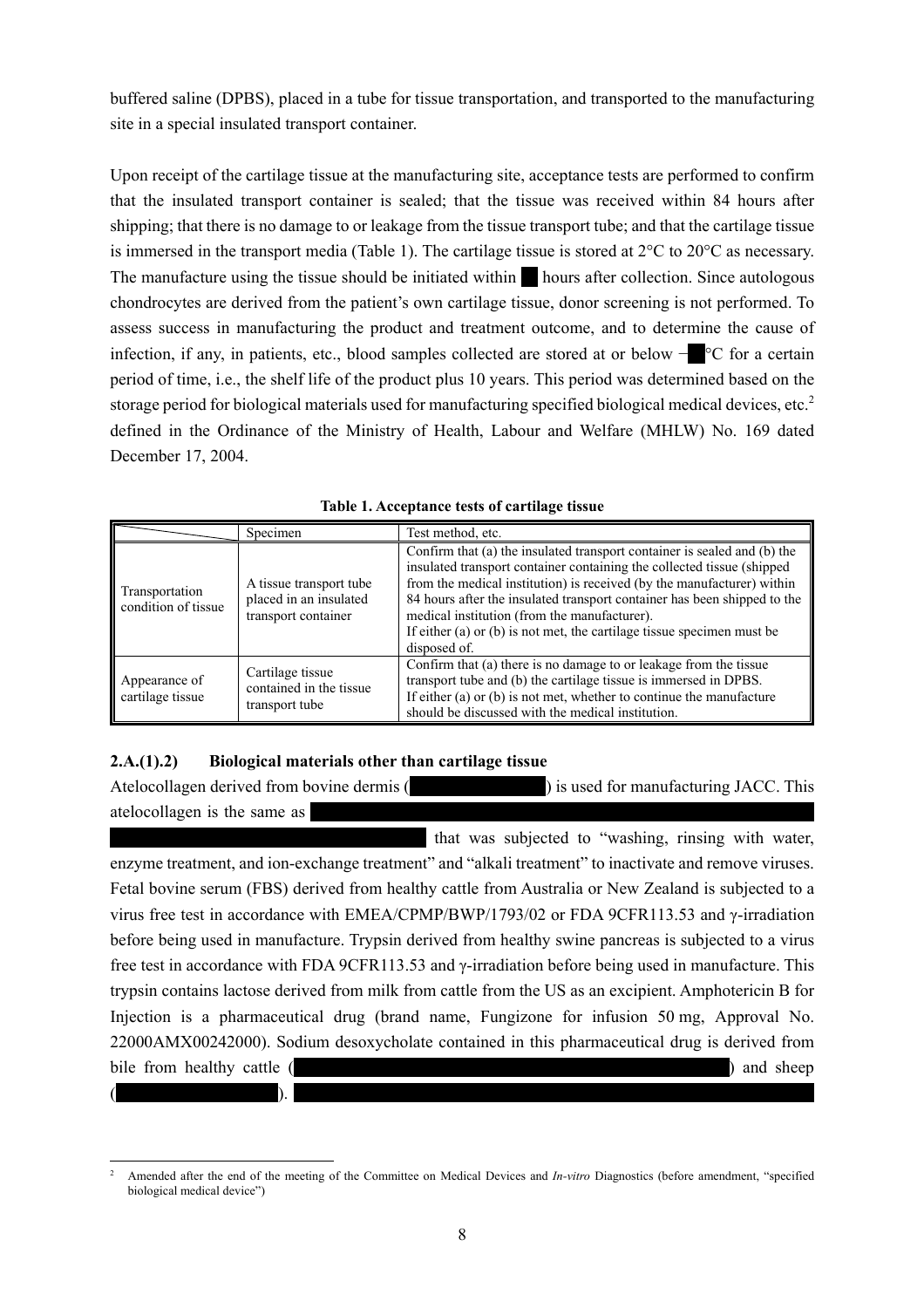buffered saline (DPBS), placed in a tube for tissue transportation, and transported to the manufacturing site in a special insulated transport container.

Upon receipt of the cartilage tissue at the manufacturing site, acceptance tests are performed to confirm that the insulated transport container is sealed; that the tissue was received within 84 hours after shipping; that there is no damage to or leakage from the tissue transport tube; and that the cartilage tissue is immersed in the transport media (Table 1). The cartilage tissue is stored at 2°C to 20°C as necessary. The manufacture using the tissue should be initiated within ██ hours after collection. Since autologous chondrocytes are derived from the patient's own cartilage tissue, donor screening is not performed. To assess success in manufacturing the product and treatment outcome, and to determine the cause of infection, if any, in patients, etc., blood samples collected are stored at or below −██°C for a certain period of time, i.e., the shelf life of the product plus 10 years. This period was determined based on the storage period for biological materials used for manufacturing specified biological medical devices, etc.[2] defined in the Ordinance of the Ministry of Health, Labour and Welfare (MHLW) No. 169 dated December 17, 2004.

**Table 1. Acceptance tests of cartilage tissue**

| | Specimen | Test method, etc. |
|---|---|---|
| Transportation condition of tissue | A tissue transport tube placed in an insulated transport container | Confirm that (a) the insulated transport container is sealed and (b) the insulated transport container containing the collected tissue (shipped from the medical institution) is received (by the manufacturer) within 84 hours after the insulated transport container has been shipped to the medical institution (from the manufacturer). If either (a) or (b) is not met, the cartilage tissue specimen must be disposed of. |
| Appearance of cartilage tissue | Cartilage tissue contained in the tissue transport tube | Confirm that (a) there is no damage to or leakage from the tissue transport tube and (b) the cartilage tissue is immersed in DPBS. If either (a) or (b) is not met, whether to continue the manufacture should be discussed with the medical institution. |

#### 2.A.(1).2) Biological materials other than cartilage tissue

Atelocollagen derived from bovine dermis (████████) is used for manufacturing JACC. This atelocollagen is the same as ████████████████████████████████████ that was subjected to "washing, rinsing with water, enzyme treatment, and ion-exchange treatment" and "alkali treatment" to inactivate and remove viruses. Fetal bovine serum (FBS) derived from healthy cattle from Australia or New Zealand is subjected to a virus free test in accordance with EMEA/CPMP/BWP/1793/02 or FDA 9CFR113.53 and γ-irradiation before being used in manufacture. Trypsin derived from healthy swine pancreas is subjected to a virus free test in accordance with FDA 9CFR113.53 and γ-irradiation before being used in manufacture. This trypsin contains lactose derived from milk from cattle from the US as an excipient. Amphotericin B for Injection is a pharmaceutical drug (brand name, Fungizone for infusion 50 mg, Approval No. 22000AMX00242000). Sodium desoxycholate contained in this pharmaceutical drug is derived from bile from healthy cattle (████████████████████) and sheep (████████). ████████████████████████

[2] Amended after the end of the meeting of the Committee on Medical Devices and *In-vitro* Diagnostics (before amendment, "specified biological medical device")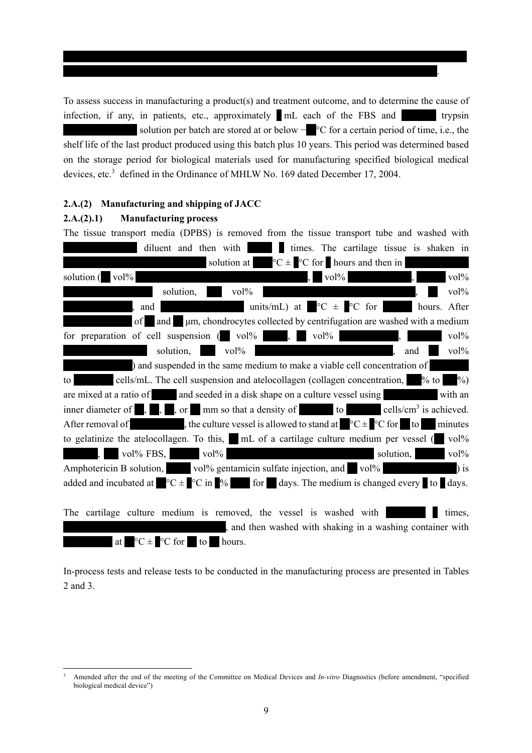To assess success in manufacturing a product(s) and treatment outcome, and to determine the cause of infection, if any, in patients, etc., approximately ▇ mL each of the FBS and ▇ trypsin ▇ solution per batch are stored at or below −▇°C for a certain period of time, i.e., the shelf life of the last product produced using this batch plus 10 years. This period was determined based on the storage period for biological materials used for manufacturing specified biological medical devices, etc.[3] defined in the Ordinance of MHLW No. 169 dated December 17, 2004.

### 2.A.(2) Manufacturing and shipping of JACC

#### 2.A.(2).1) Manufacturing process

The tissue transport media (DPBS) is removed from the tissue transport tube and washed with ▇ diluent and then with ▇ ▇ times. The cartilage tissue is shaken in ▇ solution at ▇°C ± ▇°C for ▇ hours and then in ▇ solution (▇ vol% ▇, ▇ vol% ▇, ▇ vol% ▇ solution, ▇ vol% ▇, ▇ vol% ▇, and ▇ units/mL) at ▇°C ± ▇°C for ▇ hours. After ▇ of ▇ and ▇ μm, chondrocytes collected by centrifugation are washed with a medium for preparation of cell suspension (▇ vol% ▇, ▇ vol% ▇, ▇ vol% ▇ solution, ▇ vol% ▇, and ▇ vol% ▇) and suspended in the same medium to make a viable cell concentration of ▇ to ▇ cells/mL. The cell suspension and atelocollagen (collagen concentration, ▇% to ▇%) are mixed at a ratio of ▇ and seeded in a disk shape on a culture vessel using ▇ with an inner diameter of ▇, ▇, ▇, or ▇ mm so that a density of ▇ to ▇ cells/cm$^3$ is achieved. After removal of ▇, the culture vessel is allowed to stand at ▇°C ± ▇°C for ▇ to ▇ minutes to gelatinize the atelocollagen. To this, ▇ mL of a cartilage culture medium per vessel (▇ vol% ▇, ▇ vol% FBS, ▇ vol% ▇ solution, ▇ vol% Amphotericin B solution, ▇ vol% gentamicin sulfate injection, and ▇ vol% ▇) is added and incubated at ▇°C ± ▇°C in ▇% ▇ for ▇ days. The medium is changed every ▇ to ▇ days.

The cartilage culture medium is removed, the vessel is washed with ▇ ▇ times, ▇, and then washed with shaking in a washing container with ▇ at ▇°C ± ▇°C for ▇ to ▇ hours.

In-process tests and release tests to be conducted in the manufacturing process are presented in Tables 2 and 3.

[3] Amended after the end of the meeting of the Committee on Medical Devices and *In-vitro* Diagnostics (before amendment, "specified biological medical device")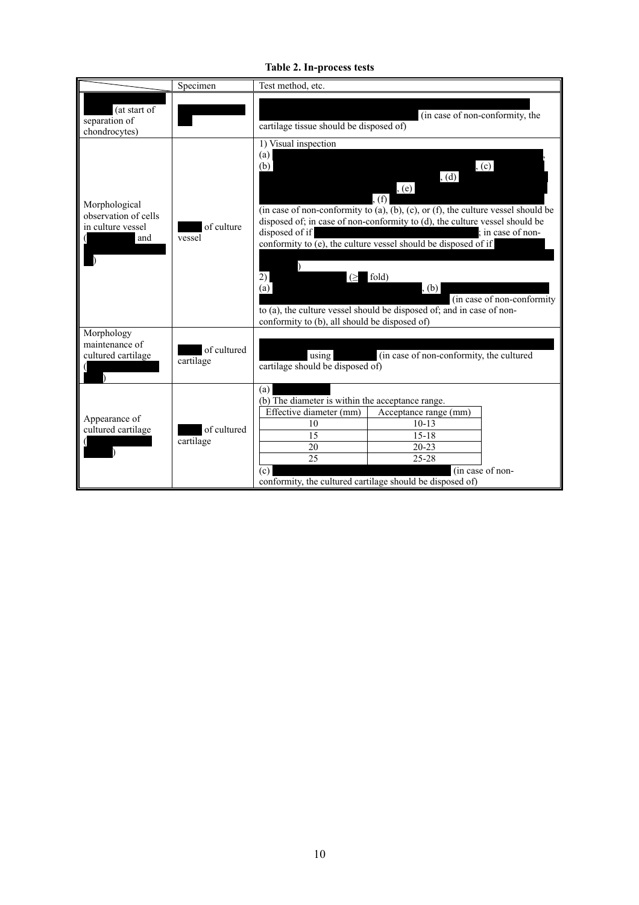**Table 2. In-process tests**

| | Specimen | Test method, etc. |
|---|---|---|
| (at start of separation of chondrocytes) | | (in case of non-conformity, the cartilage tissue should be disposed of) |
| Morphological observation of cells in culture vessel ( and ) | of culture vessel | 1) Visual inspection<br>(a) ;<br>(b) , (c) , (d) , (e) , (f)<br>(in case of non-conformity to (a), (b), (c), or (f), the culture vessel should be disposed of; in case of non-conformity to (d), the culture vessel should be disposed of if ; in case of non-conformity to (e), the culture vessel should be disposed of if )<br>2) (≥ fold)<br>(a) , (b) (in case of non-conformity to (a), the culture vessel should be disposed of; and in case of non-conformity to (b), all should be disposed of) |
| Morphology maintenance of cultured cartilage ( ) | of cultured cartilage | using (in case of non-conformity, the cultured cartilage should be disposed of) |
| Appearance of cultured cartilage ( ) | of cultured cartilage | (a)<br>(b) The diameter is within the acceptance range.<br>Effective diameter (mm): 10 — Acceptance range (mm): 10-13<br>Effective diameter (mm): 15 — Acceptance range (mm): 15-18<br>Effective diameter (mm): 20 — Acceptance range (mm): 20-23<br>Effective diameter (mm): 25 — Acceptance range (mm): 25-28<br>(c) (in case of non-conformity, the cultured cartilage should be disposed of) |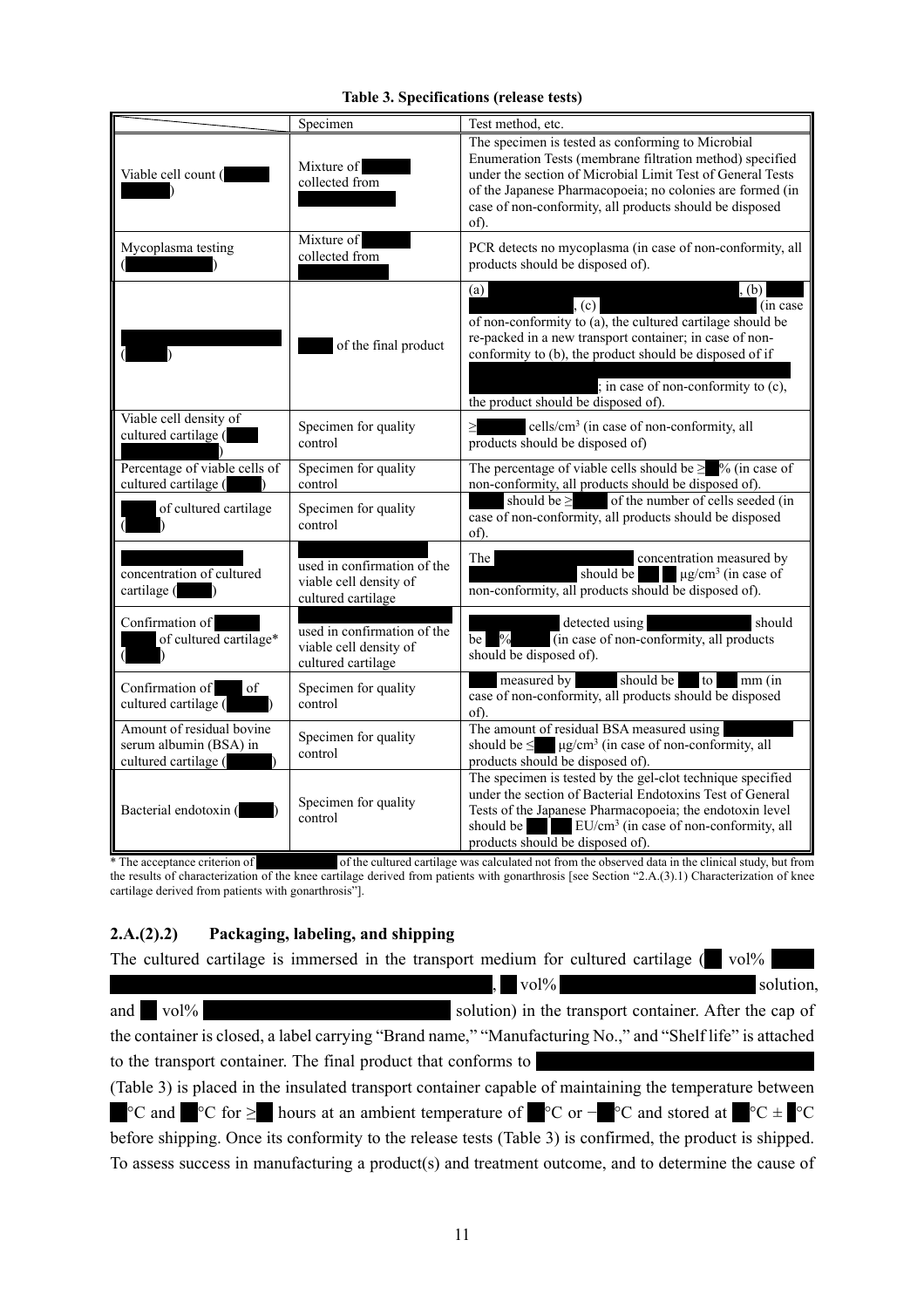**Table 3. Specifications (release tests)**

| | Specimen | Test method, etc. |
|---|---|---|
| Viable cell count ( ) | Mixture of collected from | The specimen is tested as conforming to Microbial Enumeration Tests (membrane filtration method) specified under the section of Microbial Limit Test of General Tests of the Japanese Pharmacopoeia; no colonies are formed (in case of non-conformity, all products should be disposed of). |
| Mycoplasma testing ( ) | Mixture of collected from | PCR detects no mycoplasma (in case of non-conformity, all products should be disposed of). |
| ( ) | of the final product | (a) , (b) , (c) (in case of non-conformity to (a), the cultured cartilage should be re-packed in a new transport container; in case of non-conformity to (b), the product should be disposed of if ; in case of non-conformity to (c), the product should be disposed of). |
| Viable cell density of cultured cartilage ( ) | Specimen for quality control | ≥ cells/cm³ (in case of non-conformity, all products should be disposed of) |
| Percentage of viable cells of cultured cartilage ( ) | Specimen for quality control | The percentage of viable cells should be ≥ % (in case of non-conformity, all products should be disposed of). |
| of cultured cartilage ( ) | Specimen for quality control | should be ≥ of the number of cells seeded (in case of non-conformity, all products should be disposed of). |
| concentration of cultured cartilage ( ) | used in confirmation of the viable cell density of cultured cartilage | The concentration measured by should be μg/cm³ (in case of non-conformity, all products should be disposed of). |
| Confirmation of of cultured cartilage* ( ) | used in confirmation of the viable cell density of cultured cartilage | detected using should be % (in case of non-conformity, all products should be disposed of). |
| Confirmation of of cultured cartilage ( ) | Specimen for quality control | measured by should be to mm (in case of non-conformity, all products should be disposed of). |
| Amount of residual bovine serum albumin (BSA) in cultured cartilage ( ) | Specimen for quality control | The amount of residual BSA measured using should be ≤ μg/cm³ (in case of non-conformity, all products should be disposed of). |
| Bacterial endotoxin ( ) | Specimen for quality control | The specimen is tested by the gel-clot technique specified under the section of Bacterial Endotoxins Test of General Tests of the Japanese Pharmacopoeia; the endotoxin level should be EU/cm³ (in case of non-conformity, all products should be disposed of). |

* The acceptance criterion of of the cultured cartilage was calculated not from the observed data in the clinical study, but from the results of characterization of the knee cartilage derived from patients with gonarthrosis [see Section "2.A.(3).1) Characterization of knee cartilage derived from patients with gonarthrosis"].

### 2.A.(2).2) Packaging, labeling, and shipping

The cultured cartilage is immersed in the transport medium for cultured cartilage ( vol% , vol% solution, and vol% solution) in the transport container. After the cap of the container is closed, a label carrying "Brand name," "Manufacturing No.," and "Shelf life" is attached to the transport container. The final product that conforms to (Table 3) is placed in the insulated transport container capable of maintaining the temperature between °C and °C for ≥ hours at an ambient temperature of °C or − °C and stored at °C ± °C before shipping. Once its conformity to the release tests (Table 3) is confirmed, the product is shipped. To assess success in manufacturing a product(s) and treatment outcome, and to determine the cause of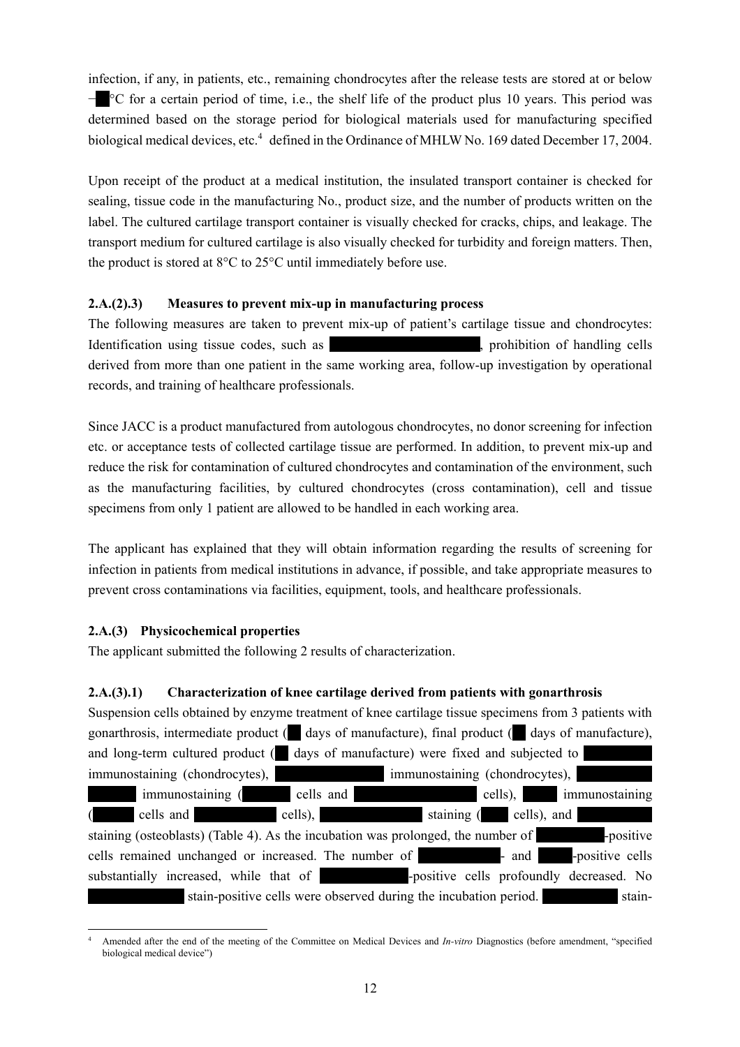infection, if any, in patients, etc., remaining chondrocytes after the release tests are stored at or below −██°C for a certain period of time, i.e., the shelf life of the product plus 10 years. This period was determined based on the storage period for biological materials used for manufacturing specified biological medical devices, etc.[4] defined in the Ordinance of MHLW No. 169 dated December 17, 2004.

Upon receipt of the product at a medical institution, the insulated transport container is checked for sealing, tissue code in the manufacturing No., product size, and the number of products written on the label. The cultured cartilage transport container is visually checked for cracks, chips, and leakage. The transport medium for cultured cartilage is also visually checked for turbidity and foreign matters. Then, the product is stored at 8°C to 25°C until immediately before use.

#### 2.A.(2).3) Measures to prevent mix-up in manufacturing process

The following measures are taken to prevent mix-up of patient's cartilage tissue and chondrocytes: Identification using tissue codes, such as ██████████, prohibition of handling cells derived from more than one patient in the same working area, follow-up investigation by operational records, and training of healthcare professionals.

Since JACC is a product manufactured from autologous chondrocytes, no donor screening for infection etc. or acceptance tests of collected cartilage tissue are performed. In addition, to prevent mix-up and reduce the risk for contamination of cultured chondrocytes and contamination of the environment, such as the manufacturing facilities, by cultured chondrocytes (cross contamination), cell and tissue specimens from only 1 patient are allowed to be handled in each working area.

The applicant has explained that they will obtain information regarding the results of screening for infection in patients from medical institutions in advance, if possible, and take appropriate measures to prevent cross contaminations via facilities, equipment, tools, and healthcare professionals.

### 2.A.(3) Physicochemical properties

The applicant submitted the following 2 results of characterization.

#### 2.A.(3).1) Characterization of knee cartilage derived from patients with gonarthrosis

Suspension cells obtained by enzyme treatment of knee cartilage tissue specimens from 3 patients with gonarthrosis, intermediate product (██ days of manufacture), final product (██ days of manufacture), and long-term cultured product (██ days of manufacture) were fixed and subjected to ██████ immunostaining (chondrocytes), ██████████ immunostaining (chondrocytes), ██████████ immunostaining (████ cells and ██████████ cells), ████ immunostaining (████ cells and ██████ cells), ████████ staining (████ cells), and ██████ staining (osteoblasts) (Table 4). As the incubation was prolonged, the number of ██████-positive cells remained unchanged or increased. The number of ██████- and ████-positive cells substantially increased, while that of ██████████-positive cells profoundly decreased. No ████████ stain-positive cells were observed during the incubation period. ██████ stain-

---

[4] Amended after the end of the meeting of the Committee on Medical Devices and *In-vitro* Diagnostics (before amendment, "specified biological medical device")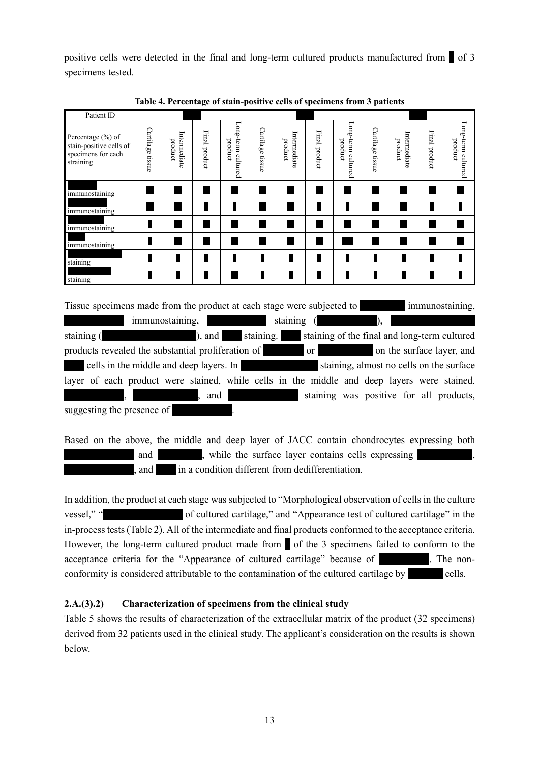positive cells were detected in the final and long-term cultured products manufactured from █ of 3 specimens tested.

**Table 4. Percentage of stain-positive cells of specimens from 3 patients**

| Patient ID | █ | | | | █ | | | | █ | | | |
|---|---|---|---|---|---|---|---|---|---|---|---|---|
| Percentage (%) of stain-positive cells of specimens for each straining | Cartilage tissue | Intermediate product | Final product | Long-term cultured product | Cartilage tissue | Intermediate product | Final product | Long-term cultured product | Cartilage tissue | Intermediate product | Final product | Long-term cultured product |
| █ immunostaining | █ | █ | █ | █ | █ | █ | █ | █ | █ | █ | █ | █ |
| █ immunostaining | █ | █ | █ | █ | █ | █ | █ | █ | █ | █ | █ | █ |
| █ immunostaining | █ | █ | █ | █ | █ | █ | █ | █ | █ | █ | █ | █ |
| █ immunostaining | █ | █ | █ | █ | █ | █ | █ | █ | █ | █ | █ | █ |
| █ staining | █ | █ | █ | █ | █ | █ | █ | █ | █ | █ | █ | █ |
| █ staining | █ | █ | █ | █ | █ | █ | █ | █ | █ | █ | █ | █ |

Tissue specimens made from the product at each stage were subjected to █ immunostaining, █ immunostaining, █ staining (█), █ staining (█), and █ staining. █ staining of the final and long-term cultured products revealed the substantial proliferation of █ or █ on the surface layer, and █ cells in the middle and deep layers. In █ staining, almost no cells on the surface layer of each product were stained, while cells in the middle and deep layers were stained. █, █, and █ staining was positive for all products, suggesting the presence of █.

Based on the above, the middle and deep layer of JACC contain chondrocytes expressing both █ and █, while the surface layer contains cells expressing █, █, and █ in a condition different from dedifferentiation.

In addition, the product at each stage was subjected to "Morphological observation of cells in the culture vessel," "█ of cultured cartilage," and "Appearance test of cultured cartilage" in the in-process tests (Table 2). All of the intermediate and final products conformed to the acceptance criteria. However, the long-term cultured product made from █ of the 3 specimens failed to conform to the acceptance criteria for the "Appearance of cultured cartilage" because of █. The non-conformity is considered attributable to the contamination of the cultured cartilage by █ cells.

### 2.A.(3).2) Characterization of specimens from the clinical study

Table 5 shows the results of characterization of the extracellular matrix of the product (32 specimens) derived from 32 patients used in the clinical study. The applicant's consideration on the results is shown below.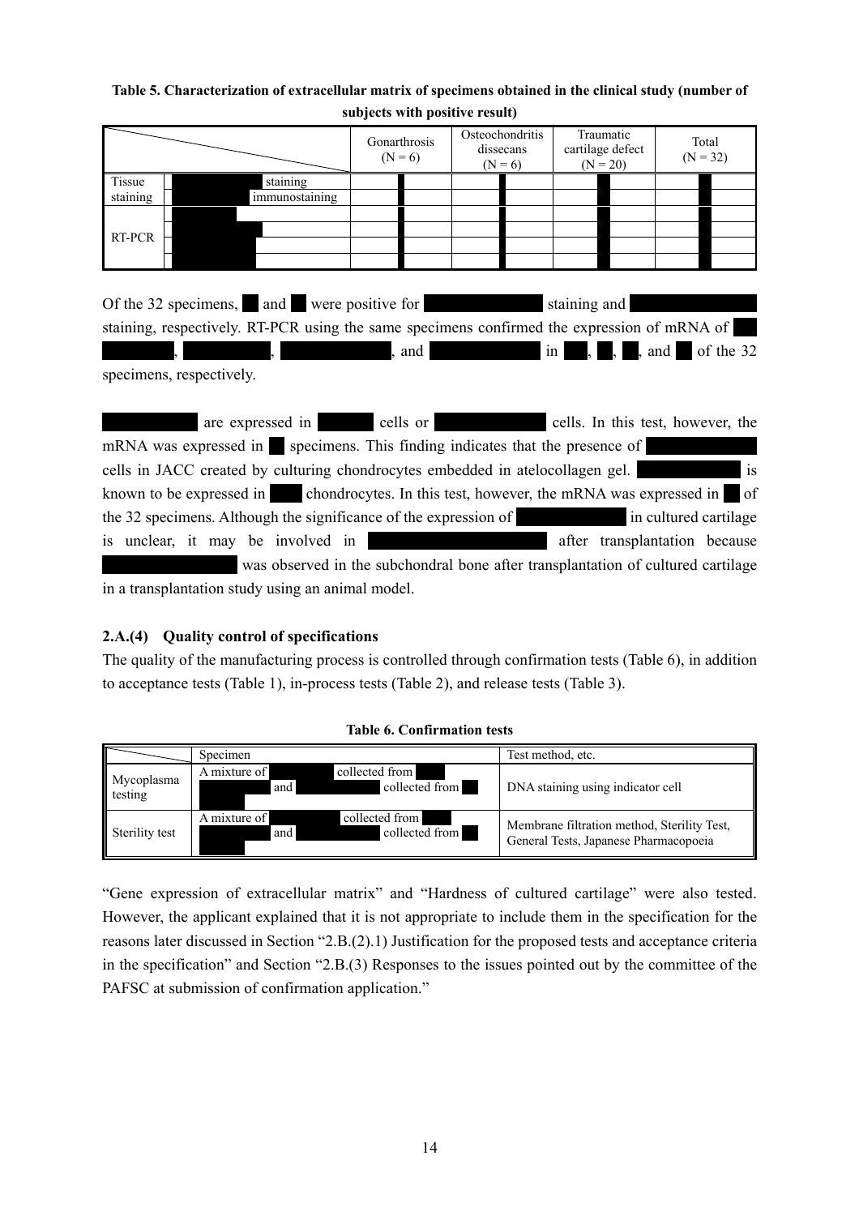**Table 5. Characterization of extracellular matrix of specimens obtained in the clinical study (number of subjects with positive result)**

| | | Gonarthrosis (N = 6) | | Osteochondritis dissecans (N = 6) | | Traumatic cartilage defect (N = 20) | | Total (N = 32) | |
|---|---|---|---|---|---|---|---|---|---|
| Tissue staining | staining | | | | | | | | |
| | immunostaining | | | | | | | | |
| RT-PCR | | | | | | | | | |
| | | | | | | | | | |
| | | | | | | | | | |
| | | | | | | | | | |

Of the 32 specimens, and were positive for staining and staining, respectively. RT-PCR using the same specimens confirmed the expression of mRNA of , , , and in , , , and of the 32 specimens, respectively.

are expressed in cells or cells. In this test, however, the mRNA was expressed in specimens. This finding indicates that the presence of cells in JACC created by culturing chondrocytes embedded in atelocollagen gel. is known to be expressed in chondrocytes. In this test, however, the mRNA was expressed in of the 32 specimens. Although the significance of the expression of in cultured cartilage is unclear, it may be involved in after transplantation because was observed in the subchondral bone after transplantation of cultured cartilage in a transplantation study using an animal model.

### 2.A.(4) Quality control of specifications

The quality of the manufacturing process is controlled through confirmation tests (Table 6), in addition to acceptance tests (Table 1), in-process tests (Table 2), and release tests (Table 3).

**Table 6. Confirmation tests**

| | Specimen | Test method, etc. |
|---|---|---|
| Mycoplasma testing | A mixture of collected from and collected from | DNA staining using indicator cell |
| Sterility test | A mixture of collected from and collected from | Membrane filtration method, Sterility Test, General Tests, Japanese Pharmacopoeia |

"Gene expression of extracellular matrix" and "Hardness of cultured cartilage" were also tested. However, the applicant explained that it is not appropriate to include them in the specification for the reasons later discussed in Section "2.B.(2).1) Justification for the proposed tests and acceptance criteria in the specification" and Section "2.B.(3) Responses to the issues pointed out by the committee of the PAFSC at submission of confirmation application."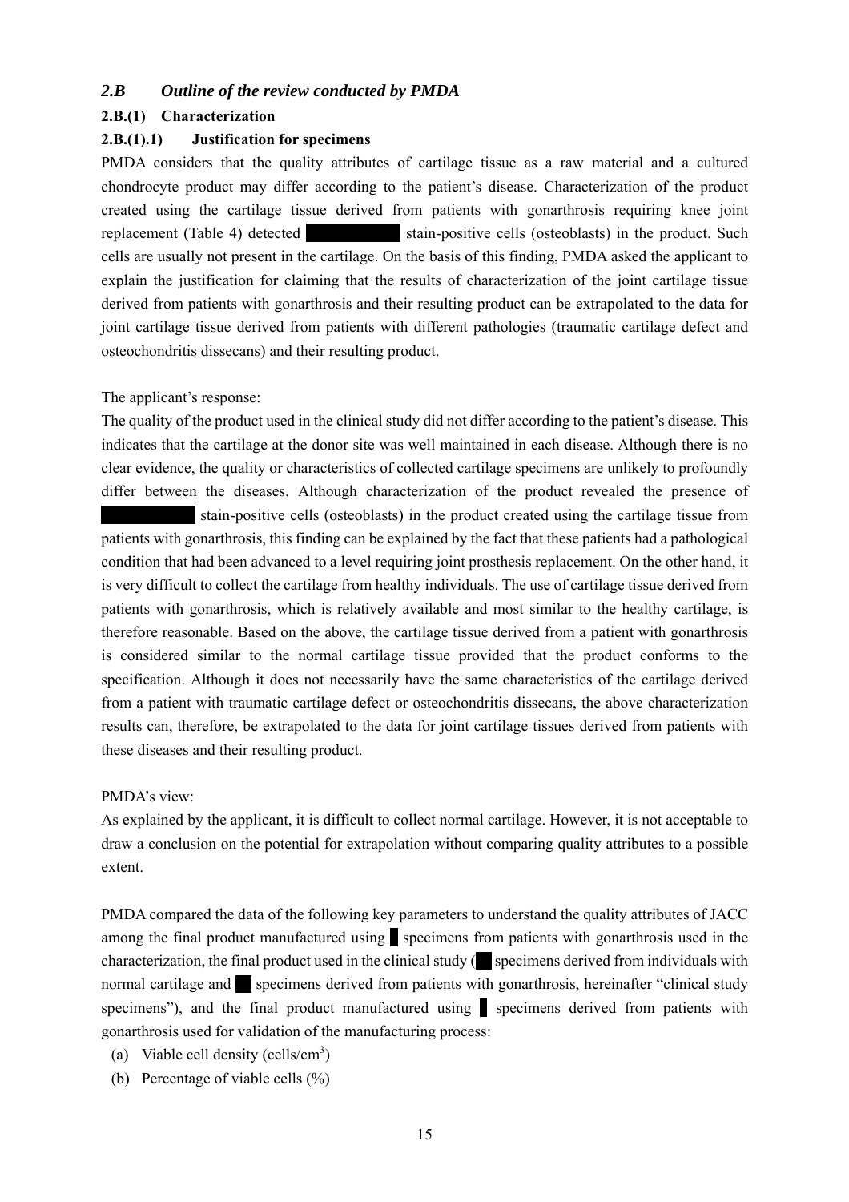## *2.B Outline of the review conducted by PMDA*

### 2.B.(1) Characterization

#### 2.B.(1).1) Justification for specimens

PMDA considers that the quality attributes of cartilage tissue as a raw material and a cultured chondrocyte product may differ according to the patient's disease. Characterization of the product created using the cartilage tissue derived from patients with gonarthrosis requiring knee joint replacement (Table 4) detected ██████████ stain-positive cells (osteoblasts) in the product. Such cells are usually not present in the cartilage. On the basis of this finding, PMDA asked the applicant to explain the justification for claiming that the results of characterization of the joint cartilage tissue derived from patients with gonarthrosis and their resulting product can be extrapolated to the data for joint cartilage tissue derived from patients with different pathologies (traumatic cartilage defect and osteochondritis dissecans) and their resulting product.

The applicant's response:

The quality of the product used in the clinical study did not differ according to the patient's disease. This indicates that the cartilage at the donor site was well maintained in each disease. Although there is no clear evidence, the quality or characteristics of collected cartilage specimens are unlikely to profoundly differ between the diseases. Although characterization of the product revealed the presence of ██████████ stain-positive cells (osteoblasts) in the product created using the cartilage tissue from patients with gonarthrosis, this finding can be explained by the fact that these patients had a pathological condition that had been advanced to a level requiring joint prosthesis replacement. On the other hand, it is very difficult to collect the cartilage from healthy individuals. The use of cartilage tissue derived from patients with gonarthrosis, which is relatively available and most similar to the healthy cartilage, is therefore reasonable. Based on the above, the cartilage tissue derived from a patient with gonarthrosis is considered similar to the normal cartilage tissue provided that the product conforms to the specification. Although it does not necessarily have the same characteristics of the cartilage derived from a patient with traumatic cartilage defect or osteochondritis dissecans, the above characterization results can, therefore, be extrapolated to the data for joint cartilage tissues derived from patients with these diseases and their resulting product.

PMDA's view:

As explained by the applicant, it is difficult to collect normal cartilage. However, it is not acceptable to draw a conclusion on the potential for extrapolation without comparing quality attributes to a possible extent.

PMDA compared the data of the following key parameters to understand the quality attributes of JACC among the final product manufactured using █ specimens from patients with gonarthrosis used in the characterization, the final product used in the clinical study (██ specimens derived from individuals with normal cartilage and ██ specimens derived from patients with gonarthrosis, hereinafter "clinical study specimens"), and the final product manufactured using █ specimens derived from patients with gonarthrosis used for validation of the manufacturing process:

(a) Viable cell density (cells/$cm^3$)

(b) Percentage of viable cells (%)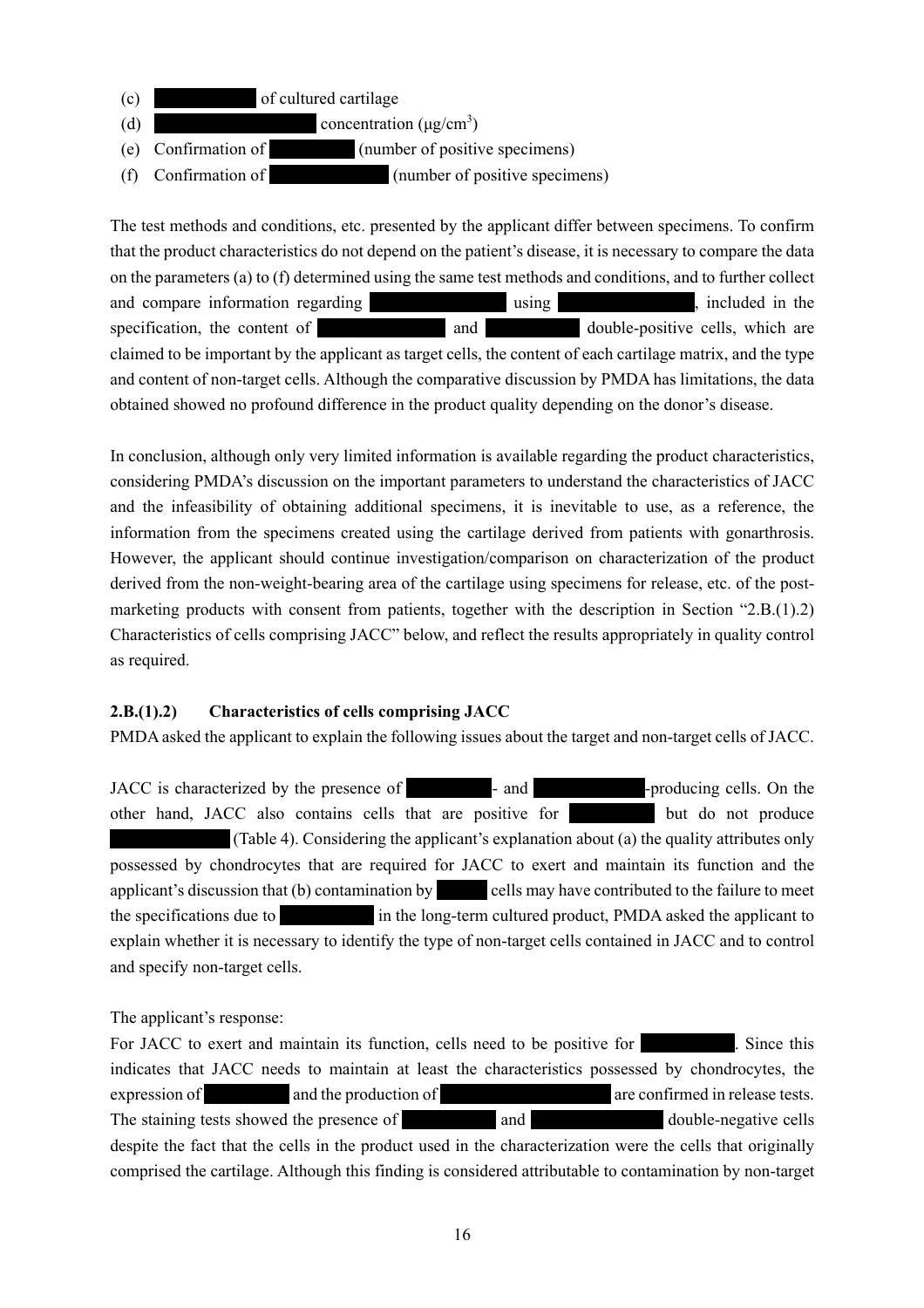(c) ██████ of cultured cartilage

(d) ██████████ concentration (μg/cm$^3$)

(e) Confirmation of █████ (number of positive specimens)

(f) Confirmation of ███████ (number of positive specimens)

The test methods and conditions, etc. presented by the applicant differ between specimens. To confirm that the product characteristics do not depend on the patient's disease, it is necessary to compare the data on the parameters (a) to (f) determined using the same test methods and conditions, and to further collect and compare information regarding ████████ using ████████, included in the specification, the content of ███████ and █████ double-positive cells, which are claimed to be important by the applicant as target cells, the content of each cartilage matrix, and the type and content of non-target cells. Although the comparative discussion by PMDA has limitations, the data obtained showed no profound difference in the product quality depending on the donor's disease.

In conclusion, although only very limited information is available regarding the product characteristics, considering PMDA's discussion on the important parameters to understand the characteristics of JACC and the infeasibility of obtaining additional specimens, it is inevitable to use, as a reference, the information from the specimens created using the cartilage derived from patients with gonarthrosis. However, the applicant should continue investigation/comparison on characterization of the product derived from the non-weight-bearing area of the cartilage using specimens for release, etc. of the post-marketing products with consent from patients, together with the description in Section "2.B.(1).2) Characteristics of cells comprising JACC" below, and reflect the results appropriately in quality control as required.

### 2.B.(1).2) Characteristics of cells comprising JACC

PMDA asked the applicant to explain the following issues about the target and non-target cells of JACC.

JACC is characterized by the presence of █████- and ██████-producing cells. On the other hand, JACC also contains cells that are positive for █████ but do not produce ██████ (Table 4). Considering the applicant's explanation about (a) the quality attributes only possessed by chondrocytes that are required for JACC to exert and maintain its function and the applicant's discussion that (b) contamination by ███ cells may have contributed to the failure to meet the specifications due to █████ in the long-term cultured product, PMDA asked the applicant to explain whether it is necessary to identify the type of non-target cells contained in JACC and to control and specify non-target cells.

The applicant's response:

For JACC to exert and maintain its function, cells need to be positive for █████. Since this indicates that JACC needs to maintain at least the characteristics possessed by chondrocytes, the expression of █████ and the production of ██████████ are confirmed in release tests. The staining tests showed the presence of █████ and ███████ double-negative cells despite the fact that the cells in the product used in the characterization were the cells that originally comprised the cartilage. Although this finding is considered attributable to contamination by non-target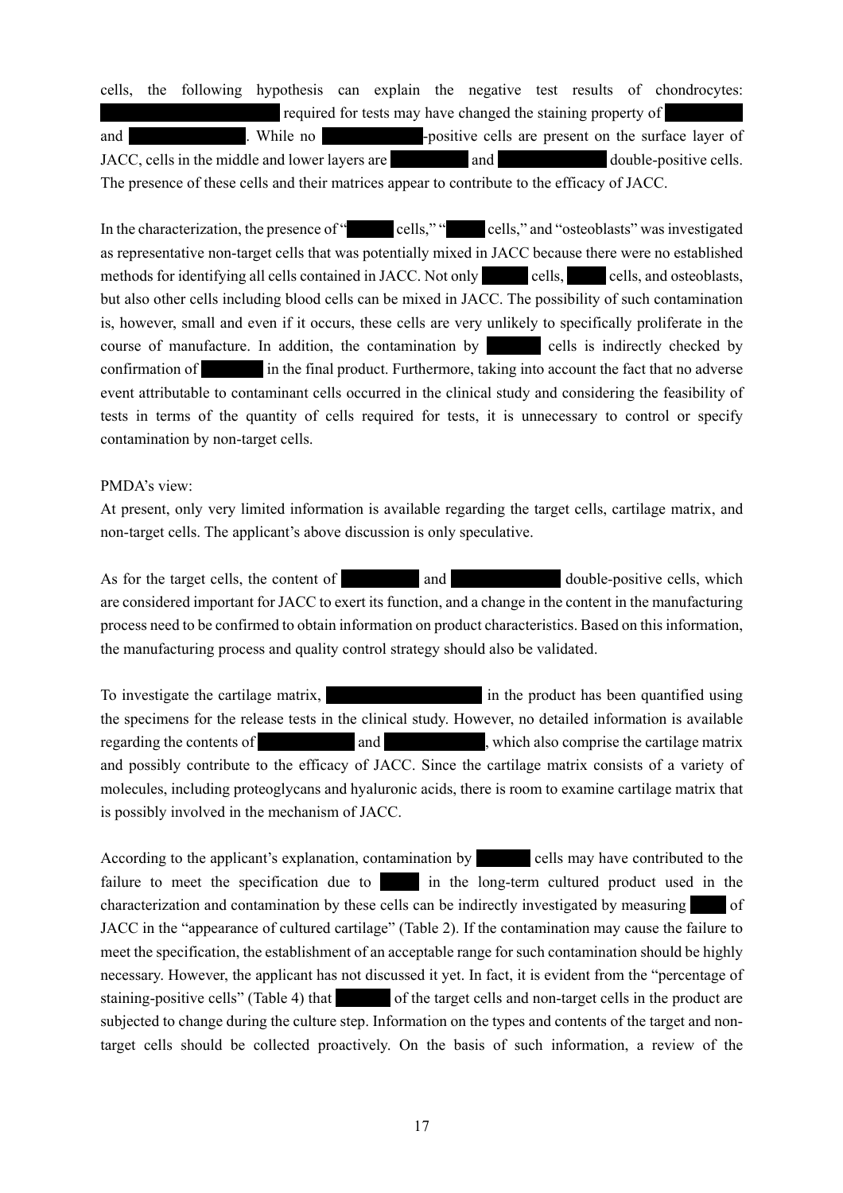cells, the following hypothesis can explain the negative test results of chondrocytes: ██████████████ required for tests may have changed the staining property of ██████ and ████████. While no ████████-positive cells are present on the surface layer of JACC, cells in the middle and lower layers are ██████ and ████████ double-positive cells. The presence of these cells and their matrices appear to contribute to the efficacy of JACC.

In the characterization, the presence of "████ cells," "███ cells," and "osteoblasts" was investigated as representative non-target cells that was potentially mixed in JACC because there were no established methods for identifying all cells contained in JACC. Not only ████ cells, ███ cells, and osteoblasts, but also other cells including blood cells can be mixed in JACC. The possibility of such contamination is, however, small and even if it occurs, these cells are very unlikely to specifically proliferate in the course of manufacture. In addition, the contamination by ████ cells is indirectly checked by confirmation of ████ in the final product. Furthermore, taking into account the fact that no adverse event attributable to contaminant cells occurred in the clinical study and considering the feasibility of tests in terms of the quantity of cells required for tests, it is unnecessary to control or specify contamination by non-target cells.

PMDA's view:
At present, only very limited information is available regarding the target cells, cartilage matrix, and non-target cells. The applicant's above discussion is only speculative.

As for the target cells, the content of ██████ and ████████ double-positive cells, which are considered important for JACC to exert its function, and a change in the content in the manufacturing process need to be confirmed to obtain information on product characteristics. Based on this information, the manufacturing process and quality control strategy should also be validated.

To investigate the cartilage matrix, ████████████ in the product has been quantified using the specimens for the release tests in the clinical study. However, no detailed information is available regarding the contents of ███████ and ███████, which also comprise the cartilage matrix and possibly contribute to the efficacy of JACC. Since the cartilage matrix consists of a variety of molecules, including proteoglycans and hyaluronic acids, there is room to examine cartilage matrix that is possibly involved in the mechanism of JACC.

According to the applicant's explanation, contamination by ████ cells may have contributed to the failure to meet the specification due to ███ in the long-term cultured product used in the characterization and contamination by these cells can be indirectly investigated by measuring ██ of JACC in the "appearance of cultured cartilage" (Table 2). If the contamination may cause the failure to meet the specification, the establishment of an acceptable range for such contamination should be highly necessary. However, the applicant has not discussed it yet. In fact, it is evident from the "percentage of staining-positive cells" (Table 4) that ████ of the target cells and non-target cells in the product are subjected to change during the culture step. Information on the types and contents of the target and non-target cells should be collected proactively. On the basis of such information, a review of the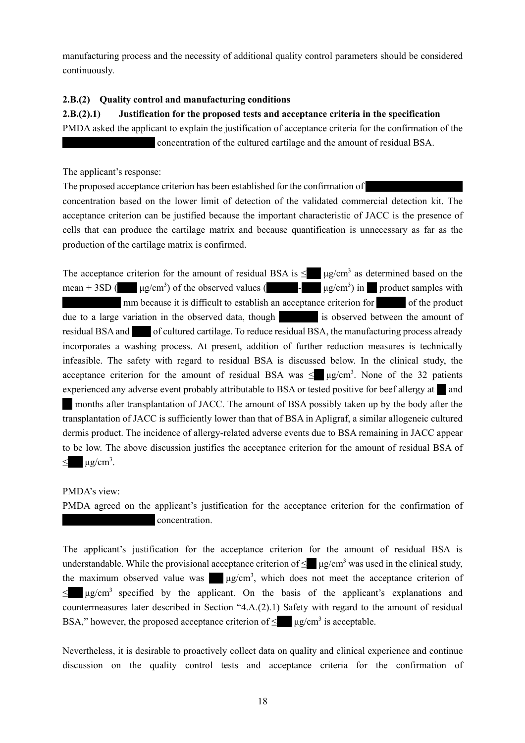manufacturing process and the necessity of additional quality control parameters should be considered continuously.

### 2.B.(2) Quality control and manufacturing conditions

#### 2.B.(2).1) Justification for the proposed tests and acceptance criteria in the specification

PMDA asked the applicant to explain the justification of acceptance criteria for the confirmation of the concentration of the cultured cartilage and the amount of residual BSA.

The applicant's response:

The proposed acceptance criterion has been established for the confirmation of concentration based on the lower limit of detection of the validated commercial detection kit. The acceptance criterion can be justified because the important characteristic of JACC is the presence of cells that can produce the cartilage matrix and because quantification is unnecessary as far as the production of the cartilage matrix is confirmed.

The acceptance criterion for the amount of residual BSA is ≤ μg/cm$^3$ as determined based on the mean + 3SD ( μg/cm$^3$) of the observed values ( - μg/cm$^3$) in product samples with mm because it is difficult to establish an acceptance criterion for of the product due to a large variation in the observed data, though is observed between the amount of residual BSA and of cultured cartilage. To reduce residual BSA, the manufacturing process already incorporates a washing process. At present, addition of further reduction measures is technically infeasible. The safety with regard to residual BSA is discussed below. In the clinical study, the acceptance criterion for the amount of residual BSA was ≤ μg/cm$^3$. None of the 32 patients experienced any adverse event probably attributable to BSA or tested positive for beef allergy at and months after transplantation of JACC. The amount of BSA possibly taken up by the body after the transplantation of JACC is sufficiently lower than that of BSA in Apligraf, a similar allogeneic cultured dermis product. The incidence of allergy-related adverse events due to BSA remaining in JACC appear to be low. The above discussion justifies the acceptance criterion for the amount of residual BSA of ≤ μg/cm$^3$.

PMDA's view:

PMDA agreed on the applicant's justification for the acceptance criterion for the confirmation of concentration.

The applicant's justification for the acceptance criterion for the amount of residual BSA is understandable. While the provisional acceptance criterion of ≤ μg/cm$^3$ was used in the clinical study, the maximum observed value was μg/cm$^3$, which does not meet the acceptance criterion of ≤ μg/cm$^3$ specified by the applicant. On the basis of the applicant's explanations and countermeasures later described in Section "4.A.(2).1) Safety with regard to the amount of residual BSA," however, the proposed acceptance criterion of ≤ μg/cm$^3$ is acceptable.

Nevertheless, it is desirable to proactively collect data on quality and clinical experience and continue discussion on the quality control tests and acceptance criteria for the confirmation of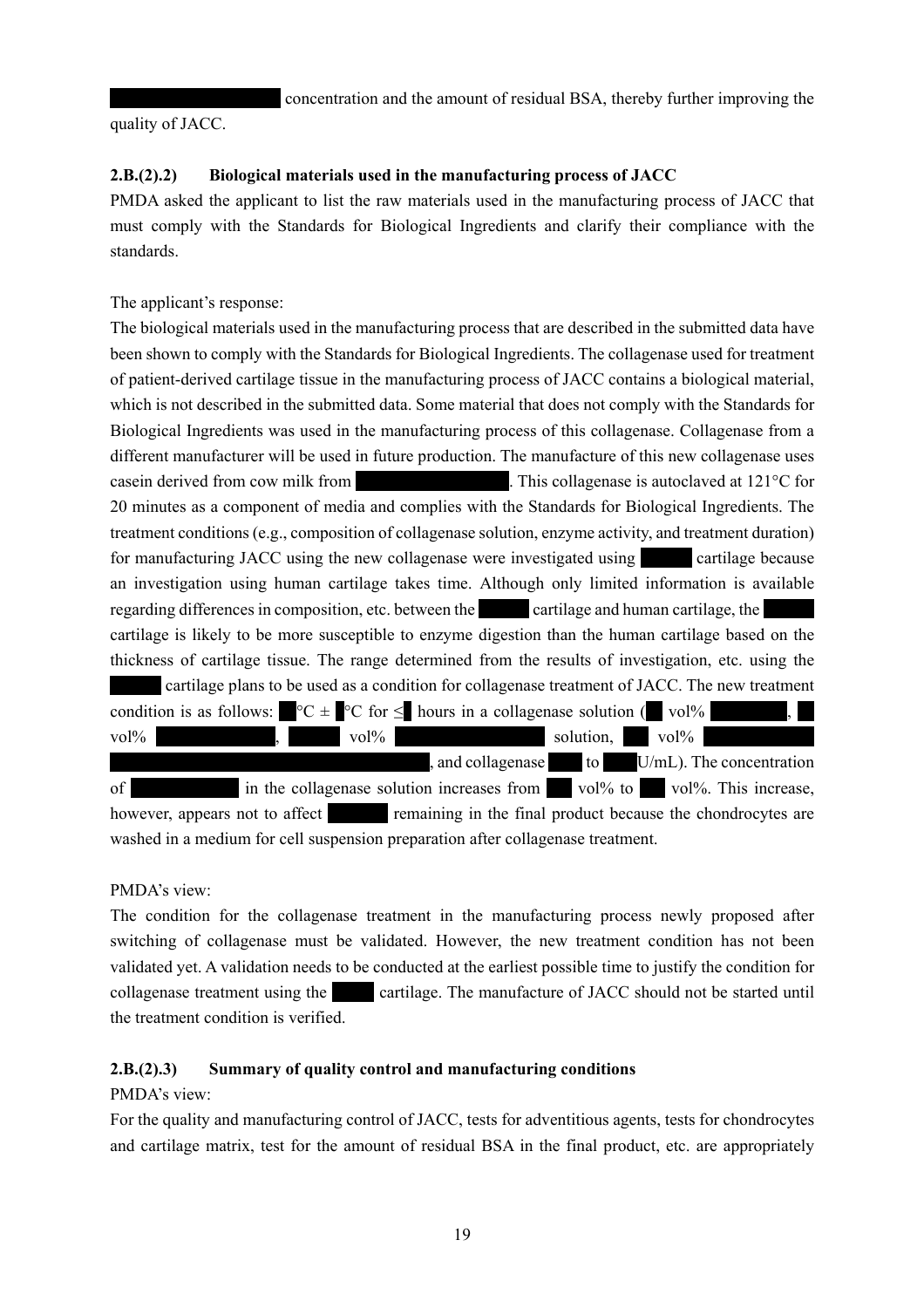concentration and the amount of residual BSA, thereby further improving the quality of JACC.

### 2.B.(2).2) Biological materials used in the manufacturing process of JACC

PMDA asked the applicant to list the raw materials used in the manufacturing process of JACC that must comply with the Standards for Biological Ingredients and clarify their compliance with the standards.

The applicant's response:

The biological materials used in the manufacturing process that are described in the submitted data have been shown to comply with the Standards for Biological Ingredients. The collagenase used for treatment of patient-derived cartilage tissue in the manufacturing process of JACC contains a biological material, which is not described in the submitted data. Some material that does not comply with the Standards for Biological Ingredients was used in the manufacturing process of this collagenase. Collagenase from a different manufacturer will be used in future production. The manufacture of this new collagenase uses casein derived from cow milk from . This collagenase is autoclaved at 121°C for 20 minutes as a component of media and complies with the Standards for Biological Ingredients. The treatment conditions (e.g., composition of collagenase solution, enzyme activity, and treatment duration) for manufacturing JACC using the new collagenase were investigated using cartilage because an investigation using human cartilage takes time. Although only limited information is available regarding differences in composition, etc. between the cartilage and human cartilage, the cartilage is likely to be more susceptible to enzyme digestion than the human cartilage based on the thickness of cartilage tissue. The range determined from the results of investigation, etc. using the cartilage plans to be used as a condition for collagenase treatment of JACC. The new treatment condition is as follows: °C ± °C for ≤ hours in a collagenase solution ( vol% , vol% , vol% solution, vol% , and collagenase to U/mL). The concentration of in the collagenase solution increases from vol% to vol%. This increase, however, appears not to affect remaining in the final product because the chondrocytes are washed in a medium for cell suspension preparation after collagenase treatment.

PMDA's view:

The condition for the collagenase treatment in the manufacturing process newly proposed after switching of collagenase must be validated. However, the new treatment condition has not been validated yet. A validation needs to be conducted at the earliest possible time to justify the condition for collagenase treatment using the cartilage. The manufacture of JACC should not be started until the treatment condition is verified.

### 2.B.(2).3) Summary of quality control and manufacturing conditions

PMDA's view:

For the quality and manufacturing control of JACC, tests for adventitious agents, tests for chondrocytes and cartilage matrix, test for the amount of residual BSA in the final product, etc. are appropriately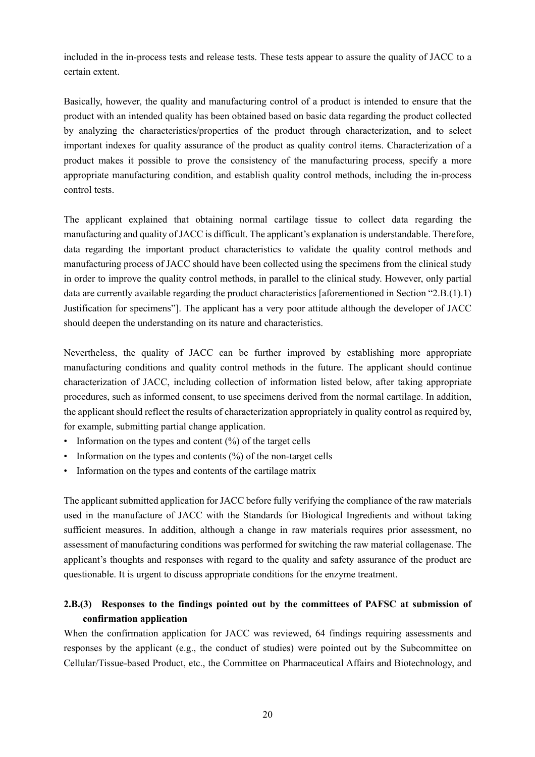included in the in-process tests and release tests. These tests appear to assure the quality of JACC to a certain extent.

Basically, however, the quality and manufacturing control of a product is intended to ensure that the product with an intended quality has been obtained based on basic data regarding the product collected by analyzing the characteristics/properties of the product through characterization, and to select important indexes for quality assurance of the product as quality control items. Characterization of a product makes it possible to prove the consistency of the manufacturing process, specify a more appropriate manufacturing condition, and establish quality control methods, including the in-process control tests.

The applicant explained that obtaining normal cartilage tissue to collect data regarding the manufacturing and quality of JACC is difficult. The applicant's explanation is understandable. Therefore, data regarding the important product characteristics to validate the quality control methods and manufacturing process of JACC should have been collected using the specimens from the clinical study in order to improve the quality control methods, in parallel to the clinical study. However, only partial data are currently available regarding the product characteristics [aforementioned in Section "2.B.(1).1) Justification for specimens"]. The applicant has a very poor attitude although the developer of JACC should deepen the understanding on its nature and characteristics.

Nevertheless, the quality of JACC can be further improved by establishing more appropriate manufacturing conditions and quality control methods in the future. The applicant should continue characterization of JACC, including collection of information listed below, after taking appropriate procedures, such as informed consent, to use specimens derived from the normal cartilage. In addition, the applicant should reflect the results of characterization appropriately in quality control as required by, for example, submitting partial change application.

- Information on the types and content (%) of the target cells
- Information on the types and contents (%) of the non-target cells
- Information on the types and contents of the cartilage matrix

The applicant submitted application for JACC before fully verifying the compliance of the raw materials used in the manufacture of JACC with the Standards for Biological Ingredients and without taking sufficient measures. In addition, although a change in raw materials requires prior assessment, no assessment of manufacturing conditions was performed for switching the raw material collagenase. The applicant's thoughts and responses with regard to the quality and safety assurance of the product are questionable. It is urgent to discuss appropriate conditions for the enzyme treatment.

### 2.B.(3) Responses to the findings pointed out by the committees of PAFSC at submission of confirmation application

When the confirmation application for JACC was reviewed, 64 findings requiring assessments and responses by the applicant (e.g., the conduct of studies) were pointed out by the Subcommittee on Cellular/Tissue-based Product, etc., the Committee on Pharmaceutical Affairs and Biotechnology, and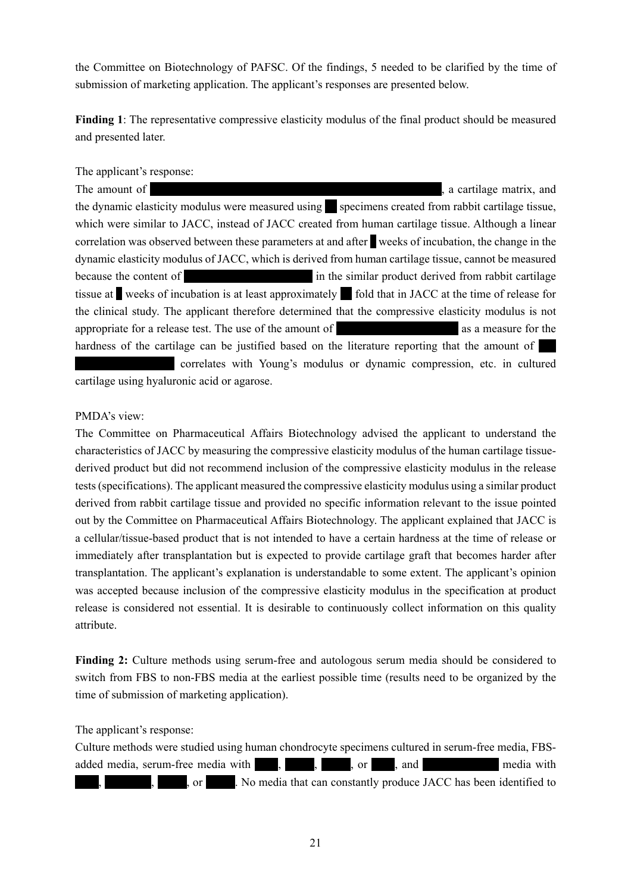the Committee on Biotechnology of PAFSC. Of the findings, 5 needed to be clarified by the time of submission of marketing application. The applicant's responses are presented below.

**Finding 1**: The representative compressive elasticity modulus of the final product should be measured and presented later.

The applicant's response:

The amount of ██████████████████████, a cartilage matrix, and the dynamic elasticity modulus were measured using ██ specimens created from rabbit cartilage tissue, which were similar to JACC, instead of JACC created from human cartilage tissue. Although a linear correlation was observed between these parameters at and after █ weeks of incubation, the change in the dynamic elasticity modulus of JACC, which is derived from human cartilage tissue, cannot be measured because the content of ██████████ in the similar product derived from rabbit cartilage tissue at █ weeks of incubation is at least approximately ██ fold that in JACC at the time of release for the clinical study. The applicant therefore determined that the compressive elasticity modulus is not appropriate for a release test. The use of the amount of ██████████ as a measure for the hardness of the cartilage can be justified based on the literature reporting that the amount of ██████████ correlates with Young's modulus or dynamic compression, etc. in cultured cartilage using hyaluronic acid or agarose.

PMDA's view:

The Committee on Pharmaceutical Affairs Biotechnology advised the applicant to understand the characteristics of JACC by measuring the compressive elasticity modulus of the human cartilage tissue-derived product but did not recommend inclusion of the compressive elasticity modulus in the release tests (specifications). The applicant measured the compressive elasticity modulus using a similar product derived from rabbit cartilage tissue and provided no specific information relevant to the issue pointed out by the Committee on Pharmaceutical Affairs Biotechnology. The applicant explained that JACC is a cellular/tissue-based product that is not intended to have a certain hardness at the time of release or immediately after transplantation but is expected to provide cartilage graft that becomes harder after transplantation. The applicant's explanation is understandable to some extent. The applicant's opinion was accepted because inclusion of the compressive elasticity modulus in the specification at product release is considered not essential. It is desirable to continuously collect information on this quality attribute.

**Finding 2:** Culture methods using serum-free and autologous serum media should be considered to switch from FBS to non-FBS media at the earliest possible time (results need to be organized by the time of submission of marketing application).

The applicant's response:

Culture methods were studied using human chondrocyte specimens cultured in serum-free media, FBS-added media, serum-free media with ███, ███, ███, or ███, and ██████ media with ███, ████, ███, or ███. No media that can constantly produce JACC has been identified to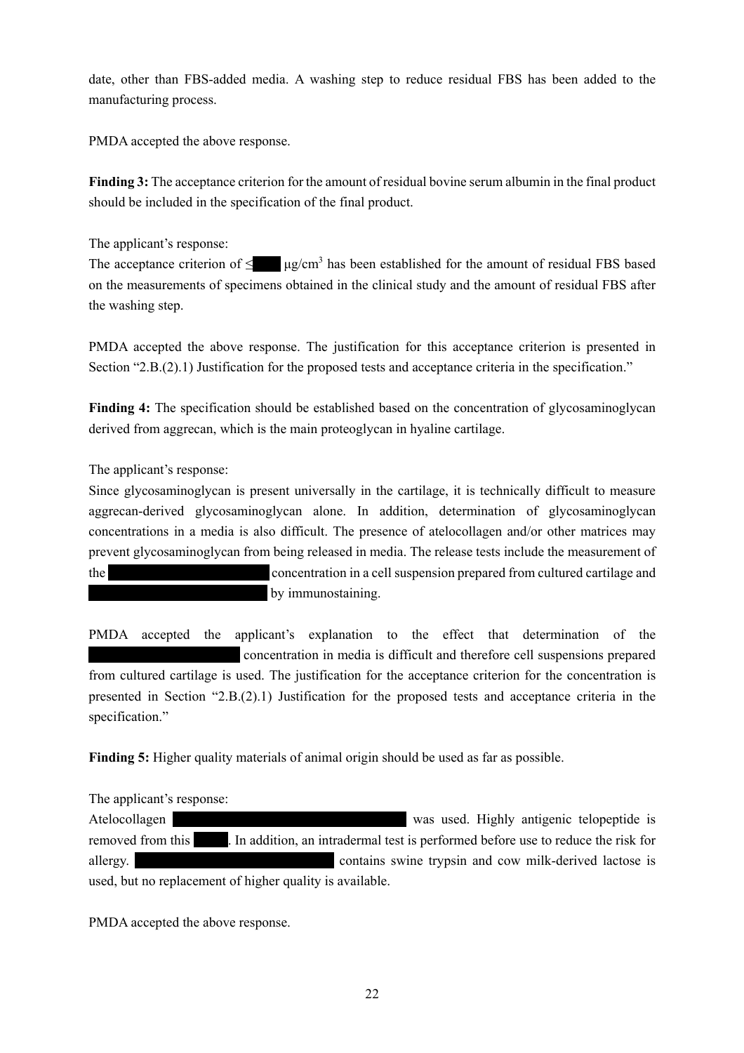date, other than FBS-added media. A washing step to reduce residual FBS has been added to the manufacturing process.

PMDA accepted the above response.

**Finding 3:** The acceptance criterion for the amount of residual bovine serum albumin in the final product should be included in the specification of the final product.

The applicant's response:
The acceptance criterion of ≤ ███ μg/cm$^3$ has been established for the amount of residual FBS based on the measurements of specimens obtained in the clinical study and the amount of residual FBS after the washing step.

PMDA accepted the above response. The justification for this acceptance criterion is presented in Section "2.B.(2).1) Justification for the proposed tests and acceptance criteria in the specification."

**Finding 4:** The specification should be established based on the concentration of glycosaminoglycan derived from aggrecan, which is the main proteoglycan in hyaline cartilage.

The applicant's response:
Since glycosaminoglycan is present universally in the cartilage, it is technically difficult to measure aggrecan-derived glycosaminoglycan alone. In addition, determination of glycosaminoglycan concentrations in a media is also difficult. The presence of atelocollagen and/or other matrices may prevent glycosaminoglycan from being released in media. The release tests include the measurement of the ███████████████ concentration in a cell suspension prepared from cultured cartilage and ███████████████ by immunostaining.

PMDA accepted the applicant's explanation to the effect that determination of the ███████████████ concentration in media is difficult and therefore cell suspensions prepared from cultured cartilage is used. The justification for the acceptance criterion for the concentration is presented in Section "2.B.(2).1) Justification for the proposed tests and acceptance criteria in the specification."

**Finding 5:** Higher quality materials of animal origin should be used as far as possible.

The applicant's response:
Atelocollagen ███████████████ was used. Highly antigenic telopeptide is removed from this ███. In addition, an intradermal test is performed before use to reduce the risk for allergy. ███████████████ contains swine trypsin and cow milk-derived lactose is used, but no replacement of higher quality is available.

PMDA accepted the above response.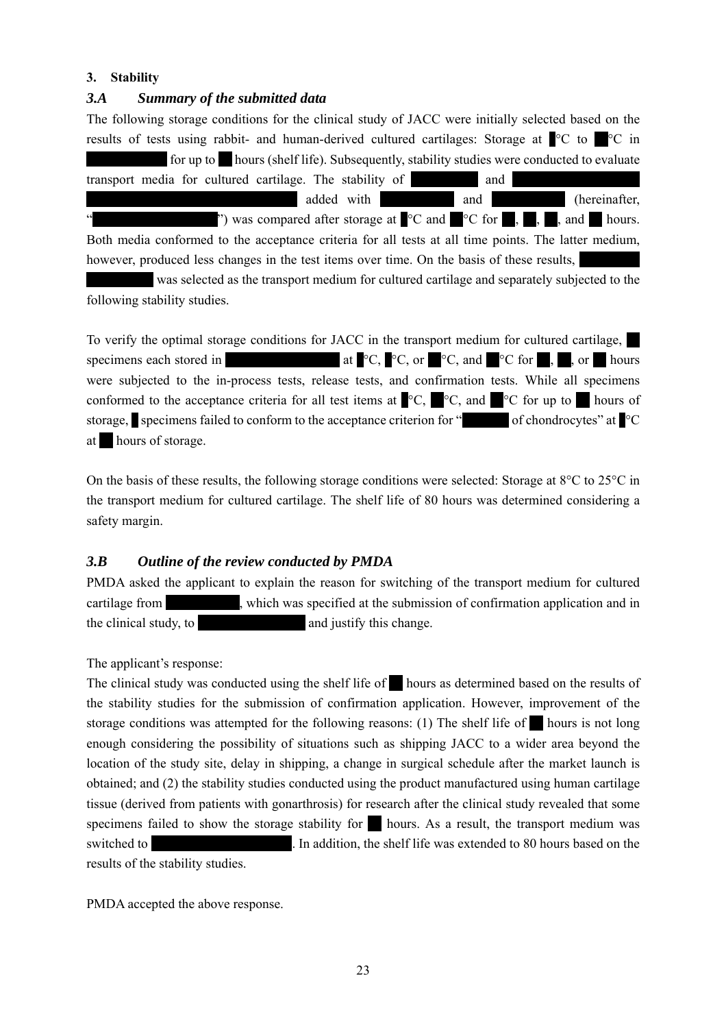## 3. Stability

### *3.A Summary of the submitted data*

The following storage conditions for the clinical study of JACC were initially selected based on the results of tests using rabbit- and human-derived cultured cartilages: Storage at ■°C to ■°C in ■ for up to ■ hours (shelf life). Subsequently, stability studies were conducted to evaluate transport media for cultured cartilage. The stability of ■ and ■ added with ■ and ■ (hereinafter, "■") was compared after storage at ■°C and ■°C for ■, ■, ■, and ■ hours. Both media conformed to the acceptance criteria for all tests at all time points. The latter medium, however, produced less changes in the test items over time. On the basis of these results, ■ was selected as the transport medium for cultured cartilage and separately subjected to the following stability studies.

To verify the optimal storage conditions for JACC in the transport medium for cultured cartilage, ■ specimens each stored in ■ at ■°C, ■°C, or ■°C, and ■°C for ■, ■, or ■ hours were subjected to the in-process tests, release tests, and confirmation tests. While all specimens conformed to the acceptance criteria for all test items at ■°C, ■°C, and ■°C for up to ■ hours of storage, ■ specimens failed to conform to the acceptance criterion for "■ of chondrocytes" at ■°C at ■ hours of storage.

On the basis of these results, the following storage conditions were selected: Storage at 8°C to 25°C in the transport medium for cultured cartilage. The shelf life of 80 hours was determined considering a safety margin.

### *3.B Outline of the review conducted by PMDA*

PMDA asked the applicant to explain the reason for switching of the transport medium for cultured cartilage from ■, which was specified at the submission of confirmation application and in the clinical study, to ■ and justify this change.

The applicant's response:

The clinical study was conducted using the shelf life of ■ hours as determined based on the results of the stability studies for the submission of confirmation application. However, improvement of the storage conditions was attempted for the following reasons: (1) The shelf life of ■ hours is not long enough considering the possibility of situations such as shipping JACC to a wider area beyond the location of the study site, delay in shipping, a change in surgical schedule after the market launch is obtained; and (2) the stability studies conducted using the product manufactured using human cartilage tissue (derived from patients with gonarthrosis) for research after the clinical study revealed that some specimens failed to show the storage stability for ■ hours. As a result, the transport medium was switched to ■. In addition, the shelf life was extended to 80 hours based on the results of the stability studies.

PMDA accepted the above response.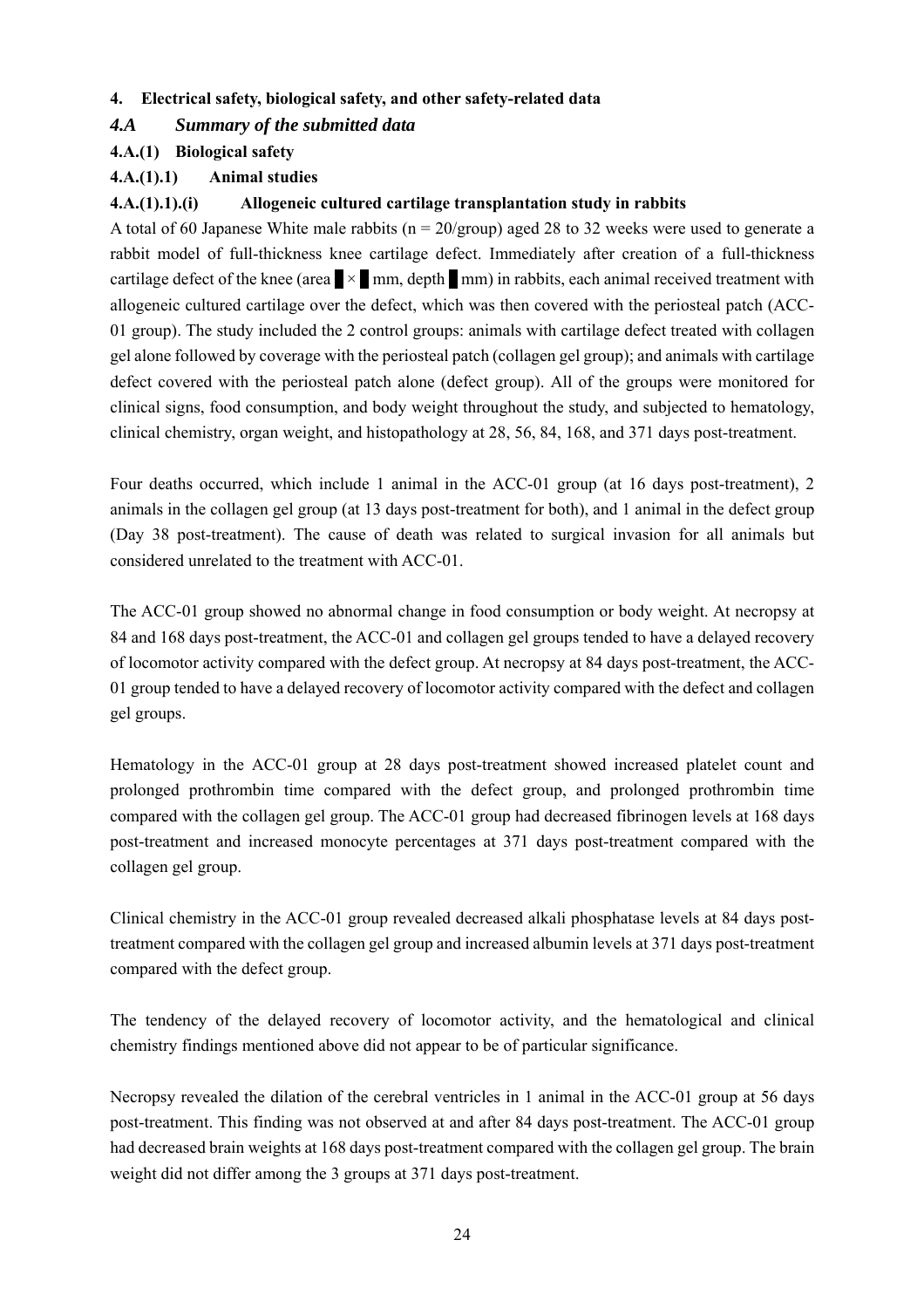## 4. Electrical safety, biological safety, and other safety-related data

### *4.A Summary of the submitted data*

#### 4.A.(1) Biological safety

##### 4.A.(1).1) Animal studies

##### 4.A.(1).1).(i) Allogeneic cultured cartilage transplantation study in rabbits

A total of 60 Japanese White male rabbits (n = 20/group) aged 28 to 32 weeks were used to generate a rabbit model of full-thickness knee cartilage defect. Immediately after creation of a full-thickness cartilage defect of the knee (area █ × █ mm, depth █ mm) in rabbits, each animal received treatment with allogeneic cultured cartilage over the defect, which was then covered with the periosteal patch (ACC-01 group). The study included the 2 control groups: animals with cartilage defect treated with collagen gel alone followed by coverage with the periosteal patch (collagen gel group); and animals with cartilage defect covered with the periosteal patch alone (defect group). All of the groups were monitored for clinical signs, food consumption, and body weight throughout the study, and subjected to hematology, clinical chemistry, organ weight, and histopathology at 28, 56, 84, 168, and 371 days post-treatment.

Four deaths occurred, which include 1 animal in the ACC-01 group (at 16 days post-treatment), 2 animals in the collagen gel group (at 13 days post-treatment for both), and 1 animal in the defect group (Day 38 post-treatment). The cause of death was related to surgical invasion for all animals but considered unrelated to the treatment with ACC-01.

The ACC-01 group showed no abnormal change in food consumption or body weight. At necropsy at 84 and 168 days post-treatment, the ACC-01 and collagen gel groups tended to have a delayed recovery of locomotor activity compared with the defect group. At necropsy at 84 days post-treatment, the ACC-01 group tended to have a delayed recovery of locomotor activity compared with the defect and collagen gel groups.

Hematology in the ACC-01 group at 28 days post-treatment showed increased platelet count and prolonged prothrombin time compared with the defect group, and prolonged prothrombin time compared with the collagen gel group. The ACC-01 group had decreased fibrinogen levels at 168 days post-treatment and increased monocyte percentages at 371 days post-treatment compared with the collagen gel group.

Clinical chemistry in the ACC-01 group revealed decreased alkali phosphatase levels at 84 days post-treatment compared with the collagen gel group and increased albumin levels at 371 days post-treatment compared with the defect group.

The tendency of the delayed recovery of locomotor activity, and the hematological and clinical chemistry findings mentioned above did not appear to be of particular significance.

Necropsy revealed the dilation of the cerebral ventricles in 1 animal in the ACC-01 group at 56 days post-treatment. This finding was not observed at and after 84 days post-treatment. The ACC-01 group had decreased brain weights at 168 days post-treatment compared with the collagen gel group. The brain weight did not differ among the 3 groups at 371 days post-treatment.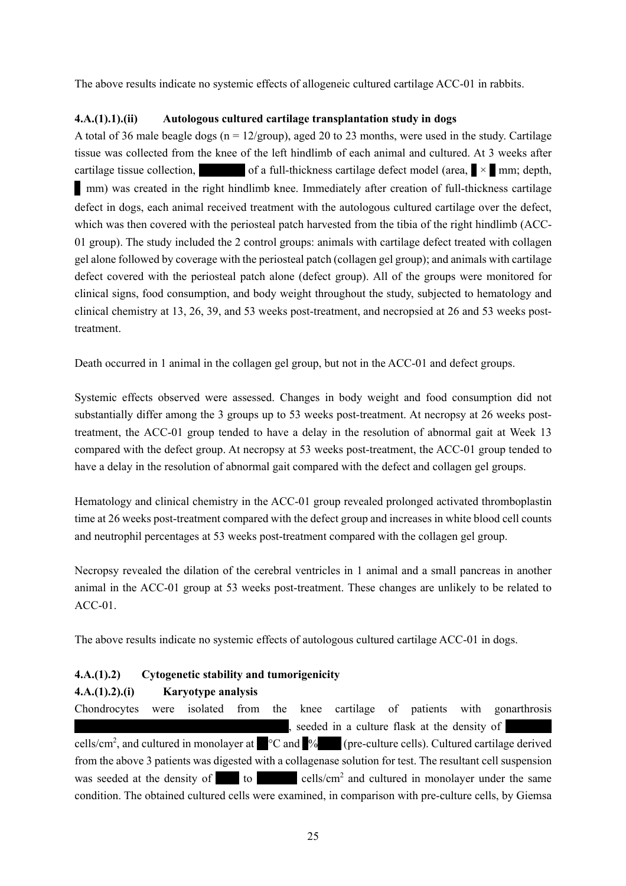The above results indicate no systemic effects of allogeneic cultured cartilage ACC-01 in rabbits.

### 4.A.(1).1).(ii) Autologous cultured cartilage transplantation study in dogs

A total of 36 male beagle dogs (n = 12/group), aged 20 to 23 months, were used in the study. Cartilage tissue was collected from the knee of the left hindlimb of each animal and cultured. At 3 weeks after cartilage tissue collection, ████ of a full-thickness cartilage defect model (area, █ × █ mm; depth, █ mm) was created in the right hindlimb knee. Immediately after creation of full-thickness cartilage defect in dogs, each animal received treatment with the autologous cultured cartilage over the defect, which was then covered with the periosteal patch harvested from the tibia of the right hindlimb (ACC-01 group). The study included the 2 control groups: animals with cartilage defect treated with collagen gel alone followed by coverage with the periosteal patch (collagen gel group); and animals with cartilage defect covered with the periosteal patch alone (defect group). All of the groups were monitored for clinical signs, food consumption, and body weight throughout the study, subjected to hematology and clinical chemistry at 13, 26, 39, and 53 weeks post-treatment, and necropsied at 26 and 53 weeks post-treatment.

Death occurred in 1 animal in the collagen gel group, but not in the ACC-01 and defect groups.

Systemic effects observed were assessed. Changes in body weight and food consumption did not substantially differ among the 3 groups up to 53 weeks post-treatment. At necropsy at 26 weeks post-treatment, the ACC-01 group tended to have a delay in the resolution of abnormal gait at Week 13 compared with the defect group. At necropsy at 53 weeks post-treatment, the ACC-01 group tended to have a delay in the resolution of abnormal gait compared with the defect and collagen gel groups.

Hematology and clinical chemistry in the ACC-01 group revealed prolonged activated thromboplastin time at 26 weeks post-treatment compared with the defect group and increases in white blood cell counts and neutrophil percentages at 53 weeks post-treatment compared with the collagen gel group.

Necropsy revealed the dilation of the cerebral ventricles in 1 animal and a small pancreas in another animal in the ACC-01 group at 53 weeks post-treatment. These changes are unlikely to be related to ACC-01.

The above results indicate no systemic effects of autologous cultured cartilage ACC-01 in dogs.

### 4.A.(1).2) Cytogenetic stability and tumorigenicity

#### 4.A.(1).2).(i) Karyotype analysis

Chondrocytes were isolated from the knee cartilage of patients with gonarthrosis ████████████████, seeded in a culture flask at the density of ████ cells/cm$^2$, and cultured in monolayer at █°C and █% ███ (pre-culture cells). Cultured cartilage derived from the above 3 patients was digested with a collagenase solution for test. The resultant cell suspension was seeded at the density of ███ to ████ cells/cm$^2$ and cultured in monolayer under the same condition. The obtained cultured cells were examined, in comparison with pre-culture cells, by Giemsa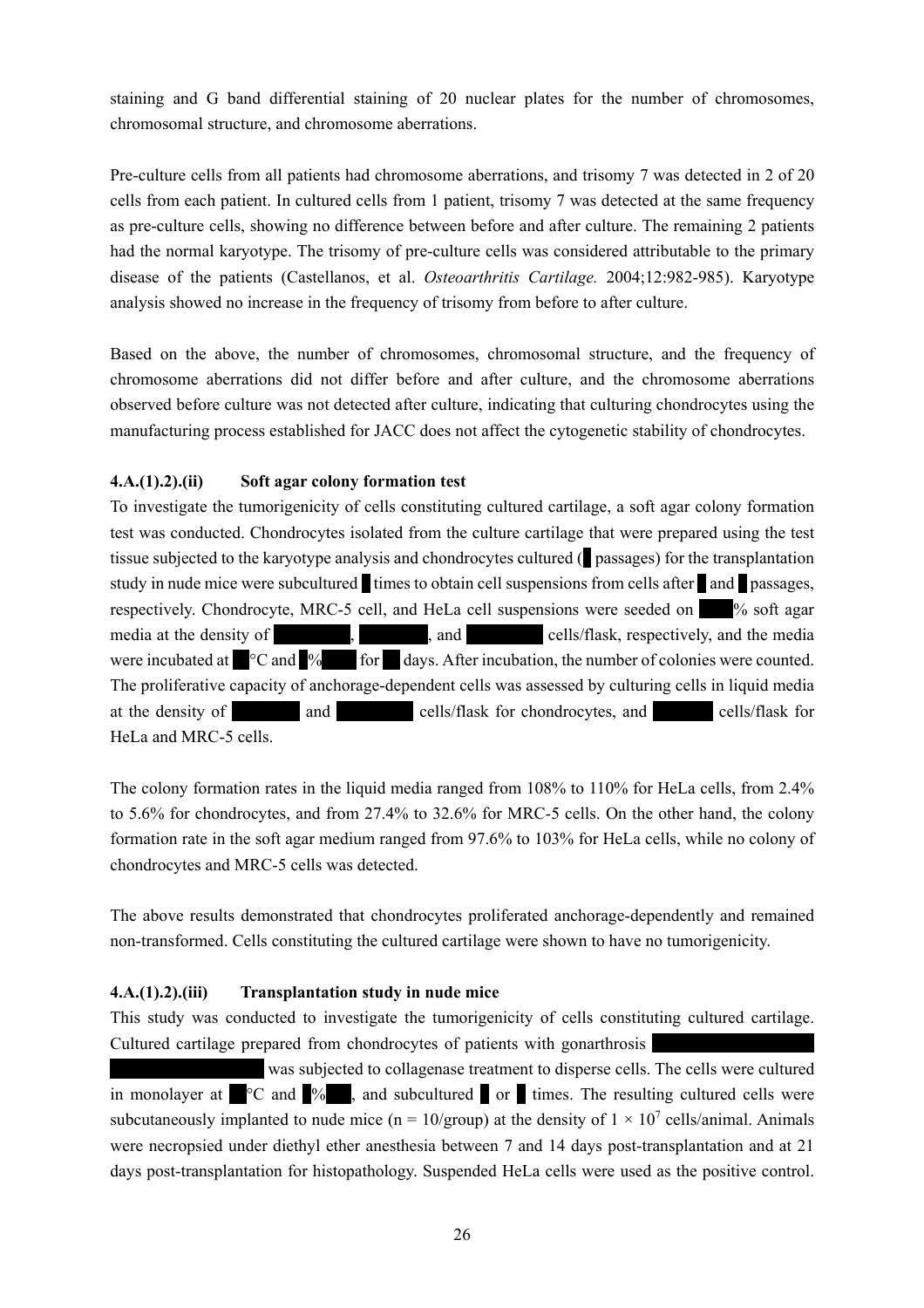staining and G band differential staining of 20 nuclear plates for the number of chromosomes, chromosomal structure, and chromosome aberrations.

Pre-culture cells from all patients had chromosome aberrations, and trisomy 7 was detected in 2 of 20 cells from each patient. In cultured cells from 1 patient, trisomy 7 was detected at the same frequency as pre-culture cells, showing no difference between before and after culture. The remaining 2 patients had the normal karyotype. The trisomy of pre-culture cells was considered attributable to the primary disease of the patients (Castellanos, et al. *Osteoarthritis Cartilage.* 2004;12:982-985). Karyotype analysis showed no increase in the frequency of trisomy from before to after culture.

Based on the above, the number of chromosomes, chromosomal structure, and the frequency of chromosome aberrations did not differ before and after culture, and the chromosome aberrations observed before culture was not detected after culture, indicating that culturing chondrocytes using the manufacturing process established for JACC does not affect the cytogenetic stability of chondrocytes.

#### 4.A.(1).2).(ii) Soft agar colony formation test

To investigate the tumorigenicity of cells constituting cultured cartilage, a soft agar colony formation test was conducted. Chondrocytes isolated from the culture cartilage that were prepared using the test tissue subjected to the karyotype analysis and chondrocytes cultured (█ passages) for the transplantation study in nude mice were subcultured █ times to obtain cell suspensions from cells after █ and █ passages, respectively. Chondrocyte, MRC-5 cell, and HeLa cell suspensions were seeded on █% soft agar media at the density of █, █, and █ cells/flask, respectively, and the media were incubated at █°C and █% █ for █ days. After incubation, the number of colonies were counted. The proliferative capacity of anchorage-dependent cells was assessed by culturing cells in liquid media at the density of █ and █ cells/flask for chondrocytes, and █ cells/flask for HeLa and MRC-5 cells.

The colony formation rates in the liquid media ranged from 108% to 110% for HeLa cells, from 2.4% to 5.6% for chondrocytes, and from 27.4% to 32.6% for MRC-5 cells. On the other hand, the colony formation rate in the soft agar medium ranged from 97.6% to 103% for HeLa cells, while no colony of chondrocytes and MRC-5 cells was detected.

The above results demonstrated that chondrocytes proliferated anchorage-dependently and remained non-transformed. Cells constituting the cultured cartilage were shown to have no tumorigenicity.

#### 4.A.(1).2).(iii) Transplantation study in nude mice

This study was conducted to investigate the tumorigenicity of cells constituting cultured cartilage. Cultured cartilage prepared from chondrocytes of patients with gonarthrosis █ █ was subjected to collagenase treatment to disperse cells. The cells were cultured in monolayer at █°C and █% █, and subcultured █ or █ times. The resulting cultured cells were subcutaneously implanted to nude mice (n = 10/group) at the density of $1 \times 10^7$ cells/animal. Animals were necropsied under diethyl ether anesthesia between 7 and 14 days post-transplantation and at 21 days post-transplantation for histopathology. Suspended HeLa cells were used as the positive control.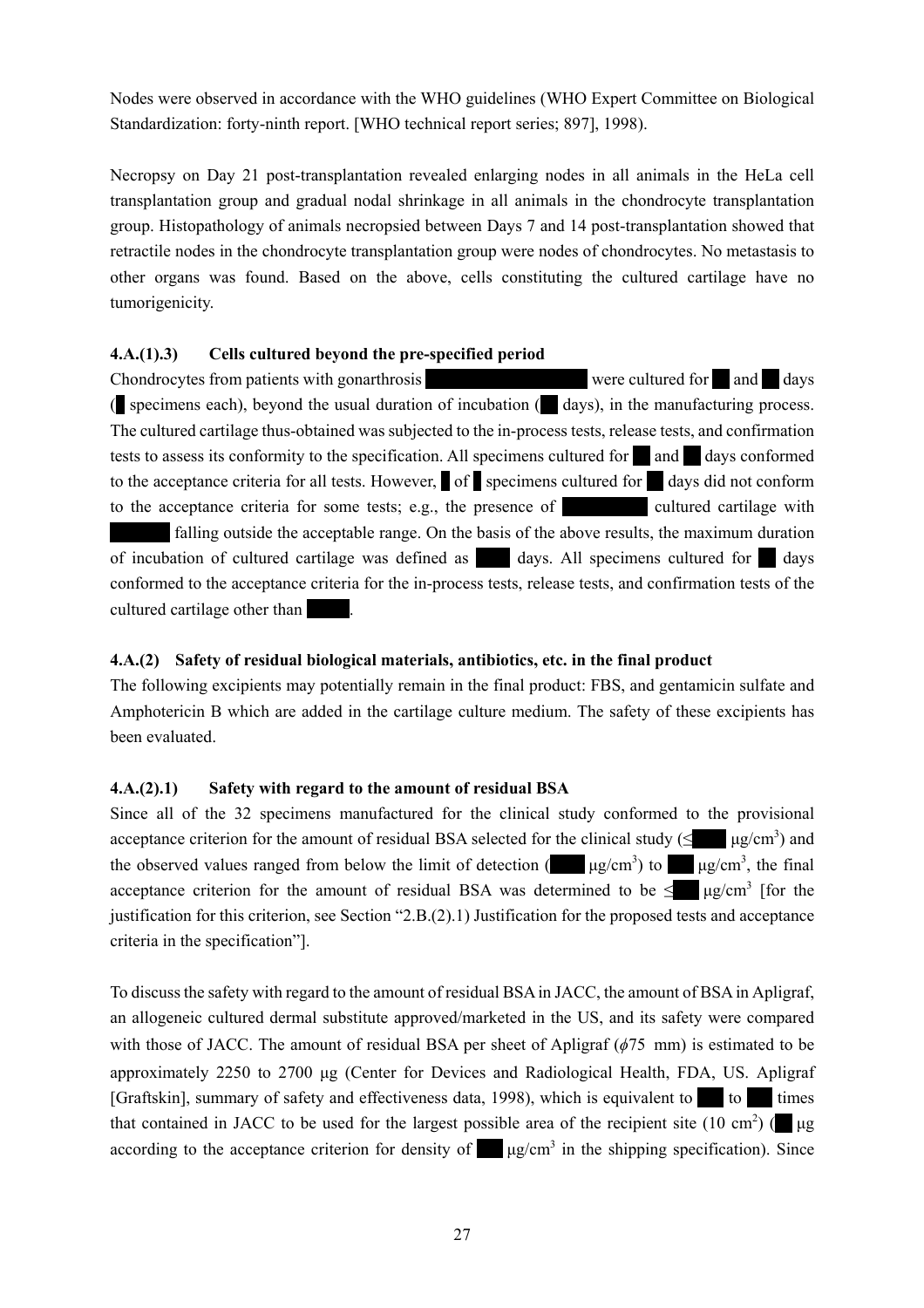Nodes were observed in accordance with the WHO guidelines (WHO Expert Committee on Biological Standardization: forty-ninth report. [WHO technical report series; 897], 1998).

Necropsy on Day 21 post-transplantation revealed enlarging nodes in all animals in the HeLa cell transplantation group and gradual nodal shrinkage in all animals in the chondrocyte transplantation group. Histopathology of animals necropsied between Days 7 and 14 post-transplantation showed that retractile nodes in the chondrocyte transplantation group were nodes of chondrocytes. No metastasis to other organs was found. Based on the above, cells constituting the cultured cartilage have no tumorigenicity.

#### 4.A.(1).3) Cells cultured beyond the pre-specified period

Chondrocytes from patients with gonarthrosis were cultured for and days ( specimens each), beyond the usual duration of incubation ( days), in the manufacturing process. The cultured cartilage thus-obtained was subjected to the in-process tests, release tests, and confirmation tests to assess its conformity to the specification. All specimens cultured for and days conformed to the acceptance criteria for all tests. However, of specimens cultured for days did not conform to the acceptance criteria for some tests; e.g., the presence of cultured cartilage with falling outside the acceptable range. On the basis of the above results, the maximum duration of incubation of cultured cartilage was defined as days. All specimens cultured for days conformed to the acceptance criteria for the in-process tests, release tests, and confirmation tests of the cultured cartilage other than .

### 4.A.(2) Safety of residual biological materials, antibiotics, etc. in the final product

The following excipients may potentially remain in the final product: FBS, and gentamicin sulfate and Amphotericin B which are added in the cartilage culture medium. The safety of these excipients has been evaluated.

#### 4.A.(2).1) Safety with regard to the amount of residual BSA

Since all of the 32 specimens manufactured for the clinical study conformed to the provisional acceptance criterion for the amount of residual BSA selected for the clinical study (≤ μg/cm$^3$) and the observed values ranged from below the limit of detection ( μg/cm$^3$) to μg/cm$^3$, the final acceptance criterion for the amount of residual BSA was determined to be ≤ μg/cm$^3$ [for the justification for this criterion, see Section "2.B.(2).1) Justification for the proposed tests and acceptance criteria in the specification"].

To discuss the safety with regard to the amount of residual BSA in JACC, the amount of BSA in Apligraf, an allogeneic cultured dermal substitute approved/marketed in the US, and its safety were compared with those of JACC. The amount of residual BSA per sheet of Apligraf ($\phi$75 mm) is estimated to be approximately 2250 to 2700 μg (Center for Devices and Radiological Health, FDA, US. Apligraf [Graftskin], summary of safety and effectiveness data, 1998), which is equivalent to to times that contained in JACC to be used for the largest possible area of the recipient site (10 cm$^2$) ( μg according to the acceptance criterion for density of μg/cm$^3$ in the shipping specification). Since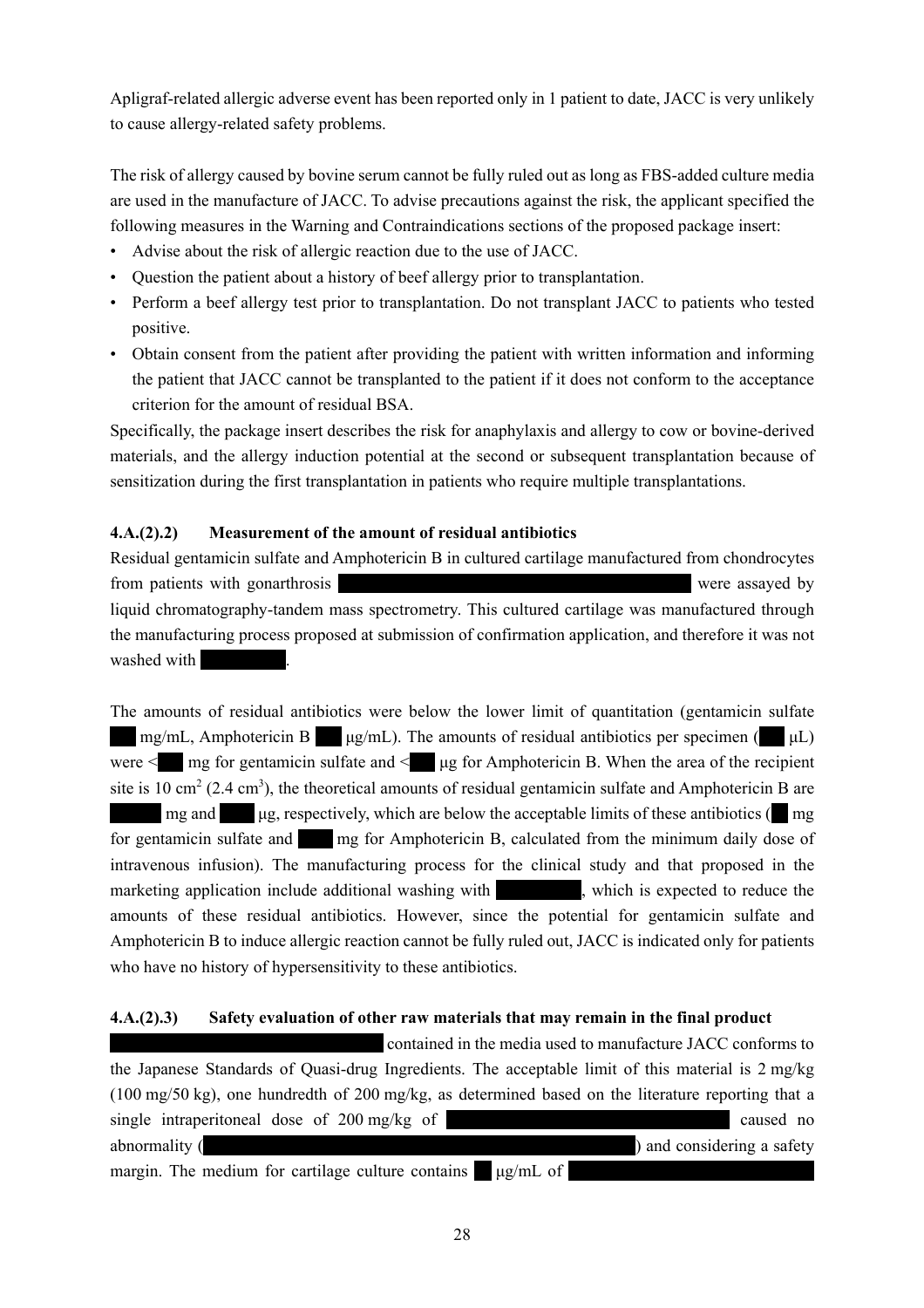Apligraf-related allergic adverse event has been reported only in 1 patient to date, JACC is very unlikely to cause allergy-related safety problems.

The risk of allergy caused by bovine serum cannot be fully ruled out as long as FBS-added culture media are used in the manufacture of JACC. To advise precautions against the risk, the applicant specified the following measures in the Warning and Contraindications sections of the proposed package insert:

- Advise about the risk of allergic reaction due to the use of JACC.
- Question the patient about a history of beef allergy prior to transplantation.
- Perform a beef allergy test prior to transplantation. Do not transplant JACC to patients who tested positive.
- Obtain consent from the patient after providing the patient with written information and informing the patient that JACC cannot be transplanted to the patient if it does not conform to the acceptance criterion for the amount of residual BSA.

Specifically, the package insert describes the risk for anaphylaxis and allergy to cow or bovine-derived materials, and the allergy induction potential at the second or subsequent transplantation because of sensitization during the first transplantation in patients who require multiple transplantations.

#### 4.A.(2).2) Measurement of the amount of residual antibiotics

Residual gentamicin sulfate and Amphotericin B in cultured cartilage manufactured from chondrocytes from patients with gonarthrosis ██████████████████████ were assayed by liquid chromatography-tandem mass spectrometry. This cultured cartilage was manufactured through the manufacturing process proposed at submission of confirmation application, and therefore it was not washed with █████.

The amounts of residual antibiotics were below the lower limit of quantitation (gentamicin sulfate ██ mg/mL, Amphotericin B ██ μg/mL). The amounts of residual antibiotics per specimen (██ μL) were <██ mg for gentamicin sulfate and <██ μg for Amphotericin B. When the area of the recipient site is 10 $cm^2$ (2.4 $cm^3$), the theoretical amounts of residual gentamicin sulfate and Amphotericin B are ███ mg and ██ μg, respectively, which are below the acceptable limits of these antibiotics (██ mg for gentamicin sulfate and ██ mg for Amphotericin B, calculated from the minimum daily dose of intravenous infusion). The manufacturing process for the clinical study and that proposed in the marketing application include additional washing with █████, which is expected to reduce the amounts of these residual antibiotics. However, since the potential for gentamicin sulfate and Amphotericin B to induce allergic reaction cannot be fully ruled out, JACC is indicated only for patients who have no history of hypersensitivity to these antibiotics.

#### 4.A.(2).3) Safety evaluation of other raw materials that may remain in the final product

████████████████ contained in the media used to manufacture JACC conforms to the Japanese Standards of Quasi-drug Ingredients. The acceptable limit of this material is 2 mg/kg (100 mg/50 kg), one hundredth of 200 mg/kg, as determined based on the literature reporting that a single intraperitoneal dose of 200 mg/kg of ████████████████ caused no abnormality (██████████████████████████) and considering a safety margin. The medium for cartilage culture contains ██ μg/mL of ██████████████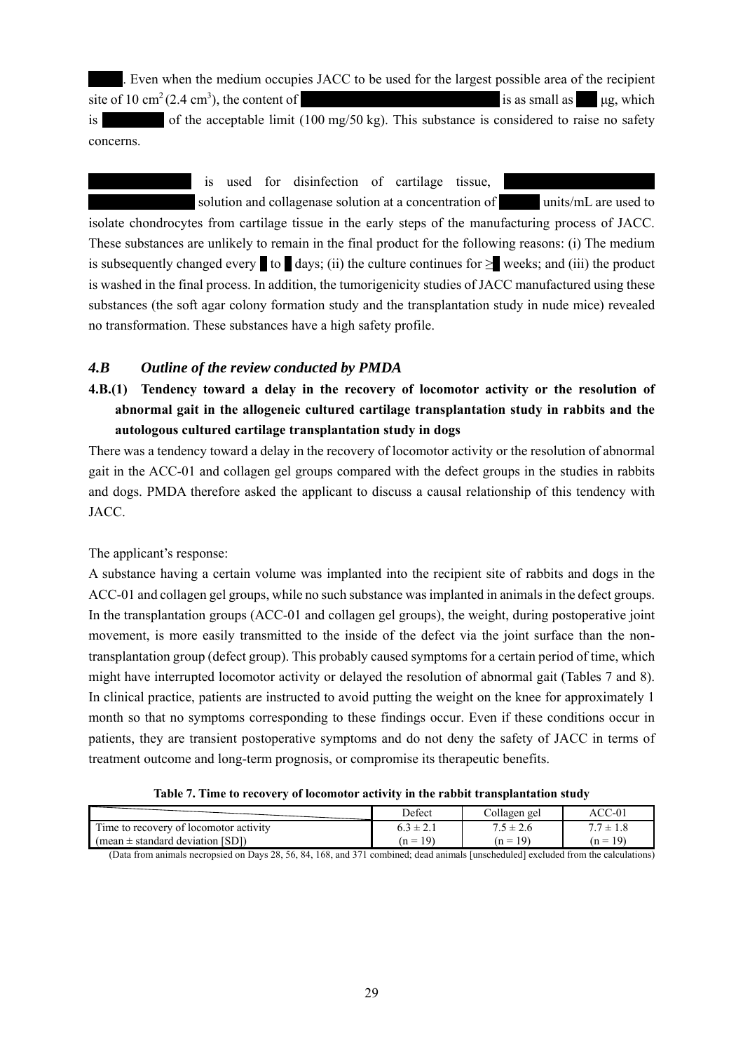. Even when the medium occupies JACC to be used for the largest possible area of the recipient site of 10 $cm^2$ (2.4 $cm^3$), the content of is as small as μg, which is of the acceptable limit (100 mg/50 kg). This substance is considered to raise no safety concerns.

is used for disinfection of cartilage tissue, solution and collagenase solution at a concentration of units/mL are used to isolate chondrocytes from cartilage tissue in the early steps of the manufacturing process of JACC. These substances are unlikely to remain in the final product for the following reasons: (i) The medium is subsequently changed every to days; (ii) the culture continues for ≥ weeks; and (iii) the product is washed in the final process. In addition, the tumorigenicity studies of JACC manufactured using these substances (the soft agar colony formation study and the transplantation study in nude mice) revealed no transformation. These substances have a high safety profile.

### *4.B Outline of the review conducted by PMDA*

#### 4.B.(1) Tendency toward a delay in the recovery of locomotor activity or the resolution of abnormal gait in the allogeneic cultured cartilage transplantation study in rabbits and the autologous cultured cartilage transplantation study in dogs

There was a tendency toward a delay in the recovery of locomotor activity or the resolution of abnormal gait in the ACC-01 and collagen gel groups compared with the defect groups in the studies in rabbits and dogs. PMDA therefore asked the applicant to discuss a causal relationship of this tendency with JACC.

The applicant's response:

A substance having a certain volume was implanted into the recipient site of rabbits and dogs in the ACC-01 and collagen gel groups, while no such substance was implanted in animals in the defect groups. In the transplantation groups (ACC-01 and collagen gel groups), the weight, during postoperative joint movement, is more easily transmitted to the inside of the defect via the joint surface than the non-transplantation group (defect group). This probably caused symptoms for a certain period of time, which might have interrupted locomotor activity or delayed the resolution of abnormal gait (Tables 7 and 8). In clinical practice, patients are instructed to avoid putting the weight on the knee for approximately 1 month so that no symptoms corresponding to these findings occur. Even if these conditions occur in patients, they are transient postoperative symptoms and do not deny the safety of JACC in terms of treatment outcome and long-term prognosis, or compromise its therapeutic benefits.

**Table 7. Time to recovery of locomotor activity in the rabbit transplantation study**

| | Defect | Collagen gel | ACC-01 |
|---|---|---|---|
| Time to recovery of locomotor activity (mean ± standard deviation [SD]) | 6.3 ± 2.1 (n = 19) | 7.5 ± 2.6 (n = 19) | 7.7 ± 1.8 (n = 19) |

(Data from animals necropsied on Days 28, 56, 84, 168, and 371 combined; dead animals [unscheduled] excluded from the calculations)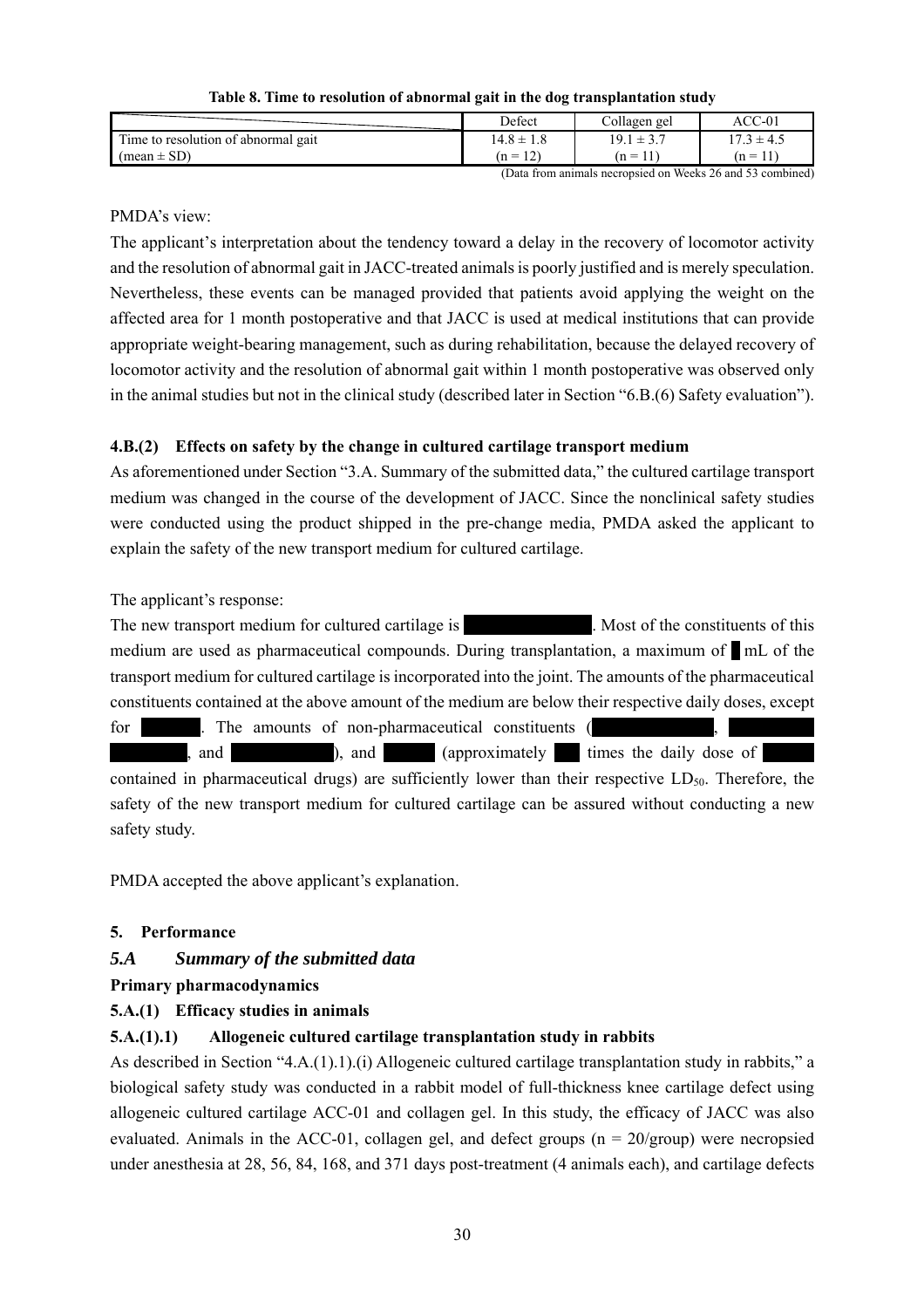**Table 8. Time to resolution of abnormal gait in the dog transplantation study**

| | Defect | Collagen gel | ACC-01 |
|---|---|---|---|
| Time to resolution of abnormal gait (mean ± SD) | 14.8 ± 1.8 (n = 12) | 19.1 ± 3.7 (n = 11) | 17.3 ± 4.5 (n = 11) |

(Data from animals necropsied on Weeks 26 and 53 combined)

PMDA's view:

The applicant's interpretation about the tendency toward a delay in the recovery of locomotor activity and the resolution of abnormal gait in JACC-treated animals is poorly justified and is merely speculation. Nevertheless, these events can be managed provided that patients avoid applying the weight on the affected area for 1 month postoperative and that JACC is used at medical institutions that can provide appropriate weight-bearing management, such as during rehabilitation, because the delayed recovery of locomotor activity and the resolution of abnormal gait within 1 month postoperative was observed only in the animal studies but not in the clinical study (described later in Section "6.B.(6) Safety evaluation").

#### 4.B.(2) Effects on safety by the change in cultured cartilage transport medium

As aforementioned under Section "3.A. Summary of the submitted data," the cultured cartilage transport medium was changed in the course of the development of JACC. Since the nonclinical safety studies were conducted using the product shipped in the pre-change media, PMDA asked the applicant to explain the safety of the new transport medium for cultured cartilage.

The applicant's response:

The new transport medium for cultured cartilage is ██████. Most of the constituents of this medium are used as pharmaceutical compounds. During transplantation, a maximum of █ mL of the transport medium for cultured cartilage is incorporated into the joint. The amounts of the pharmaceutical constituents contained at the above amount of the medium are below their respective daily doses, except for ████. The amounts of non-pharmaceutical constituents (██████, ████, ████, and ██████), and ████ (approximately ██ times the daily dose of ████ contained in pharmaceutical drugs) are sufficiently lower than their respective $LD_{50}$. Therefore, the safety of the new transport medium for cultured cartilage can be assured without conducting a new safety study.

PMDA accepted the above applicant's explanation.

## 5. Performance

### *5.A Summary of the submitted data*

**Primary pharmacodynamics**

#### 5.A.(1) Efficacy studies in animals

#### 5.A.(1).1) Allogeneic cultured cartilage transplantation study in rabbits

As described in Section "4.A.(1).1).(i) Allogeneic cultured cartilage transplantation study in rabbits," a biological safety study was conducted in a rabbit model of full-thickness knee cartilage defect using allogeneic cultured cartilage ACC-01 and collagen gel. In this study, the efficacy of JACC was also evaluated. Animals in the ACC-01, collagen gel, and defect groups (n = 20/group) were necropsied under anesthesia at 28, 56, 84, 168, and 371 days post-treatment (4 animals each), and cartilage defects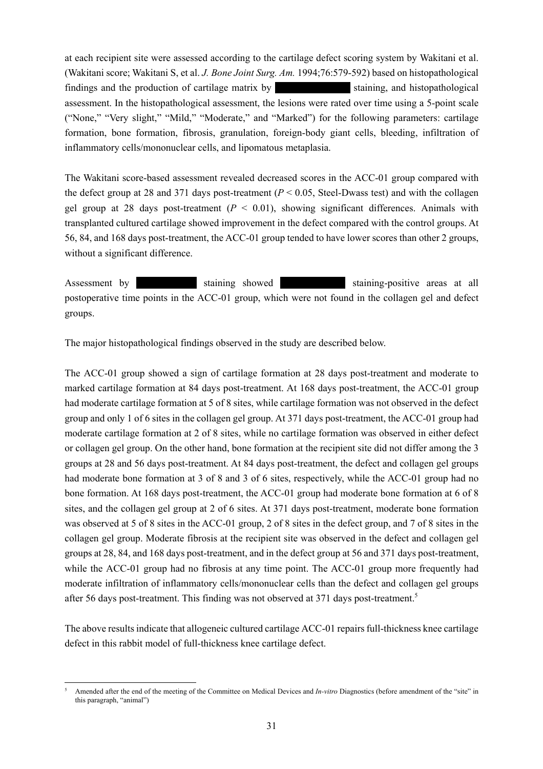at each recipient site were assessed according to the cartilage defect scoring system by Wakitani et al. (Wakitani score; Wakitani S, et al. *J. Bone Joint Surg. Am.* 1994;76:579-592) based on histopathological findings and the production of cartilage matrix by staining, and histopathological assessment. In the histopathological assessment, the lesions were rated over time using a 5-point scale ("None," "Very slight," "Mild," "Moderate," and "Marked") for the following parameters: cartilage formation, bone formation, fibrosis, granulation, foreign-body giant cells, bleeding, infiltration of inflammatory cells/mononuclear cells, and lipomatous metaplasia.

The Wakitani score-based assessment revealed decreased scores in the ACC-01 group compared with the defect group at 28 and 371 days post-treatment ($P < 0.05$, Steel-Dwass test) and with the collagen gel group at 28 days post-treatment ($P < 0.01$), showing significant differences. Animals with transplanted cultured cartilage showed improvement in the defect compared with the control groups. At 56, 84, and 168 days post-treatment, the ACC-01 group tended to have lower scores than other 2 groups, without a significant difference.

Assessment by staining showed staining-positive areas at all postoperative time points in the ACC-01 group, which were not found in the collagen gel and defect groups.

The major histopathological findings observed in the study are described below.

The ACC-01 group showed a sign of cartilage formation at 28 days post-treatment and moderate to marked cartilage formation at 84 days post-treatment. At 168 days post-treatment, the ACC-01 group had moderate cartilage formation at 5 of 8 sites, while cartilage formation was not observed in the defect group and only 1 of 6 sites in the collagen gel group. At 371 days post-treatment, the ACC-01 group had moderate cartilage formation at 2 of 8 sites, while no cartilage formation was observed in either defect or collagen gel group. On the other hand, bone formation at the recipient site did not differ among the 3 groups at 28 and 56 days post-treatment. At 84 days post-treatment, the defect and collagen gel groups had moderate bone formation at 3 of 8 and 3 of 6 sites, respectively, while the ACC-01 group had no bone formation. At 168 days post-treatment, the ACC-01 group had moderate bone formation at 6 of 8 sites, and the collagen gel group at 2 of 6 sites. At 371 days post-treatment, moderate bone formation was observed at 5 of 8 sites in the ACC-01 group, 2 of 8 sites in the defect group, and 7 of 8 sites in the collagen gel group. Moderate fibrosis at the recipient site was observed in the defect and collagen gel groups at 28, 84, and 168 days post-treatment, and in the defect group at 56 and 371 days post-treatment, while the ACC-01 group had no fibrosis at any time point. The ACC-01 group more frequently had moderate infiltration of inflammatory cells/mononuclear cells than the defect and collagen gel groups after 56 days post-treatment. This finding was not observed at 371 days post-treatment.[5]

The above results indicate that allogeneic cultured cartilage ACC-01 repairs full-thickness knee cartilage defect in this rabbit model of full-thickness knee cartilage defect.

[5] Amended after the end of the meeting of the Committee on Medical Devices and *In-vitro* Diagnostics (before amendment of the "site" in this paragraph, "animal")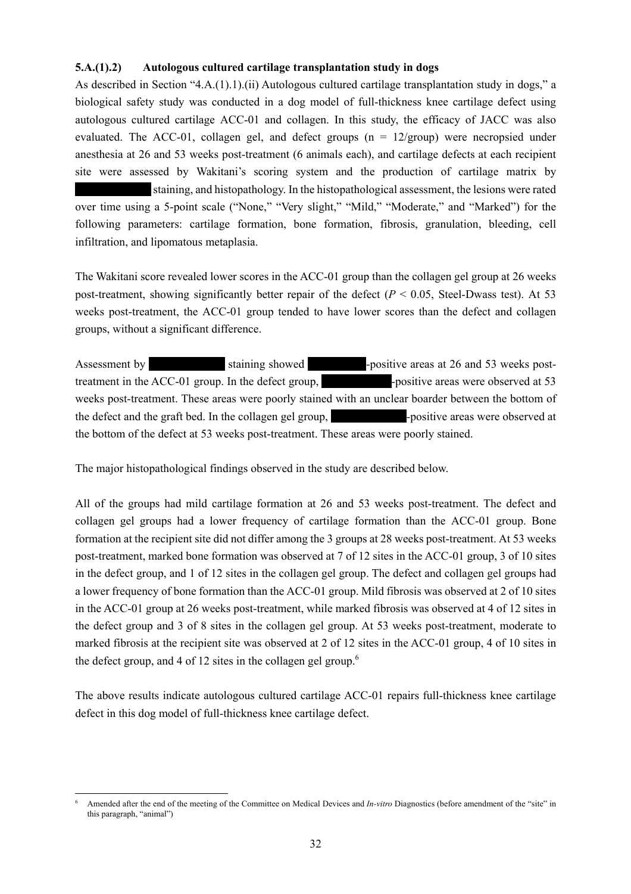### 5.A.(1).2) Autologous cultured cartilage transplantation study in dogs

As described in Section "4.A.(1).1).(ii) Autologous cultured cartilage transplantation study in dogs," a biological safety study was conducted in a dog model of full-thickness knee cartilage defect using autologous cultured cartilage ACC-01 and collagen. In this study, the efficacy of JACC was also evaluated. The ACC-01, collagen gel, and defect groups (n = 12/group) were necropsied under anesthesia at 26 and 53 weeks post-treatment (6 animals each), and cartilage defects at each recipient site were assessed by Wakitani's scoring system and the production of cartilage matrix by ██████ staining, and histopathology. In the histopathological assessment, the lesions were rated over time using a 5-point scale ("None," "Very slight," "Mild," "Moderate," and "Marked") for the following parameters: cartilage formation, bone formation, fibrosis, granulation, bleeding, cell infiltration, and lipomatous metaplasia.

The Wakitani score revealed lower scores in the ACC-01 group than the collagen gel group at 26 weeks post-treatment, showing significantly better repair of the defect ($P < 0.05$, Steel-Dwass test). At 53 weeks post-treatment, the ACC-01 group tended to have lower scores than the defect and collagen groups, without a significant difference.

Assessment by ██████ staining showed ██████-positive areas at 26 and 53 weeks post-treatment in the ACC-01 group. In the defect group, ██████-positive areas were observed at 53 weeks post-treatment. These areas were poorly stained with an unclear boarder between the bottom of the defect and the graft bed. In the collagen gel group, ██████-positive areas were observed at the bottom of the defect at 53 weeks post-treatment. These areas were poorly stained.

The major histopathological findings observed in the study are described below.

All of the groups had mild cartilage formation at 26 and 53 weeks post-treatment. The defect and collagen gel groups had a lower frequency of cartilage formation than the ACC-01 group. Bone formation at the recipient site did not differ among the 3 groups at 28 weeks post-treatment. At 53 weeks post-treatment, marked bone formation was observed at 7 of 12 sites in the ACC-01 group, 3 of 10 sites in the defect group, and 1 of 12 sites in the collagen gel group. The defect and collagen gel groups had a lower frequency of bone formation than the ACC-01 group. Mild fibrosis was observed at 2 of 10 sites in the ACC-01 group at 26 weeks post-treatment, while marked fibrosis was observed at 4 of 12 sites in the defect group and 3 of 8 sites in the collagen gel group. At 53 weeks post-treatment, moderate to marked fibrosis at the recipient site was observed at 2 of 12 sites in the ACC-01 group, 4 of 10 sites in the defect group, and 4 of 12 sites in the collagen gel group.[6]

The above results indicate autologous cultured cartilage ACC-01 repairs full-thickness knee cartilage defect in this dog model of full-thickness knee cartilage defect.

---

[6] Amended after the end of the meeting of the Committee on Medical Devices and *In-vitro* Diagnostics (before amendment of the "site" in this paragraph, "animal")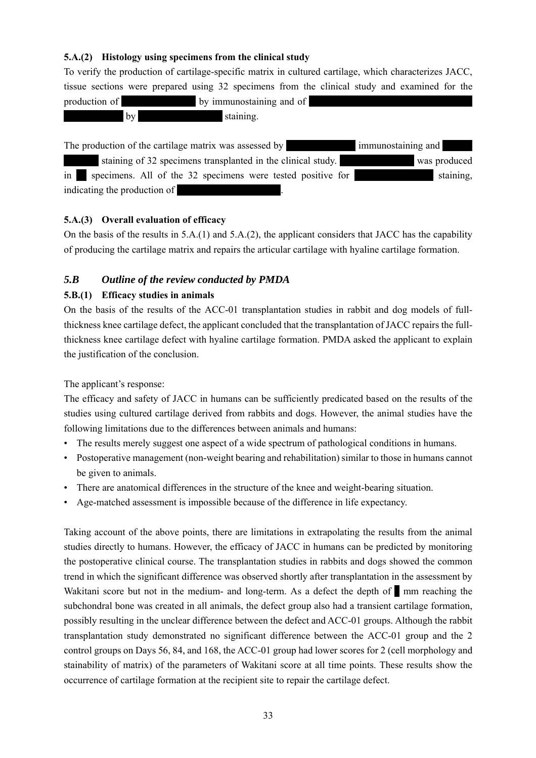### 5.A.(2) Histology using specimens from the clinical study

To verify the production of cartilage-specific matrix in cultured cartilage, which characterizes JACC, tissue sections were prepared using 32 specimens from the clinical study and examined for the production of ██████ by immunostaining and of ████████████████ ████ by ████████ staining.

The production of the cartilage matrix was assessed by ██████ immunostaining and ███ ███ staining of 32 specimens transplanted in the clinical study. ██████ was produced in █ specimens. All of the 32 specimens were tested positive for ██████ staining, indicating the production of ████████.

### 5.A.(3) Overall evaluation of efficacy

On the basis of the results in 5.A.(1) and 5.A.(2), the applicant considers that JACC has the capability of producing the cartilage matrix and repairs the articular cartilage with hyaline cartilage formation.

## *5.B Outline of the review conducted by PMDA*

### 5.B.(1) Efficacy studies in animals

On the basis of the results of the ACC-01 transplantation studies in rabbit and dog models of full-thickness knee cartilage defect, the applicant concluded that the transplantation of JACC repairs the full-thickness knee cartilage defect with hyaline cartilage formation. PMDA asked the applicant to explain the justification of the conclusion.

The applicant's response:

The efficacy and safety of JACC in humans can be sufficiently predicated based on the results of the studies using cultured cartilage derived from rabbits and dogs. However, the animal studies have the following limitations due to the differences between animals and humans:

- The results merely suggest one aspect of a wide spectrum of pathological conditions in humans.
- Postoperative management (non-weight bearing and rehabilitation) similar to those in humans cannot be given to animals.
- There are anatomical differences in the structure of the knee and weight-bearing situation.
- Age-matched assessment is impossible because of the difference in life expectancy.

Taking account of the above points, there are limitations in extrapolating the results from the animal studies directly to humans. However, the efficacy of JACC in humans can be predicted by monitoring the postoperative clinical course. The transplantation studies in rabbits and dogs showed the common trend in which the significant difference was observed shortly after transplantation in the assessment by Wakitani score but not in the medium- and long-term. As a defect the depth of █ mm reaching the subchondral bone was created in all animals, the defect group also had a transient cartilage formation, possibly resulting in the unclear difference between the defect and ACC-01 groups. Although the rabbit transplantation study demonstrated no significant difference between the ACC-01 group and the 2 control groups on Days 56, 84, and 168, the ACC-01 group had lower scores for 2 (cell morphology and stainability of matrix) of the parameters of Wakitani score at all time points. These results show the occurrence of cartilage formation at the recipient site to repair the cartilage defect.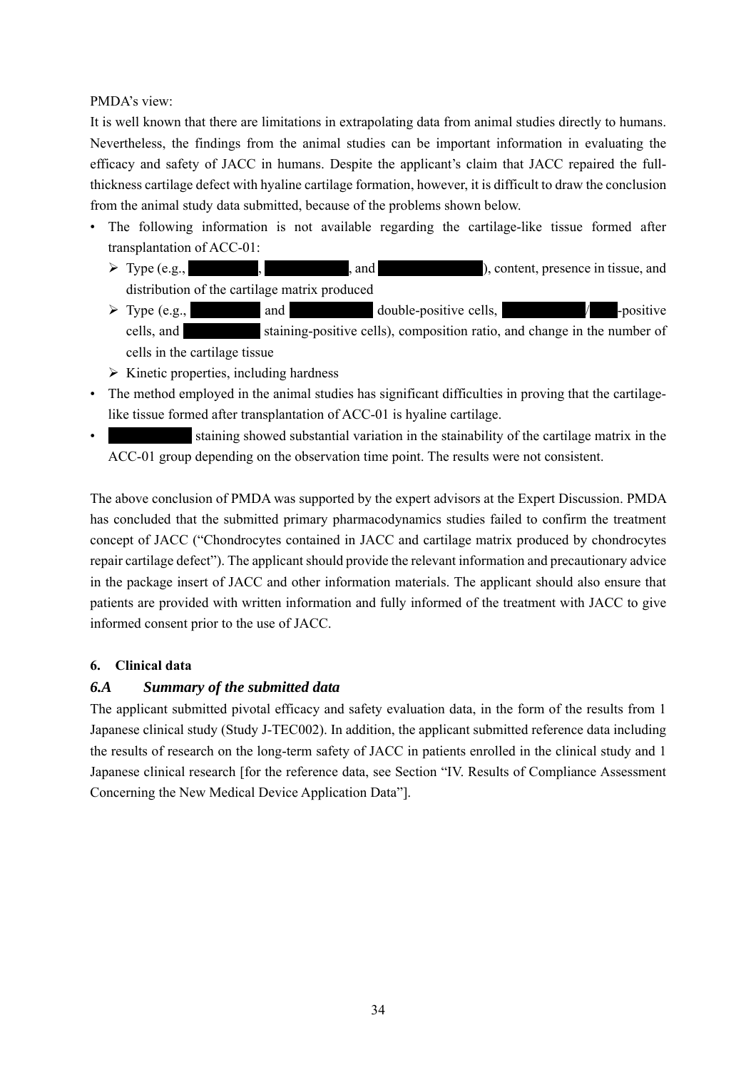PMDA's view:

It is well known that there are limitations in extrapolating data from animal studies directly to humans. Nevertheless, the findings from the animal studies can be important information in evaluating the efficacy and safety of JACC in humans. Despite the applicant's claim that JACC repaired the full-thickness cartilage defect with hyaline cartilage formation, however, it is difficult to draw the conclusion from the animal study data submitted, because of the problems shown below.

- The following information is not available regarding the cartilage-like tissue formed after transplantation of ACC-01:
  - Type (e.g., ██████, ████████, and ██████████), content, presence in tissue, and distribution of the cartilage matrix produced
  - Type (e.g., ██████ and ████████ double-positive cells, ████████/███-positive cells, and ████████ staining-positive cells), composition ratio, and change in the number of cells in the cartilage tissue
  - Kinetic properties, including hardness
- The method employed in the animal studies has significant difficulties in proving that the cartilage-like tissue formed after transplantation of ACC-01 is hyaline cartilage.
- ████████ staining showed substantial variation in the stainability of the cartilage matrix in the ACC-01 group depending on the observation time point. The results were not consistent.

The above conclusion of PMDA was supported by the expert advisors at the Expert Discussion. PMDA has concluded that the submitted primary pharmacodynamics studies failed to confirm the treatment concept of JACC ("Chondrocytes contained in JACC and cartilage matrix produced by chondrocytes repair cartilage defect"). The applicant should provide the relevant information and precautionary advice in the package insert of JACC and other information materials. The applicant should also ensure that patients are provided with written information and fully informed of the treatment with JACC to give informed consent prior to the use of JACC.

## 6. Clinical data

### *6.A Summary of the submitted data*

The applicant submitted pivotal efficacy and safety evaluation data, in the form of the results from 1 Japanese clinical study (Study J-TEC002). In addition, the applicant submitted reference data including the results of research on the long-term safety of JACC in patients enrolled in the clinical study and 1 Japanese clinical research [for the reference data, see Section "IV. Results of Compliance Assessment Concerning the New Medical Device Application Data"].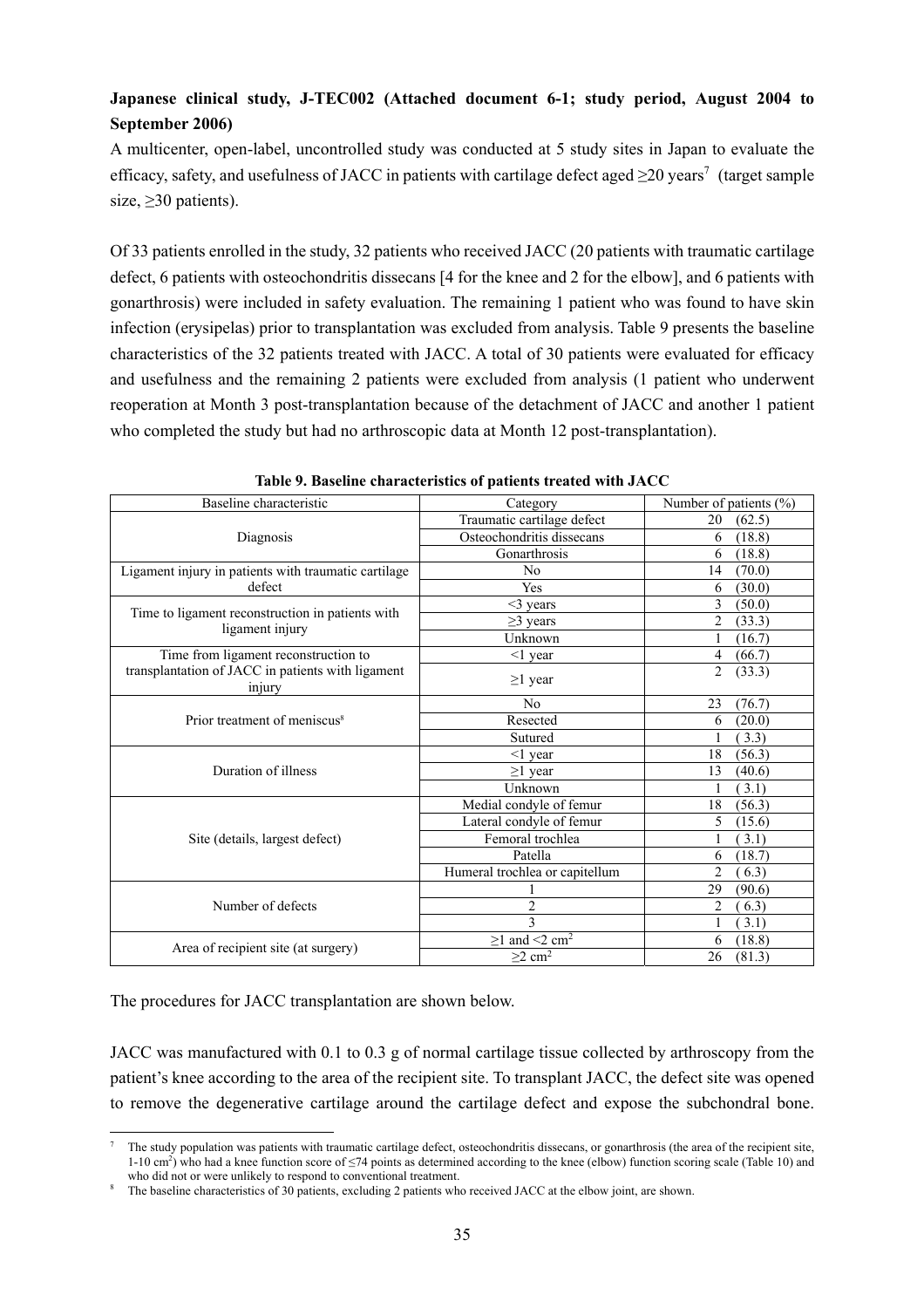**Japanese clinical study, J-TEC002 (Attached document 6-1; study period, August 2004 to September 2006)**

A multicenter, open-label, uncontrolled study was conducted at 5 study sites in Japan to evaluate the efficacy, safety, and usefulness of JACC in patients with cartilage defect aged ≥20 years[7] (target sample size, ≥30 patients).

Of 33 patients enrolled in the study, 32 patients who received JACC (20 patients with traumatic cartilage defect, 6 patients with osteochondritis dissecans [4 for the knee and 2 for the elbow], and 6 patients with gonarthrosis) were included in safety evaluation. The remaining 1 patient who was found to have skin infection (erysipelas) prior to transplantation was excluded from analysis. Table 9 presents the baseline characteristics of the 32 patients treated with JACC. A total of 30 patients were evaluated for efficacy and usefulness and the remaining 2 patients were excluded from analysis (1 patient who underwent reoperation at Month 3 post-transplantation because of the detachment of JACC and another 1 patient who completed the study but had no arthroscopic data at Month 12 post-transplantation).

**Table 9. Baseline characteristics of patients treated with JACC**

| Baseline characteristic | Category | Number of patients (%) |
|---|---|---|
| Diagnosis | Traumatic cartilage defect | 20 (62.5) |
| | Osteochondritis dissecans | 6 (18.8) |
| | Gonarthrosis | 6 (18.8) |
| Ligament injury in patients with traumatic cartilage defect | No | 14 (70.0) |
| | Yes | 6 (30.0) |
| Time to ligament reconstruction in patients with ligament injury | <3 years | 3 (50.0) |
| | ≥3 years | 2 (33.3) |
| | Unknown | 1 (16.7) |
| Time from ligament reconstruction to transplantation of JACC in patients with ligament injury | <1 year | 4 (66.7) |
| | ≥1 year | 2 (33.3) |
| Prior treatment of meniscus[8] | No | 23 (76.7) |
| | Resected | 6 (20.0) |
| | Sutured | 1 ( 3.3) |
| Duration of illness | <1 year | 18 (56.3) |
| | ≥1 year | 13 (40.6) |
| | Unknown | 1 ( 3.1) |
| Site (details, largest defect) | Medial condyle of femur | 18 (56.3) |
| | Lateral condyle of femur | 5 (15.6) |
| | Femoral trochlea | 1 ( 3.1) |
| | Patella | 6 (18.7) |
| | Humeral trochlea or capitellum | 2 ( 6.3) |
| Number of defects | 1 | 29 (90.6) |
| | 2 | 2 ( 6.3) |
| | 3 | 1 ( 3.1) |
| Area of recipient site (at surgery) | ≥1 and <2 $cm^2$ | 6 (18.8) |
| | ≥2 $cm^2$ | 26 (81.3) |

The procedures for JACC transplantation are shown below.

JACC was manufactured with 0.1 to 0.3 g of normal cartilage tissue collected by arthroscopy from the patient's knee according to the area of the recipient site. To transplant JACC, the defect site was opened to remove the degenerative cartilage around the cartilage defect and expose the subchondral bone.

---

[7] The study population was patients with traumatic cartilage defect, osteochondritis dissecans, or gonarthrosis (the area of the recipient site, 1-10 $cm^2$) who had a knee function score of ≤74 points as determined according to the knee (elbow) function scoring scale (Table 10) and who did not or were unlikely to respond to conventional treatment.

[8] The baseline characteristics of 30 patients, excluding 2 patients who received JACC at the elbow joint, are shown.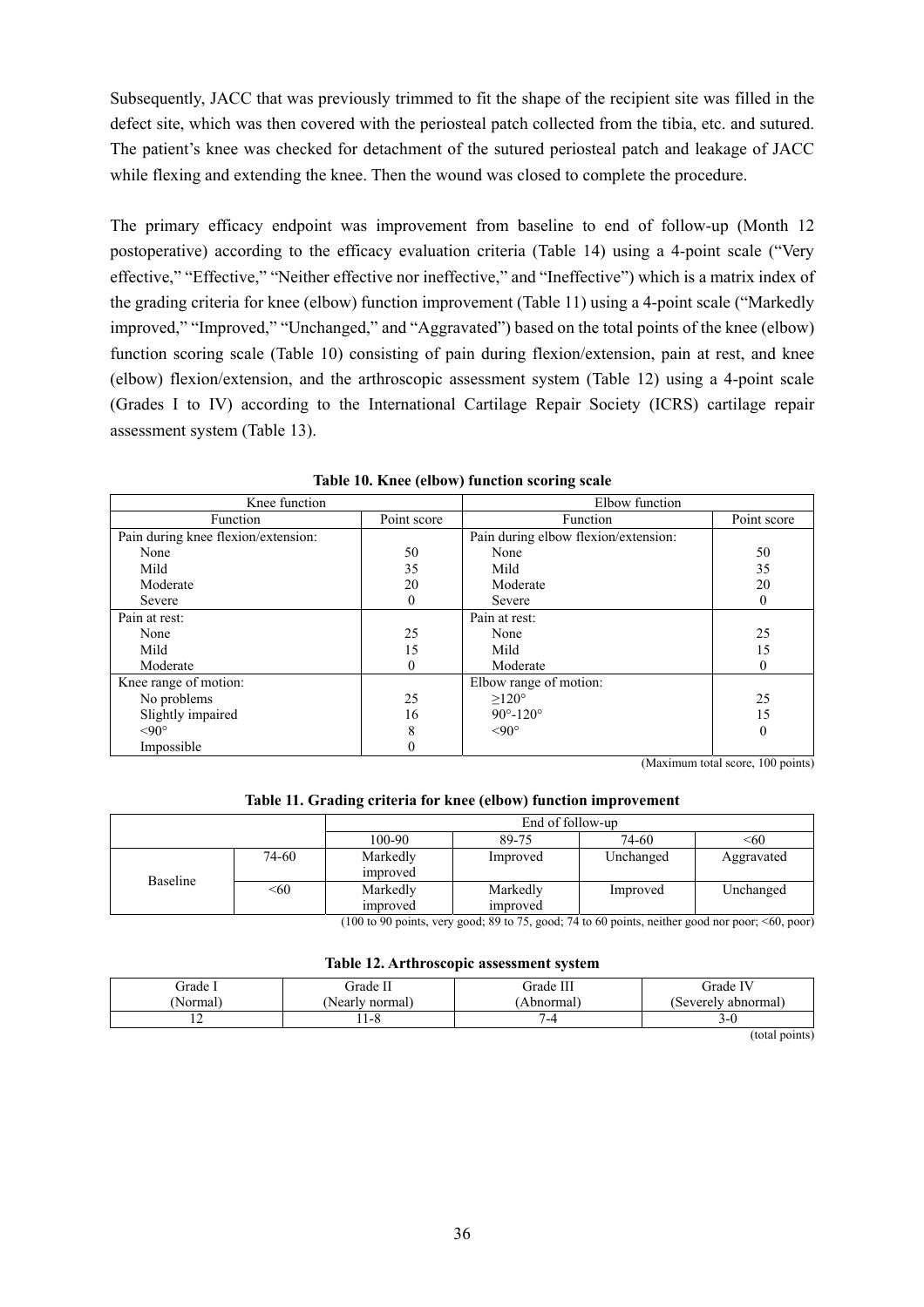Subsequently, JACC that was previously trimmed to fit the shape of the recipient site was filled in the defect site, which was then covered with the periosteal patch collected from the tibia, etc. and sutured. The patient's knee was checked for detachment of the sutured periosteal patch and leakage of JACC while flexing and extending the knee. Then the wound was closed to complete the procedure.

The primary efficacy endpoint was improvement from baseline to end of follow-up (Month 12 postoperative) according to the efficacy evaluation criteria (Table 14) using a 4-point scale ("Very effective," "Effective," "Neither effective nor ineffective," and "Ineffective") which is a matrix index of the grading criteria for knee (elbow) function improvement (Table 11) using a 4-point scale ("Markedly improved," "Improved," "Unchanged," and "Aggravated") based on the total points of the knee (elbow) function scoring scale (Table 10) consisting of pain during flexion/extension, pain at rest, and knee (elbow) flexion/extension, and the arthroscopic assessment system (Table 12) using a 4-point scale (Grades I to IV) according to the International Cartilage Repair Society (ICRS) cartilage repair assessment system (Table 13).

**Table 10. Knee (elbow) function scoring scale**

| Knee function | | Elbow function | |
|---|---|---|---|
| Function | Point score | Function | Point score |
| Pain during knee flexion/extension: | | Pain during elbow flexion/extension: | |
| None | 50 | None | 50 |
| Mild | 35 | Mild | 35 |
| Moderate | 20 | Moderate | 20 |
| Severe | 0 | Severe | 0 |
| Pain at rest: | | Pain at rest: | |
| None | 25 | None | 25 |
| Mild | 15 | Mild | 15 |
| Moderate | 0 | Moderate | 0 |
| Knee range of motion: | | Elbow range of motion: | |
| No problems | 25 | ≥120° | 25 |
| Slightly impaired | 16 | 90°-120° | 15 |
| <90° | 8 | <90° | 0 |
| Impossible | 0 | | |

(Maximum total score, 100 points)

**Table 11. Grading criteria for knee (elbow) function improvement**

| | | End of follow-up | | | |
|---|---|---|---|---|---|
| | | 100-90 | 89-75 | 74-60 | <60 |
| Baseline | 74-60 | Markedly improved | Improved | Unchanged | Aggravated |
| | <60 | Markedly improved | Markedly improved | Improved | Unchanged |

(100 to 90 points, very good; 89 to 75, good; 74 to 60 points, neither good nor poor; <60, poor)

**Table 12. Arthroscopic assessment system**

| Grade I (Normal) | Grade II (Nearly normal) | Grade III (Abnormal) | Grade IV (Severely abnormal) |
|---|---|---|---|
| 12 | 11-8 | 7-4 | 3-0 |

(total points)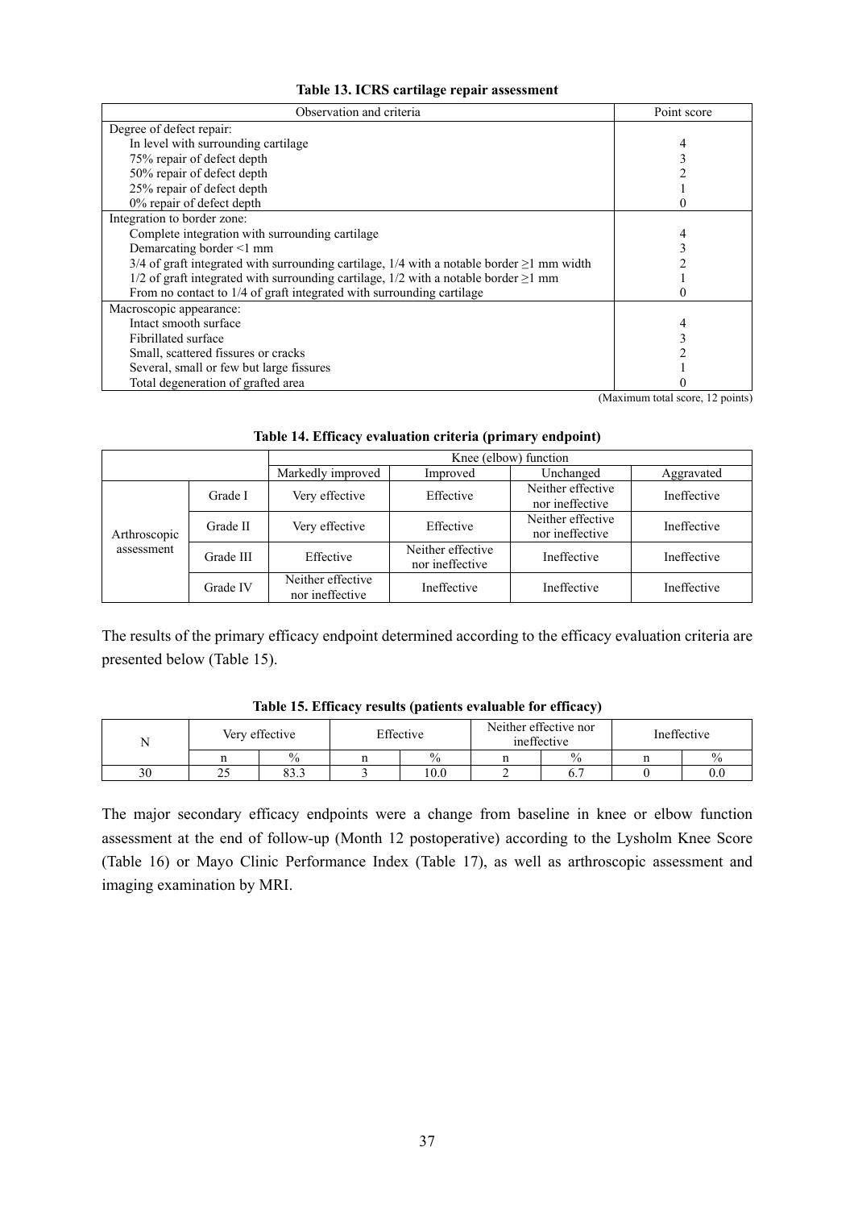**Table 13. ICRS cartilage repair assessment**

| Observation and criteria | Point score |
|---|---|
| Degree of defect repair: | |
| In level with surrounding cartilage | 4 |
| 75% repair of defect depth | 3 |
| 50% repair of defect depth | 2 |
| 25% repair of defect depth | 1 |
| 0% repair of defect depth | 0 |
| Integration to border zone: | |
| Complete integration with surrounding cartilage | 4 |
| Demarcating border <1 mm | 3 |
| 3/4 of graft integrated with surrounding cartilage, 1/4 with a notable border ≥1 mm width | 2 |
| 1/2 of graft integrated with surrounding cartilage, 1/2 with a notable border ≥1 mm | 1 |
| From no contact to 1/4 of graft integrated with surrounding cartilage | 0 |
| Macroscopic appearance: | |
| Intact smooth surface | 4 |
| Fibrillated surface | 3 |
| Small, scattered fissures or cracks | 2 |
| Several, small or few but large fissures | 1 |
| Total degeneration of grafted area | 0 |

(Maximum total score, 12 points)

**Table 14. Efficacy evaluation criteria (primary endpoint)**

| | | Knee (elbow) function | | | |
|---|---|---|---|---|---|
| | | Markedly improved | Improved | Unchanged | Aggravated |
| Arthroscopic assessment | Grade I | Very effective | Effective | Neither effective nor ineffective | Ineffective |
| | Grade II | Very effective | Effective | Neither effective nor ineffective | Ineffective |
| | Grade III | Effective | Neither effective nor ineffective | Ineffective | Ineffective |
| | Grade IV | Neither effective nor ineffective | Ineffective | Ineffective | Ineffective |

The results of the primary efficacy endpoint determined according to the efficacy evaluation criteria are presented below (Table 15).

**Table 15. Efficacy results (patients evaluable for efficacy)**

| N | Very effective | | Effective | | Neither effective nor ineffective | | Ineffective | |
|---|---|---|---|---|---|---|---|---|
| | n | % | n | % | n | % | n | % |
| 30 | 25 | 83.3 | 3 | 10.0 | 2 | 6.7 | 0 | 0.0 |

The major secondary efficacy endpoints were a change from baseline in knee or elbow function assessment at the end of follow-up (Month 12 postoperative) according to the Lysholm Knee Score (Table 16) or Mayo Clinic Performance Index (Table 17), as well as arthroscopic assessment and imaging examination by MRI.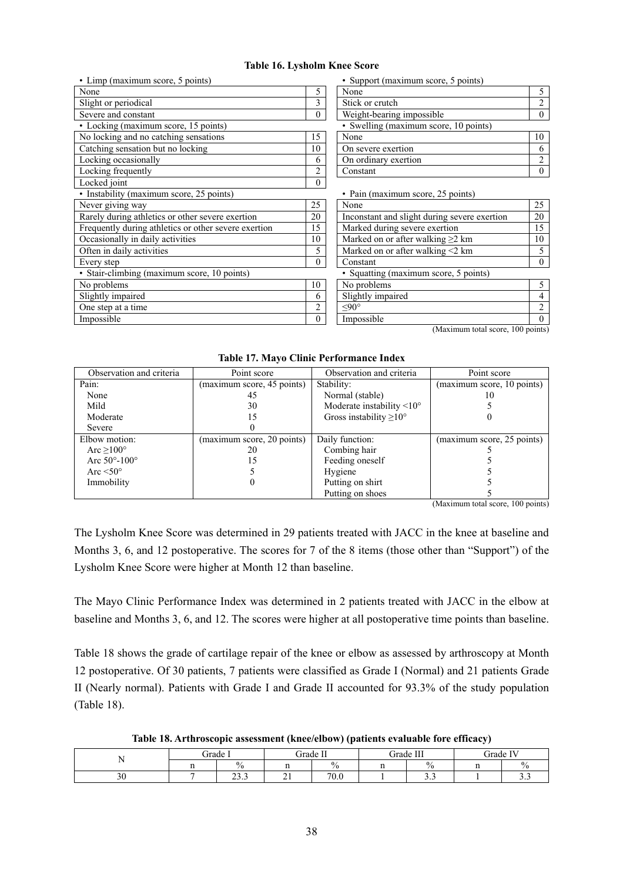**Table 16. Lysholm Knee Score**

| • Limp (maximum score, 5 points) | | • Support (maximum score, 5 points) | |
|---|---|---|---|
| None | 5 | None | 5 |
| Slight or periodical | 3 | Stick or crutch | 2 |
| Severe and constant | 0 | Weight-bearing impossible | 0 |
| • Locking (maximum score, 15 points) | | • Swelling (maximum score, 10 points) | |
| No locking and no catching sensations | 15 | None | 10 |
| Catching sensation but no locking | 10 | On severe exertion | 6 |
| Locking occasionally | 6 | On ordinary exertion | 2 |
| Locking frequently | 2 | Constant | 0 |
| Locked joint | 0 | | |
| • Instability (maximum score, 25 points) | | • Pain (maximum score, 25 points) | |
| Never giving way | 25 | None | 25 |
| Rarely during athletics or other severe exertion | 20 | Inconstant and slight during severe exertion | 20 |
| Frequently during athletics or other severe exertion | 15 | Marked during severe exertion | 15 |
| Occasionally in daily activities | 10 | Marked on or after walking ≥2 km | 10 |
| Often in daily activities | 5 | Marked on or after walking <2 km | 5 |
| Every step | 0 | Constant | 0 |
| • Stair-climbing (maximum score, 10 points) | | • Squatting (maximum score, 5 points) | |
| No problems | 10 | No problems | 5 |
| Slightly impaired | 6 | Slightly impaired | 4 |
| One step at a time | 2 | ≤90° | 2 |
| Impossible | 0 | Impossible | 0 |

(Maximum total score, 100 points)

**Table 17. Mayo Clinic Performance Index**

| Observation and criteria | Point score | Observation and criteria | Point score |
|---|---|---|---|
| Pain: | (maximum score, 45 points) | Stability: | (maximum score, 10 points) |
| None | 45 | Normal (stable) | 10 |
| Mild | 30 | Moderate instability <10° | 5 |
| Moderate | 15 | Gross instability ≥10° | 0 |
| Severe | 0 | | |
| Elbow motion: | (maximum score, 20 points) | Daily function: | (maximum score, 25 points) |
| Arc ≥100° | 20 | Combing hair | 5 |
| Arc 50°-100° | 15 | Feeding oneself | 5 |
| Arc <50° | 5 | Hygiene | 5 |
| Immobility | 0 | Putting on shirt | 5 |
| | | Putting on shoes | 5 |

(Maximum total score, 100 points)

The Lysholm Knee Score was determined in 29 patients treated with JACC in the knee at baseline and Months 3, 6, and 12 postoperative. The scores for 7 of the 8 items (those other than "Support") of the Lysholm Knee Score were higher at Month 12 than baseline.

The Mayo Clinic Performance Index was determined in 2 patients treated with JACC in the elbow at baseline and Months 3, 6, and 12. The scores were higher at all postoperative time points than baseline.

Table 18 shows the grade of cartilage repair of the knee or elbow as assessed by arthroscopy at Month 12 postoperative. Of 30 patients, 7 patients were classified as Grade I (Normal) and 21 patients Grade II (Nearly normal). Patients with Grade I and Grade II accounted for 93.3% of the study population (Table 18).

**Table 18. Arthroscopic assessment (knee/elbow) (patients evaluable fore efficacy)**

| N | Grade I | | Grade II | | Grade III | | Grade IV | |
|---|---|---|---|---|---|---|---|---|
| | n | % | n | % | n | % | n | % |
| 30 | 7 | 23.3 | 21 | 70.0 | 1 | 3.3 | 1 | 3.3 |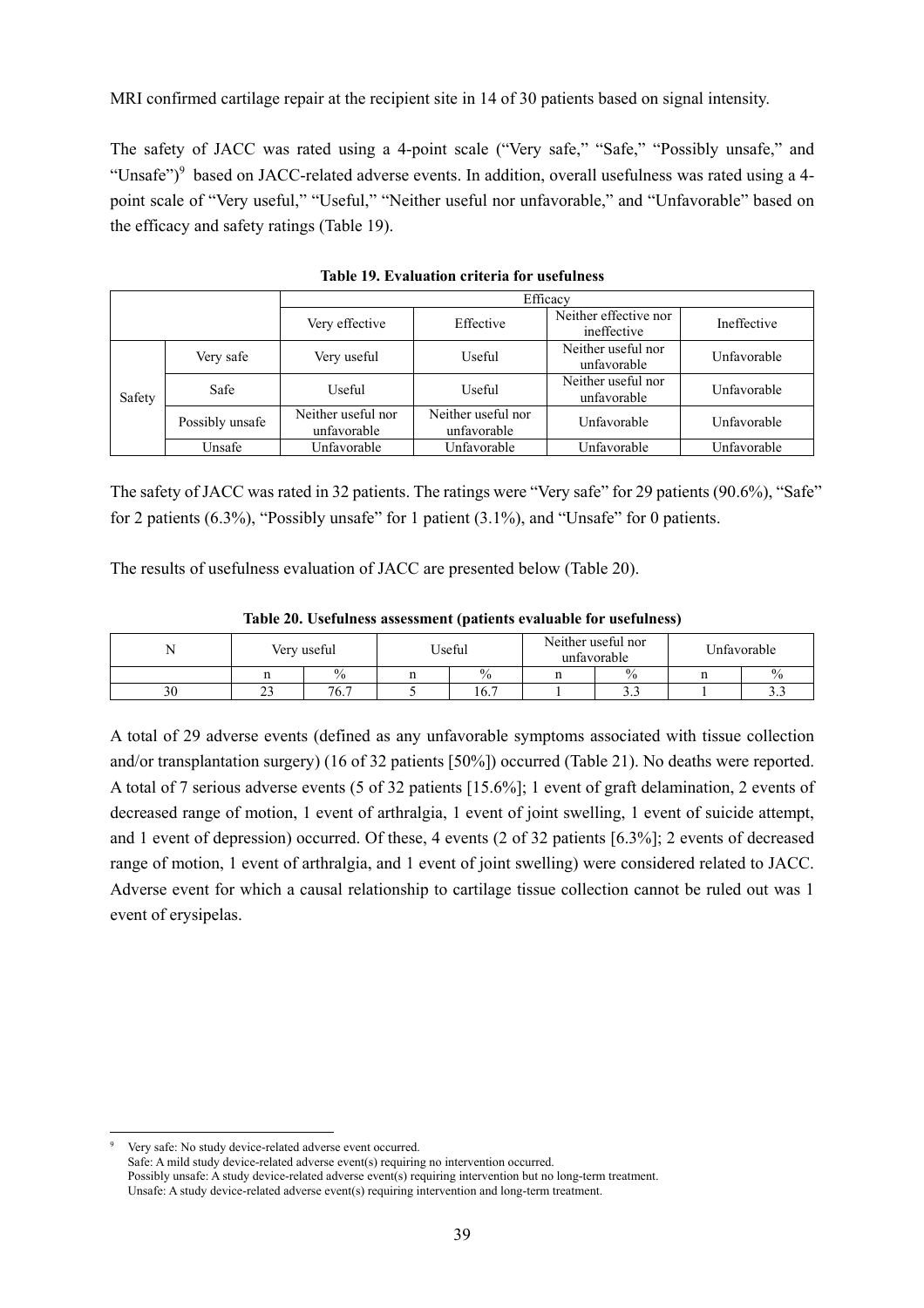MRI confirmed cartilage repair at the recipient site in 14 of 30 patients based on signal intensity.

The safety of JACC was rated using a 4-point scale ("Very safe," "Safe," "Possibly unsafe," and "Unsafe")[9] based on JACC-related adverse events. In addition, overall usefulness was rated using a 4-point scale of "Very useful," "Useful," "Neither useful nor unfavorable," and "Unfavorable" based on the efficacy and safety ratings (Table 19).

**Table 19. Evaluation criteria for usefulness**

| | | Efficacy | | | |
|---|---|---|---|---|---|
| | | Very effective | Effective | Neither effective nor ineffective | Ineffective |
| Safety | Very safe | Very useful | Useful | Neither useful nor unfavorable | Unfavorable |
| | Safe | Useful | Useful | Neither useful nor unfavorable | Unfavorable |
| | Possibly unsafe | Neither useful nor unfavorable | Neither useful nor unfavorable | Unfavorable | Unfavorable |
| | Unsafe | Unfavorable | Unfavorable | Unfavorable | Unfavorable |

The safety of JACC was rated in 32 patients. The ratings were "Very safe" for 29 patients (90.6%), "Safe" for 2 patients (6.3%), "Possibly unsafe" for 1 patient (3.1%), and "Unsafe" for 0 patients.

The results of usefulness evaluation of JACC are presented below (Table 20).

**Table 20. Usefulness assessment (patients evaluable for usefulness)**

| N | Very useful | | Useful | | Neither useful nor unfavorable | | Unfavorable | |
|---|---|---|---|---|---|---|---|---|
| | n | % | n | % | n | % | n | % |
| 30 | 23 | 76.7 | 5 | 16.7 | 1 | 3.3 | 1 | 3.3 |

A total of 29 adverse events (defined as any unfavorable symptoms associated with tissue collection and/or transplantation surgery) (16 of 32 patients [50%]) occurred (Table 21). No deaths were reported. A total of 7 serious adverse events (5 of 32 patients [15.6%]; 1 event of graft delamination, 2 events of decreased range of motion, 1 event of arthralgia, 1 event of joint swelling, 1 event of suicide attempt, and 1 event of depression) occurred. Of these, 4 events (2 of 32 patients [6.3%]; 2 events of decreased range of motion, 1 event of arthralgia, and 1 event of joint swelling) were considered related to JACC. Adverse event for which a causal relationship to cartilage tissue collection cannot be ruled out was 1 event of erysipelas.

[9] Very safe: No study device-related adverse event occurred.
Safe: A mild study device-related adverse event(s) requiring no intervention occurred.
Possibly unsafe: A study device-related adverse event(s) requiring intervention but no long-term treatment.
Unsafe: A study device-related adverse event(s) requiring intervention and long-term treatment.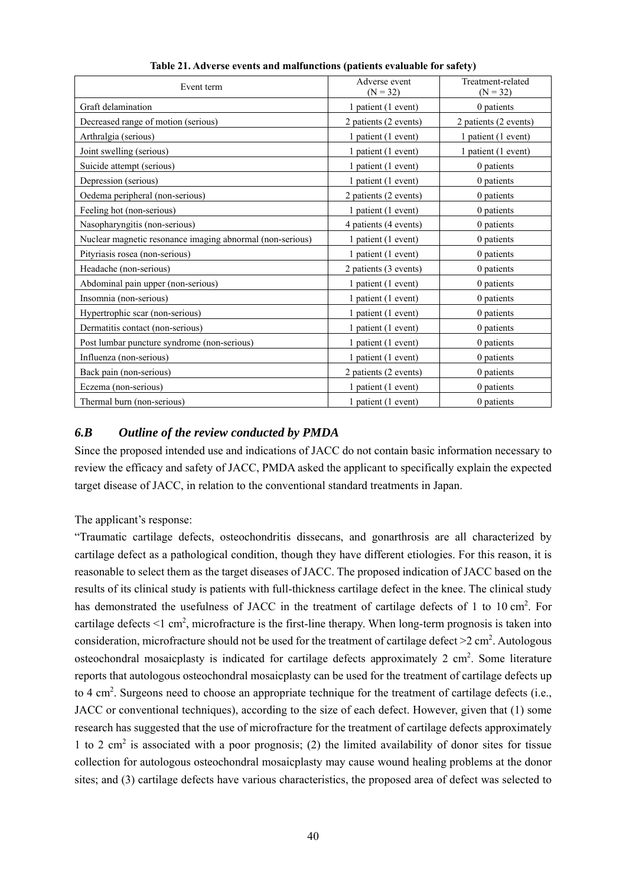**Table 21. Adverse events and malfunctions (patients evaluable for safety)**

| Event term | Adverse event (N = 32) | Treatment-related (N = 32) |
|---|---|---|
| Graft delamination | 1 patient (1 event) | 0 patients |
| Decreased range of motion (serious) | 2 patients (2 events) | 2 patients (2 events) |
| Arthralgia (serious) | 1 patient (1 event) | 1 patient (1 event) |
| Joint swelling (serious) | 1 patient (1 event) | 1 patient (1 event) |
| Suicide attempt (serious) | 1 patient (1 event) | 0 patients |
| Depression (serious) | 1 patient (1 event) | 0 patients |
| Oedema peripheral (non-serious) | 2 patients (2 events) | 0 patients |
| Feeling hot (non-serious) | 1 patient (1 event) | 0 patients |
| Nasopharyngitis (non-serious) | 4 patients (4 events) | 0 patients |
| Nuclear magnetic resonance imaging abnormal (non-serious) | 1 patient (1 event) | 0 patients |
| Pityriasis rosea (non-serious) | 1 patient (1 event) | 0 patients |
| Headache (non-serious) | 2 patients (3 events) | 0 patients |
| Abdominal pain upper (non-serious) | 1 patient (1 event) | 0 patients |
| Insomnia (non-serious) | 1 patient (1 event) | 0 patients |
| Hypertrophic scar (non-serious) | 1 patient (1 event) | 0 patients |
| Dermatitis contact (non-serious) | 1 patient (1 event) | 0 patients |
| Post lumbar puncture syndrome (non-serious) | 1 patient (1 event) | 0 patients |
| Influenza (non-serious) | 1 patient (1 event) | 0 patients |
| Back pain (non-serious) | 2 patients (2 events) | 0 patients |
| Eczema (non-serious) | 1 patient (1 event) | 0 patients |
| Thermal burn (non-serious) | 1 patient (1 event) | 0 patients |

### *6.B Outline of the review conducted by PMDA*

Since the proposed intended use and indications of JACC do not contain basic information necessary to review the efficacy and safety of JACC, PMDA asked the applicant to specifically explain the expected target disease of JACC, in relation to the conventional standard treatments in Japan.

The applicant's response:

"Traumatic cartilage defects, osteochondritis dissecans, and gonarthrosis are all characterized by cartilage defect as a pathological condition, though they have different etiologies. For this reason, it is reasonable to select them as the target diseases of JACC. The proposed indication of JACC based on the results of its clinical study is patients with full-thickness cartilage defect in the knee. The clinical study has demonstrated the usefulness of JACC in the treatment of cartilage defects of 1 to 10 $cm^2$. For cartilage defects <1 $cm^2$, microfracture is the first-line therapy. When long-term prognosis is taken into consideration, microfracture should not be used for the treatment of cartilage defect >2 $cm^2$. Autologous osteochondral mosaicplasty is indicated for cartilage defects approximately 2 $cm^2$. Some literature reports that autologous osteochondral mosaicplasty can be used for the treatment of cartilage defects up to 4 $cm^2$. Surgeons need to choose an appropriate technique for the treatment of cartilage defects (i.e., JACC or conventional techniques), according to the size of each defect. However, given that (1) some research has suggested that the use of microfracture for the treatment of cartilage defects approximately 1 to 2 $cm^2$ is associated with a poor prognosis; (2) the limited availability of donor sites for tissue collection for autologous osteochondral mosaicplasty may cause wound healing problems at the donor sites; and (3) cartilage defects have various characteristics, the proposed area of defect was selected to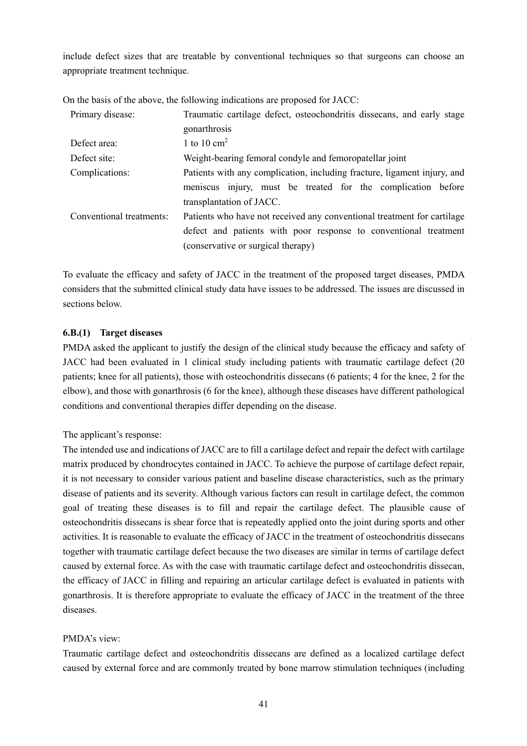include defect sizes that are treatable by conventional techniques so that surgeons can choose an appropriate treatment technique.

On the basis of the above, the following indications are proposed for JACC:

| | |
|---|---|
| Primary disease: | Traumatic cartilage defect, osteochondritis dissecans, and early stage gonarthrosis |
| Defect area: | 1 to 10 $cm^2$ |
| Defect site: | Weight-bearing femoral condyle and femoropatellar joint |
| Complications: | Patients with any complication, including fracture, ligament injury, and meniscus injury, must be treated for the complication before transplantation of JACC. |
| Conventional treatments: | Patients who have not received any conventional treatment for cartilage defect and patients with poor response to conventional treatment (conservative or surgical therapy) |

To evaluate the efficacy and safety of JACC in the treatment of the proposed target diseases, PMDA considers that the submitted clinical study data have issues to be addressed. The issues are discussed in sections below.

#### 6.B.(1) Target diseases

PMDA asked the applicant to justify the design of the clinical study because the efficacy and safety of JACC had been evaluated in 1 clinical study including patients with traumatic cartilage defect (20 patients; knee for all patients), those with osteochondritis dissecans (6 patients; 4 for the knee, 2 for the elbow), and those with gonarthrosis (6 for the knee), although these diseases have different pathological conditions and conventional therapies differ depending on the disease.

The applicant's response:

The intended use and indications of JACC are to fill a cartilage defect and repair the defect with cartilage matrix produced by chondrocytes contained in JACC. To achieve the purpose of cartilage defect repair, it is not necessary to consider various patient and baseline disease characteristics, such as the primary disease of patients and its severity. Although various factors can result in cartilage defect, the common goal of treating these diseases is to fill and repair the cartilage defect. The plausible cause of osteochondritis dissecans is shear force that is repeatedly applied onto the joint during sports and other activities. It is reasonable to evaluate the efficacy of JACC in the treatment of osteochondritis dissecans together with traumatic cartilage defect because the two diseases are similar in terms of cartilage defect caused by external force. As with the case with traumatic cartilage defect and osteochondritis dissecan, the efficacy of JACC in filling and repairing an articular cartilage defect is evaluated in patients with gonarthrosis. It is therefore appropriate to evaluate the efficacy of JACC in the treatment of the three diseases.

PMDA's view:

Traumatic cartilage defect and osteochondritis dissecans are defined as a localized cartilage defect caused by external force and are commonly treated by bone marrow stimulation techniques (including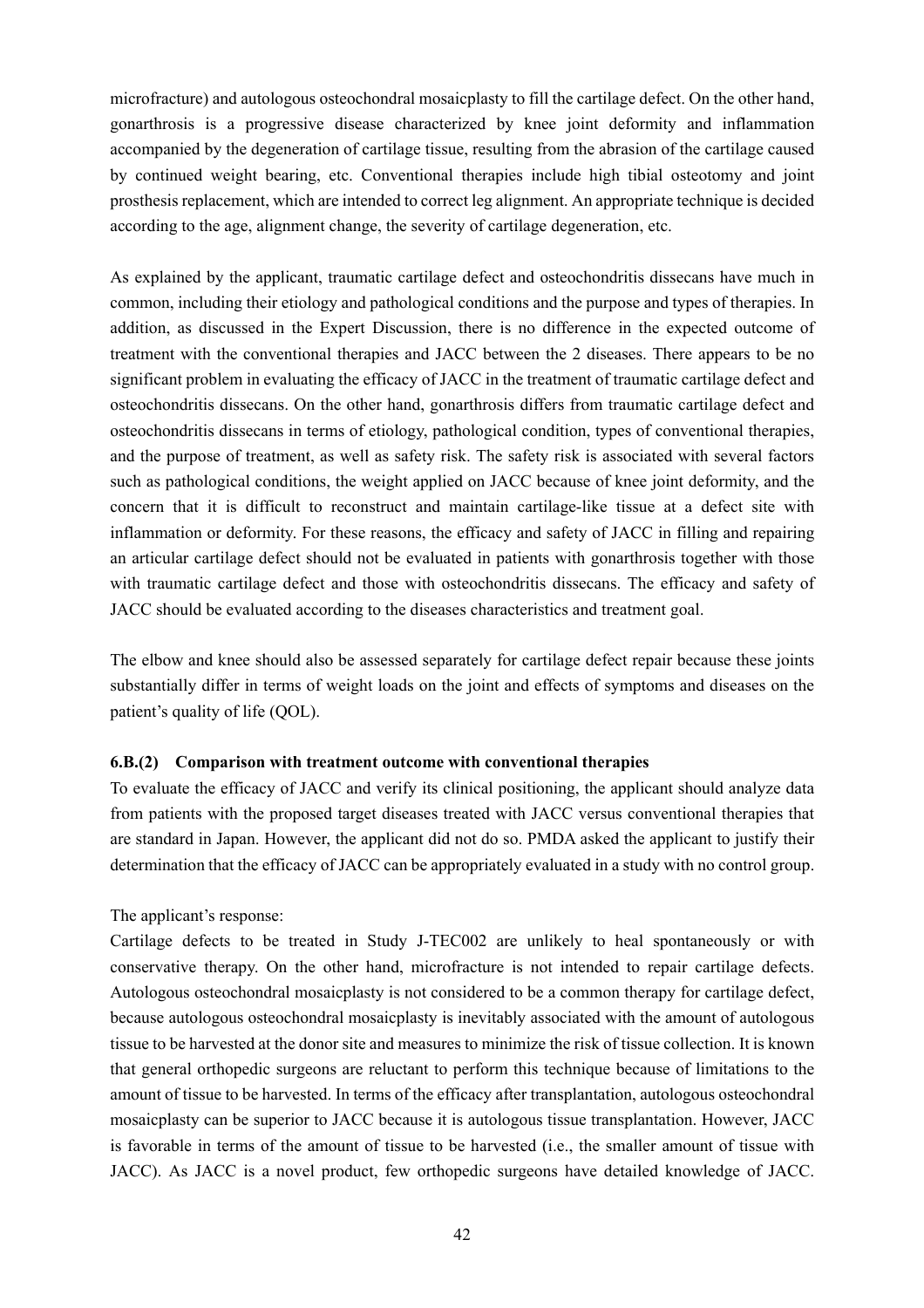microfracture) and autologous osteochondral mosaicplasty to fill the cartilage defect. On the other hand, gonarthrosis is a progressive disease characterized by knee joint deformity and inflammation accompanied by the degeneration of cartilage tissue, resulting from the abrasion of the cartilage caused by continued weight bearing, etc. Conventional therapies include high tibial osteotomy and joint prosthesis replacement, which are intended to correct leg alignment. An appropriate technique is decided according to the age, alignment change, the severity of cartilage degeneration, etc.

As explained by the applicant, traumatic cartilage defect and osteochondritis dissecans have much in common, including their etiology and pathological conditions and the purpose and types of therapies. In addition, as discussed in the Expert Discussion, there is no difference in the expected outcome of treatment with the conventional therapies and JACC between the 2 diseases. There appears to be no significant problem in evaluating the efficacy of JACC in the treatment of traumatic cartilage defect and osteochondritis dissecans. On the other hand, gonarthrosis differs from traumatic cartilage defect and osteochondritis dissecans in terms of etiology, pathological condition, types of conventional therapies, and the purpose of treatment, as well as safety risk. The safety risk is associated with several factors such as pathological conditions, the weight applied on JACC because of knee joint deformity, and the concern that it is difficult to reconstruct and maintain cartilage-like tissue at a defect site with inflammation or deformity. For these reasons, the efficacy and safety of JACC in filling and repairing an articular cartilage defect should not be evaluated in patients with gonarthrosis together with those with traumatic cartilage defect and those with osteochondritis dissecans. The efficacy and safety of JACC should be evaluated according to the diseases characteristics and treatment goal.

The elbow and knee should also be assessed separately for cartilage defect repair because these joints substantially differ in terms of weight loads on the joint and effects of symptoms and diseases on the patient's quality of life (QOL).

#### 6.B.(2) Comparison with treatment outcome with conventional therapies

To evaluate the efficacy of JACC and verify its clinical positioning, the applicant should analyze data from patients with the proposed target diseases treated with JACC versus conventional therapies that are standard in Japan. However, the applicant did not do so. PMDA asked the applicant to justify their determination that the efficacy of JACC can be appropriately evaluated in a study with no control group.

The applicant's response:

Cartilage defects to be treated in Study J-TEC002 are unlikely to heal spontaneously or with conservative therapy. On the other hand, microfracture is not intended to repair cartilage defects. Autologous osteochondral mosaicplasty is not considered to be a common therapy for cartilage defect, because autologous osteochondral mosaicplasty is inevitably associated with the amount of autologous tissue to be harvested at the donor site and measures to minimize the risk of tissue collection. It is known that general orthopedic surgeons are reluctant to perform this technique because of limitations to the amount of tissue to be harvested. In terms of the efficacy after transplantation, autologous osteochondral mosaicplasty can be superior to JACC because it is autologous tissue transplantation. However, JACC is favorable in terms of the amount of tissue to be harvested (i.e., the smaller amount of tissue with JACC). As JACC is a novel product, few orthopedic surgeons have detailed knowledge of JACC.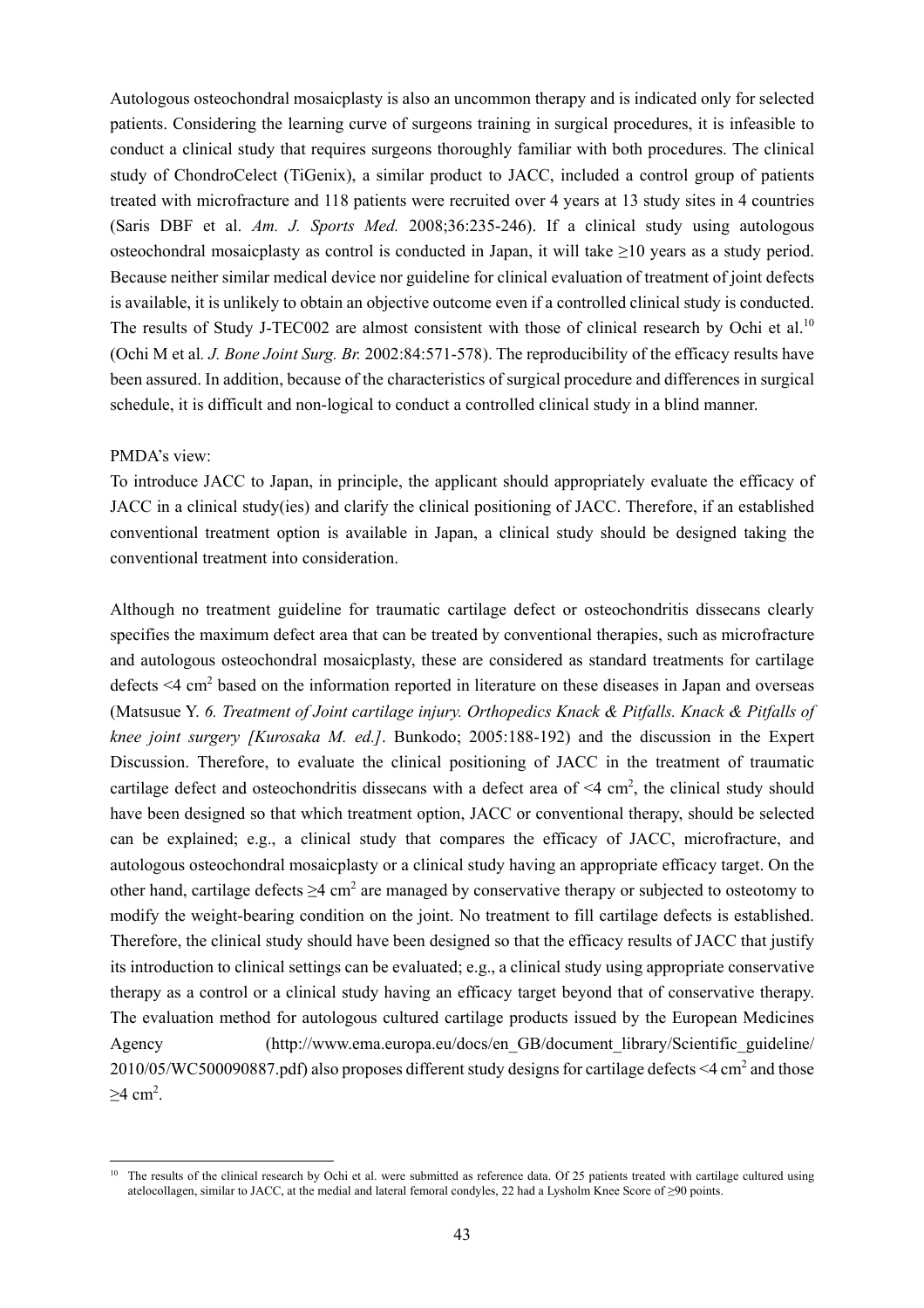Autologous osteochondral mosaicplasty is also an uncommon therapy and is indicated only for selected patients. Considering the learning curve of surgeons training in surgical procedures, it is infeasible to conduct a clinical study that requires surgeons thoroughly familiar with both procedures. The clinical study of ChondroCelect (TiGenix), a similar product to JACC, included a control group of patients treated with microfracture and 118 patients were recruited over 4 years at 13 study sites in 4 countries (Saris DBF et al. *Am. J. Sports Med.* 2008;36:235-246). If a clinical study using autologous osteochondral mosaicplasty as control is conducted in Japan, it will take ≥10 years as a study period. Because neither similar medical device nor guideline for clinical evaluation of treatment of joint defects is available, it is unlikely to obtain an objective outcome even if a controlled clinical study is conducted. The results of Study J-TEC002 are almost consistent with those of clinical research by Ochi et al.[10] (Ochi M et al*. J. Bone Joint Surg. Br.* 2002:84:571-578). The reproducibility of the efficacy results have been assured. In addition, because of the characteristics of surgical procedure and differences in surgical schedule, it is difficult and non-logical to conduct a controlled clinical study in a blind manner.

PMDA's view:

To introduce JACC to Japan, in principle, the applicant should appropriately evaluate the efficacy of JACC in a clinical study(ies) and clarify the clinical positioning of JACC. Therefore, if an established conventional treatment option is available in Japan, a clinical study should be designed taking the conventional treatment into consideration.

Although no treatment guideline for traumatic cartilage defect or osteochondritis dissecans clearly specifies the maximum defect area that can be treated by conventional therapies, such as microfracture and autologous osteochondral mosaicplasty, these are considered as standard treatments for cartilage defects <4 cm$^2$ based on the information reported in literature on these diseases in Japan and overseas (Matsusue Y. *6. Treatment of Joint cartilage injury. Orthopedics Knack & Pitfalls. Knack & Pitfalls of knee joint surgery [Kurosaka M. ed.]*. Bunkodo; 2005:188-192) and the discussion in the Expert Discussion. Therefore, to evaluate the clinical positioning of JACC in the treatment of traumatic cartilage defect and osteochondritis dissecans with a defect area of <4 cm$^2$, the clinical study should have been designed so that which treatment option, JACC or conventional therapy, should be selected can be explained; e.g., a clinical study that compares the efficacy of JACC, microfracture, and autologous osteochondral mosaicplasty or a clinical study having an appropriate efficacy target. On the other hand, cartilage defects ≥4 cm$^2$ are managed by conservative therapy or subjected to osteotomy to modify the weight-bearing condition on the joint. No treatment to fill cartilage defects is established. Therefore, the clinical study should have been designed so that the efficacy results of JACC that justify its introduction to clinical settings can be evaluated; e.g., a clinical study using appropriate conservative therapy as a control or a clinical study having an efficacy target beyond that of conservative therapy. The evaluation method for autologous cultured cartilage products issued by the European Medicines Agency (http://www.ema.europa.eu/docs/en_GB/document_library/Scientific_guideline/2010/05/WC500090887.pdf) also proposes different study designs for cartilage defects <4 cm$^2$ and those ≥4 cm$^2$.

---

[10] The results of the clinical research by Ochi et al. were submitted as reference data. Of 25 patients treated with cartilage cultured using atelocollagen, similar to JACC, at the medial and lateral femoral condyles, 22 had a Lysholm Knee Score of ≥90 points.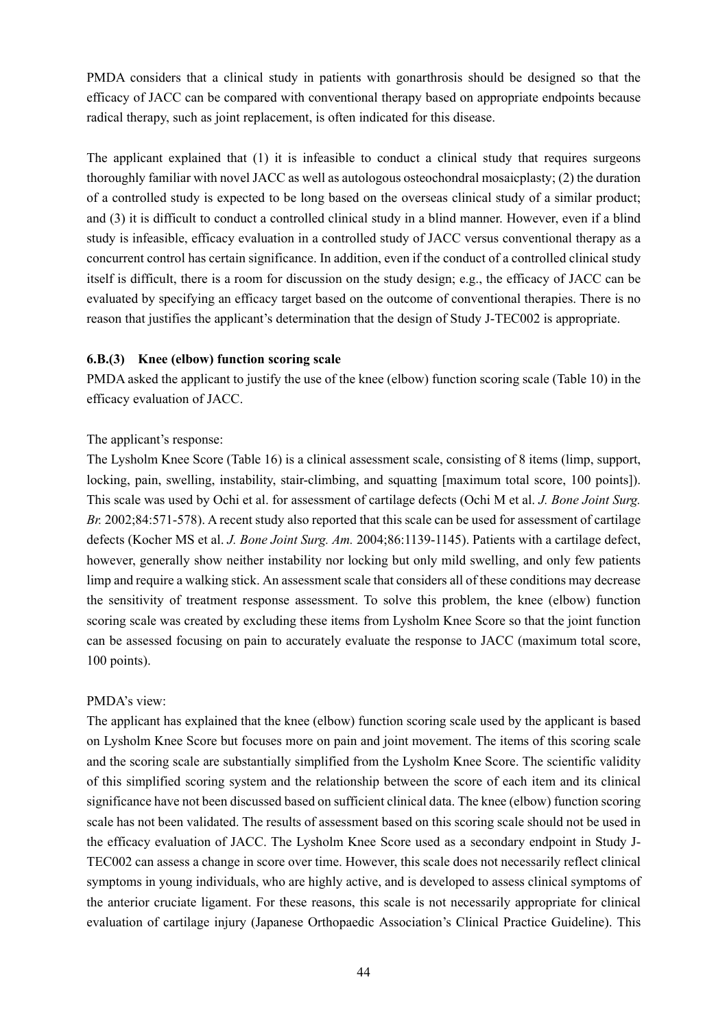PMDA considers that a clinical study in patients with gonarthrosis should be designed so that the efficacy of JACC can be compared with conventional therapy based on appropriate endpoints because radical therapy, such as joint replacement, is often indicated for this disease.

The applicant explained that (1) it is infeasible to conduct a clinical study that requires surgeons thoroughly familiar with novel JACC as well as autologous osteochondral mosaicplasty; (2) the duration of a controlled study is expected to be long based on the overseas clinical study of a similar product; and (3) it is difficult to conduct a controlled clinical study in a blind manner. However, even if a blind study is infeasible, efficacy evaluation in a controlled study of JACC versus conventional therapy as a concurrent control has certain significance. In addition, even if the conduct of a controlled clinical study itself is difficult, there is a room for discussion on the study design; e.g., the efficacy of JACC can be evaluated by specifying an efficacy target based on the outcome of conventional therapies. There is no reason that justifies the applicant's determination that the design of Study J-TEC002 is appropriate.

#### 6.B.(3) Knee (elbow) function scoring scale

PMDA asked the applicant to justify the use of the knee (elbow) function scoring scale (Table 10) in the efficacy evaluation of JACC.

The applicant's response:

The Lysholm Knee Score (Table 16) is a clinical assessment scale, consisting of 8 items (limp, support, locking, pain, swelling, instability, stair-climbing, and squatting [maximum total score, 100 points]). This scale was used by Ochi et al. for assessment of cartilage defects (Ochi M et al. *J. Bone Joint Surg. Br.* 2002;84:571-578). A recent study also reported that this scale can be used for assessment of cartilage defects (Kocher MS et al. *J. Bone Joint Surg. Am.* 2004;86:1139-1145). Patients with a cartilage defect, however, generally show neither instability nor locking but only mild swelling, and only few patients limp and require a walking stick. An assessment scale that considers all of these conditions may decrease the sensitivity of treatment response assessment. To solve this problem, the knee (elbow) function scoring scale was created by excluding these items from Lysholm Knee Score so that the joint function can be assessed focusing on pain to accurately evaluate the response to JACC (maximum total score, 100 points).

PMDA's view:

The applicant has explained that the knee (elbow) function scoring scale used by the applicant is based on Lysholm Knee Score but focuses more on pain and joint movement. The items of this scoring scale and the scoring scale are substantially simplified from the Lysholm Knee Score. The scientific validity of this simplified scoring system and the relationship between the score of each item and its clinical significance have not been discussed based on sufficient clinical data. The knee (elbow) function scoring scale has not been validated. The results of assessment based on this scoring scale should not be used in the efficacy evaluation of JACC. The Lysholm Knee Score used as a secondary endpoint in Study J-TEC002 can assess a change in score over time. However, this scale does not necessarily reflect clinical symptoms in young individuals, who are highly active, and is developed to assess clinical symptoms of the anterior cruciate ligament. For these reasons, this scale is not necessarily appropriate for clinical evaluation of cartilage injury (Japanese Orthopaedic Association's Clinical Practice Guideline). This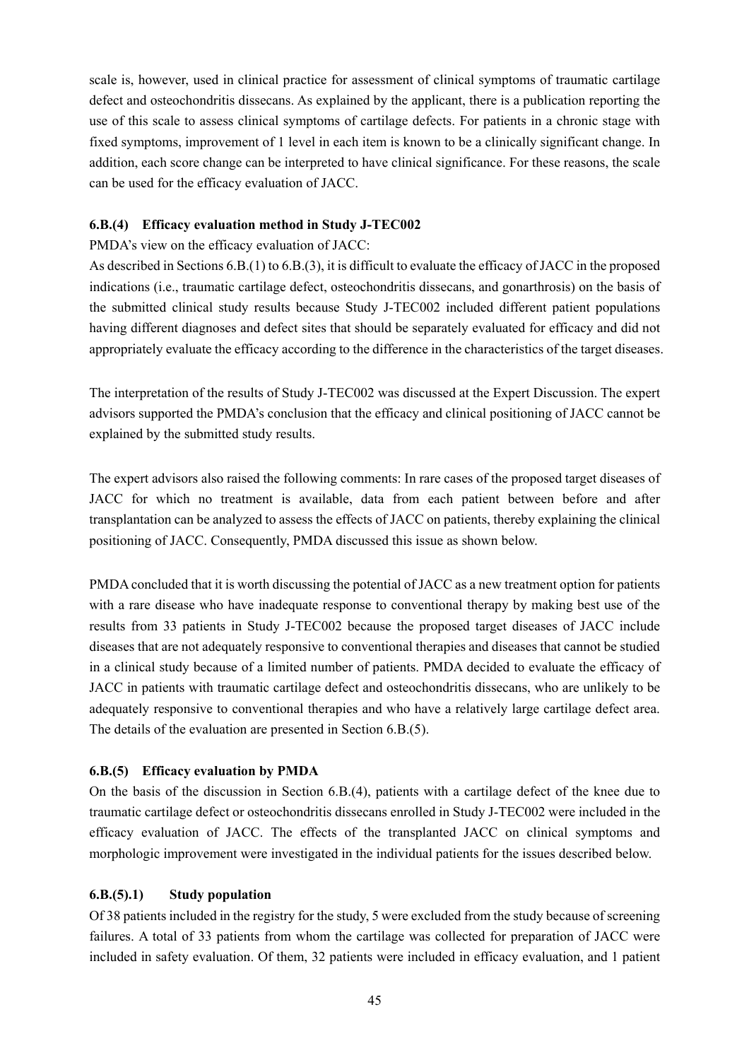scale is, however, used in clinical practice for assessment of clinical symptoms of traumatic cartilage defect and osteochondritis dissecans. As explained by the applicant, there is a publication reporting the use of this scale to assess clinical symptoms of cartilage defects. For patients in a chronic stage with fixed symptoms, improvement of 1 level in each item is known to be a clinically significant change. In addition, each score change can be interpreted to have clinical significance. For these reasons, the scale can be used for the efficacy evaluation of JACC.

### 6.B.(4) Efficacy evaluation method in Study J-TEC002

PMDA's view on the efficacy evaluation of JACC:

As described in Sections 6.B.(1) to 6.B.(3), it is difficult to evaluate the efficacy of JACC in the proposed indications (i.e., traumatic cartilage defect, osteochondritis dissecans, and gonarthrosis) on the basis of the submitted clinical study results because Study J-TEC002 included different patient populations having different diagnoses and defect sites that should be separately evaluated for efficacy and did not appropriately evaluate the efficacy according to the difference in the characteristics of the target diseases.

The interpretation of the results of Study J-TEC002 was discussed at the Expert Discussion. The expert advisors supported the PMDA's conclusion that the efficacy and clinical positioning of JACC cannot be explained by the submitted study results.

The expert advisors also raised the following comments: In rare cases of the proposed target diseases of JACC for which no treatment is available, data from each patient between before and after transplantation can be analyzed to assess the effects of JACC on patients, thereby explaining the clinical positioning of JACC. Consequently, PMDA discussed this issue as shown below.

PMDA concluded that it is worth discussing the potential of JACC as a new treatment option for patients with a rare disease who have inadequate response to conventional therapy by making best use of the results from 33 patients in Study J-TEC002 because the proposed target diseases of JACC include diseases that are not adequately responsive to conventional therapies and diseases that cannot be studied in a clinical study because of a limited number of patients. PMDA decided to evaluate the efficacy of JACC in patients with traumatic cartilage defect and osteochondritis dissecans, who are unlikely to be adequately responsive to conventional therapies and who have a relatively large cartilage defect area. The details of the evaluation are presented in Section 6.B.(5).

### 6.B.(5) Efficacy evaluation by PMDA

On the basis of the discussion in Section 6.B.(4), patients with a cartilage defect of the knee due to traumatic cartilage defect or osteochondritis dissecans enrolled in Study J-TEC002 were included in the efficacy evaluation of JACC. The effects of the transplanted JACC on clinical symptoms and morphologic improvement were investigated in the individual patients for the issues described below.

#### 6.B.(5).1) Study population

Of 38 patients included in the registry for the study, 5 were excluded from the study because of screening failures. A total of 33 patients from whom the cartilage was collected for preparation of JACC were included in safety evaluation. Of them, 32 patients were included in efficacy evaluation, and 1 patient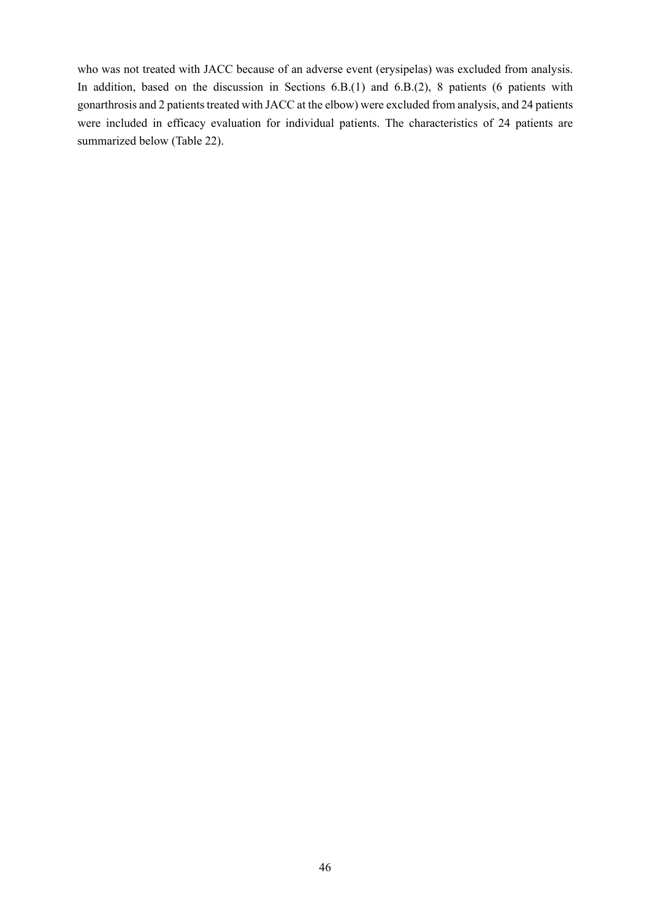who was not treated with JACC because of an adverse event (erysipelas) was excluded from analysis. In addition, based on the discussion in Sections 6.B.(1) and 6.B.(2), 8 patients (6 patients with gonarthrosis and 2 patients treated with JACC at the elbow) were excluded from analysis, and 24 patients were included in efficacy evaluation for individual patients. The characteristics of 24 patients are summarized below (Table 22).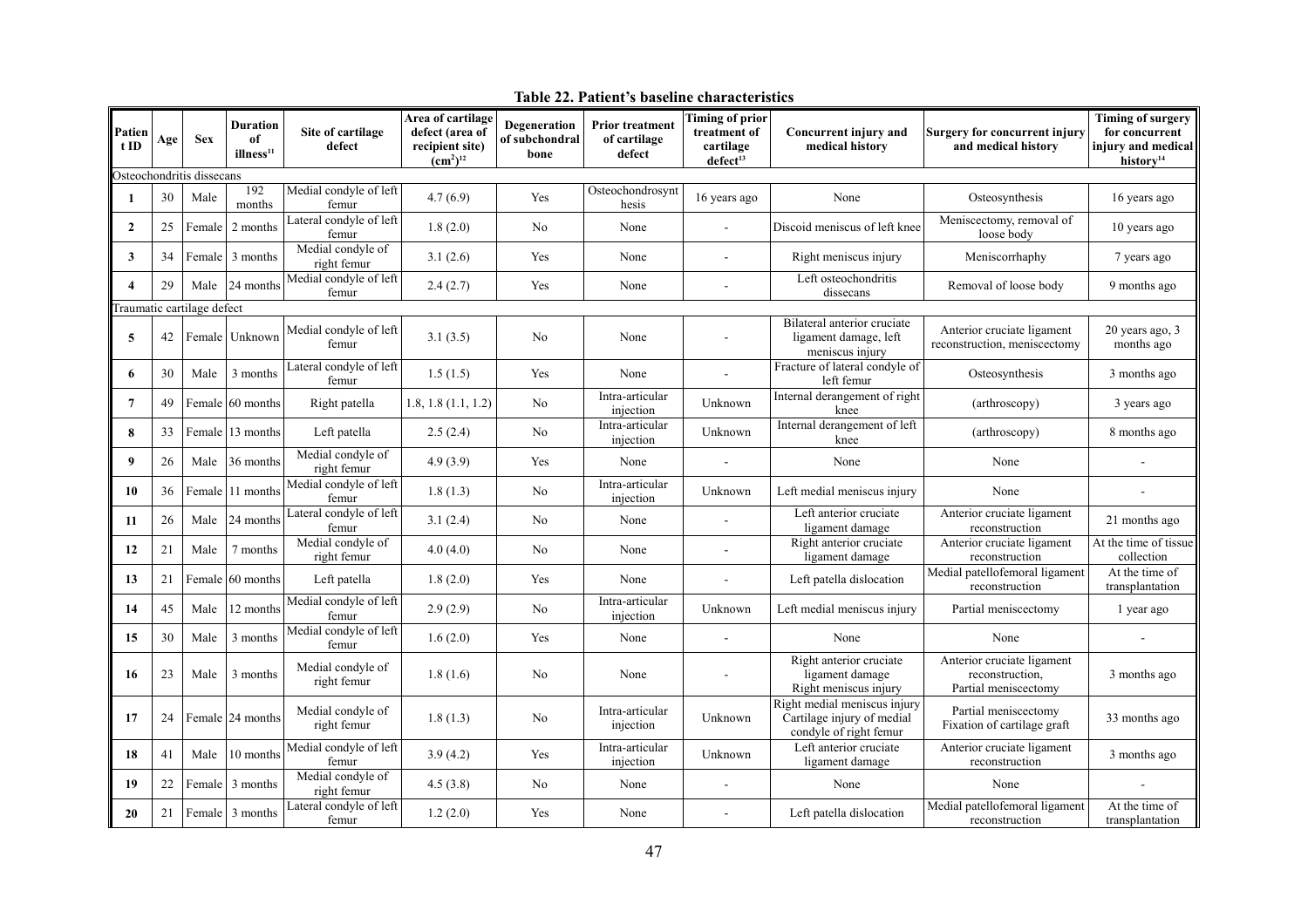**Table 22. Patient's baseline characteristics**

| Patient ID | Age | Sex | Duration of illness[11] | Site of cartilage defect | Area of cartilage defect (area of recipient site) $(cm^2)$[12] | Degeneration of subchondral bone | Prior treatment of cartilage defect | Timing of prior treatment of cartilage defect[13] | Concurrent injury and medical history | Surgery for concurrent injury and medical history | Timing of surgery for concurrent injury and medical history[14] |
|---|---|---|---|---|---|---|---|---|---|---|---|
| Osteochondritis dissecans | | | | | | | | | | | |
| **1** | 30 | Male | 192 months | Medial condyle of left femur | 4.7 (6.9) | Yes | Osteochondrosynthesis | 16 years ago | None | Osteosynthesis | 16 years ago |
| **2** | 25 | Female | 2 months | Lateral condyle of left femur | 1.8 (2.0) | No | None | - | Discoid meniscus of left knee | Meniscectomy, removal of loose body | 10 years ago |
| **3** | 34 | Female | 3 months | Medial condyle of right femur | 3.1 (2.6) | Yes | None | - | Right meniscus injury | Meniscorrhaphy | 7 years ago |
| **4** | 29 | Male | 24 months | Medial condyle of left femur | 2.4 (2.7) | Yes | None | - | Left osteochondritis dissecans | Removal of loose body | 9 months ago |
| Traumatic cartilage defect | | | | | | | | | | | |
| **5** | 42 | Female | Unknown | Medial condyle of left femur | 3.1 (3.5) | No | None | - | Bilateral anterior cruciate ligament damage, left meniscus injury | Anterior cruciate ligament reconstruction, meniscectomy | 20 years ago, 3 months ago |
| **6** | 30 | Male | 3 months | Lateral condyle of left femur | 1.5 (1.5) | Yes | None | - | Fracture of lateral condyle of left femur | Osteosynthesis | 3 months ago |
| **7** | 49 | Female | 60 months | Right patella | 1.8, 1.8 (1.1, 1.2) | No | Intra-articular injection | Unknown | Internal derangement of right knee | (arthroscopy) | 3 years ago |
| **8** | 33 | Female | 13 months | Left patella | 2.5 (2.4) | No | Intra-articular injection | Unknown | Internal derangement of left knee | (arthroscopy) | 8 months ago |
| **9** | 26 | Male | 36 months | Medial condyle of right femur | 4.9 (3.9) | Yes | None | - | None | None | - |
| **10** | 36 | Female | 11 months | Medial condyle of left femur | 1.8 (1.3) | No | Intra-articular injection | Unknown | Left medial meniscus injury | None | - |
| **11** | 26 | Male | 24 months | Lateral condyle of left femur | 3.1 (2.4) | No | None | - | Left anterior cruciate ligament damage | Anterior cruciate ligament reconstruction | 21 months ago |
| **12** | 21 | Male | 7 months | Medial condyle of right femur | 4.0 (4.0) | No | None | - | Right anterior cruciate ligament damage | Anterior cruciate ligament reconstruction | At the time of tissue collection |
| **13** | 21 | Female | 60 months | Left patella | 1.8 (2.0) | Yes | None | - | Left patella dislocation | Medial patellofemoral ligament reconstruction | At the time of transplantation |
| **14** | 45 | Male | 12 months | Medial condyle of left femur | 2.9 (2.9) | No | Intra-articular injection | Unknown | Left medial meniscus injury | Partial meniscectomy | 1 year ago |
| **15** | 30 | Male | 3 months | Medial condyle of left femur | 1.6 (2.0) | Yes | None | - | None | None | - |
| **16** | 23 | Male | 3 months | Medial condyle of right femur | 1.8 (1.6) | No | None | - | Right anterior cruciate ligament damage Right meniscus injury | Anterior cruciate ligament reconstruction, Partial meniscectomy | 3 months ago |
| **17** | 24 | Female | 24 months | Medial condyle of right femur | 1.8 (1.3) | No | Intra-articular injection | Unknown | Right medial meniscus injury Cartilage injury of medial condyle of right femur | Partial meniscectomy Fixation of cartilage graft | 33 months ago |
| **18** | 41 | Male | 10 months | Medial condyle of left femur | 3.9 (4.2) | Yes | Intra-articular injection | Unknown | Left anterior cruciate ligament damage | Anterior cruciate ligament reconstruction | 3 months ago |
| **19** | 22 | Female | 3 months | Medial condyle of right femur | 4.5 (3.8) | No | None | - | None | None | - |
| **20** | 21 | Female | 3 months | Lateral condyle of left femur | 1.2 (2.0) | Yes | None | - | Left patella dislocation | Medial patellofemoral ligament reconstruction | At the time of transplantation |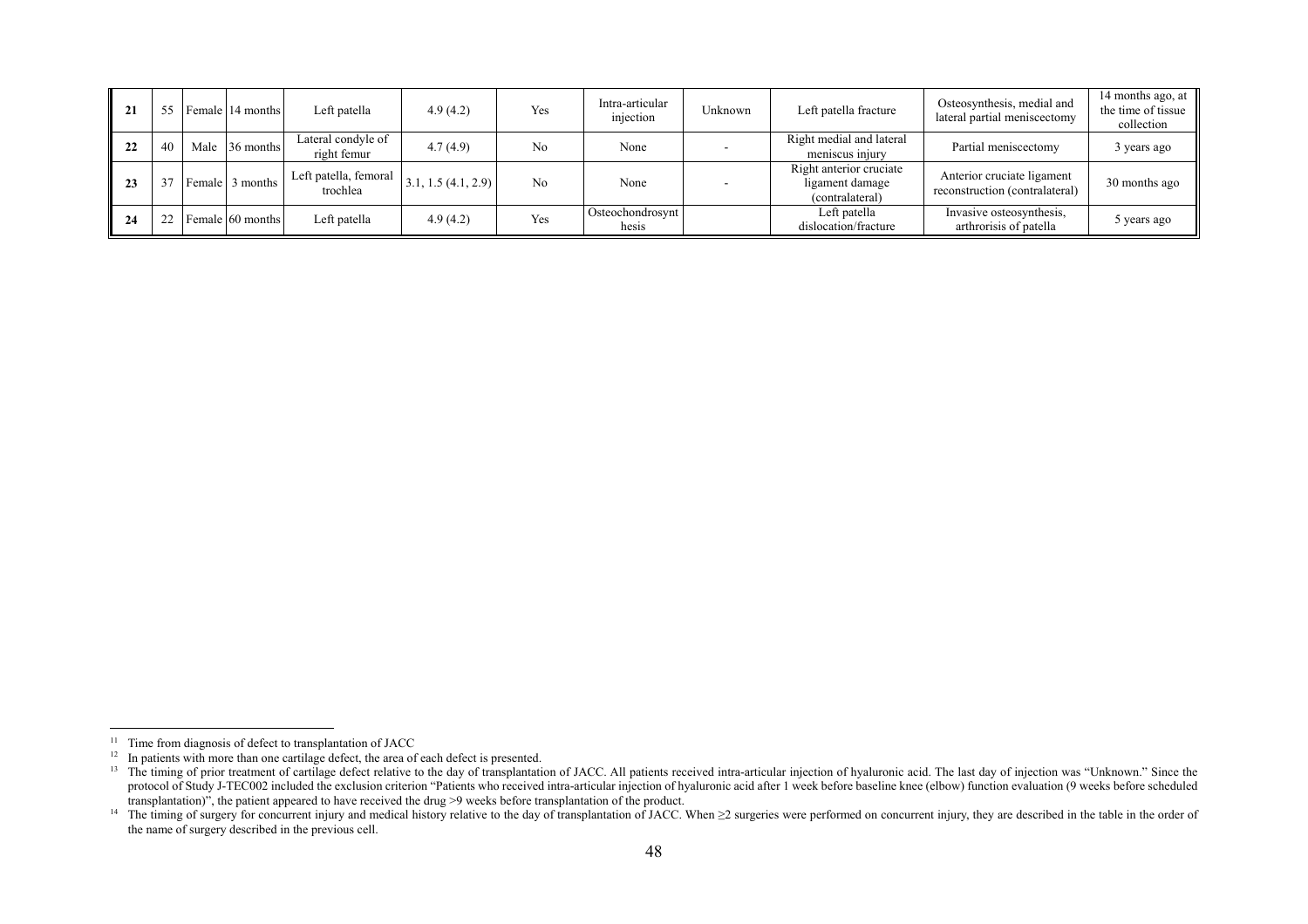| 21 | 55 | Female | 14 months | Left patella | 4.9 (4.2) | Yes | Intra-articular injection | Unknown | Left patella fracture | Osteosynthesis, medial and lateral partial meniscectomy | 14 months ago, at the time of tissue collection |
|---|---|---|---|---|---|---|---|---|---|---|---|
| 22 | 40 | Male | 36 months | Lateral condyle of right femur | 4.7 (4.9) | No | None | - | Right medial and lateral meniscus injury | Partial meniscectomy | 3 years ago |
| 23 | 37 | Female | 3 months | Left patella, femoral trochlea | 3.1, 1.5 (4.1, 2.9) | No | None | - | Right anterior cruciate ligament damage (contralateral) | Anterior cruciate ligament reconstruction (contralateral) | 30 months ago |
| 24 | 22 | Female | 60 months | Left patella | 4.9 (4.2) | Yes | Osteochondrosynthesis | | Left patella dislocation/fracture | Invasive osteosynthesis, arthrorisis of patella | 5 years ago |

[11] Time from diagnosis of defect to transplantation of JACC

[12] In patients with more than one cartilage defect, the area of each defect is presented.

[13] The timing of prior treatment of cartilage defect relative to the day of transplantation of JACC. All patients received intra-articular injection of hyaluronic acid. The last day of injection was "Unknown." Since the protocol of Study J-TEC002 included the exclusion criterion "Patients who received intra-articular injection of hyaluronic acid after 1 week before baseline knee (elbow) function evaluation (9 weeks before scheduled transplantation)", the patient appeared to have received the drug >9 weeks before transplantation of the product.

[14] The timing of surgery for concurrent injury and medical history relative to the day of transplantation of JACC. When ≥2 surgeries were performed on concurrent injury, they are described in the table in the order of the name of surgery described in the previous cell.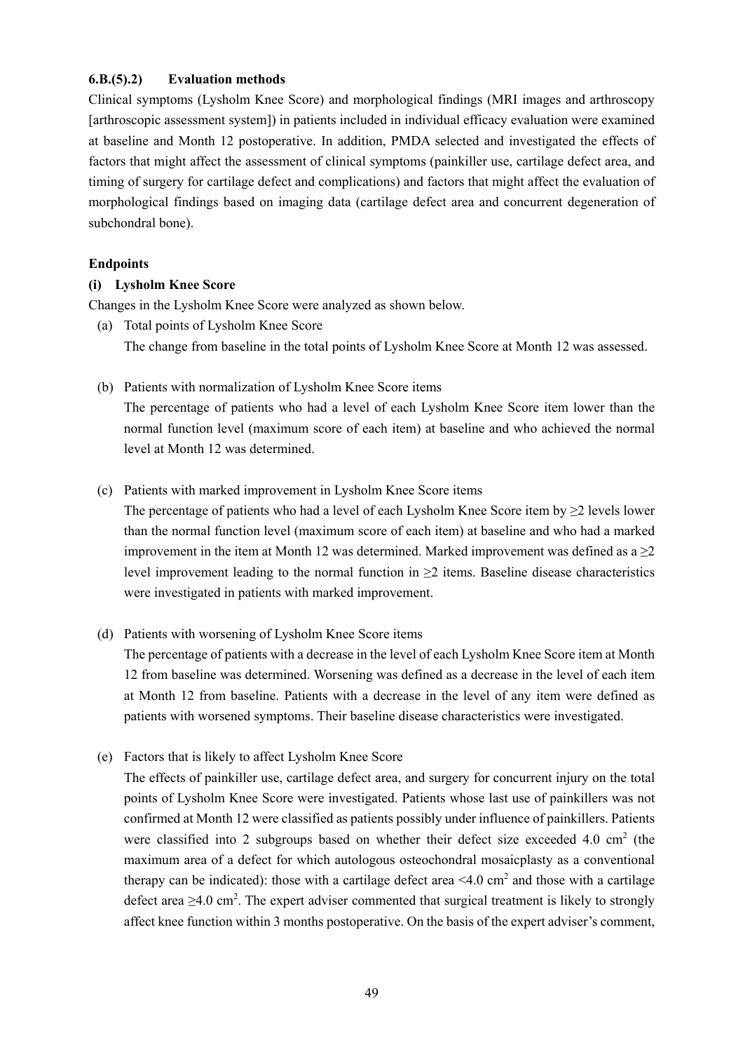### 6.B.(5).2) Evaluation methods

Clinical symptoms (Lysholm Knee Score) and morphological findings (MRI images and arthroscopy [arthroscopic assessment system]) in patients included in individual efficacy evaluation were examined at baseline and Month 12 postoperative. In addition, PMDA selected and investigated the effects of factors that might affect the assessment of clinical symptoms (painkiller use, cartilage defect area, and timing of surgery for cartilage defect and complications) and factors that might affect the evaluation of morphological findings based on imaging data (cartilage defect area and concurrent degeneration of subchondral bone).

**Endpoints**

**(i) Lysholm Knee Score**

Changes in the Lysholm Knee Score were analyzed as shown below.

(a) Total points of Lysholm Knee Score
The change from baseline in the total points of Lysholm Knee Score at Month 12 was assessed.

(b) Patients with normalization of Lysholm Knee Score items
The percentage of patients who had a level of each Lysholm Knee Score item lower than the normal function level (maximum score of each item) at baseline and who achieved the normal level at Month 12 was determined.

(c) Patients with marked improvement in Lysholm Knee Score items
The percentage of patients who had a level of each Lysholm Knee Score item by ≥2 levels lower than the normal function level (maximum score of each item) at baseline and who had a marked improvement in the item at Month 12 was determined. Marked improvement was defined as a ≥2 level improvement leading to the normal function in ≥2 items. Baseline disease characteristics were investigated in patients with marked improvement.

(d) Patients with worsening of Lysholm Knee Score items
The percentage of patients with a decrease in the level of each Lysholm Knee Score item at Month 12 from baseline was determined. Worsening was defined as a decrease in the level of each item at Month 12 from baseline. Patients with a decrease in the level of any item were defined as patients with worsened symptoms. Their baseline disease characteristics were investigated.

(e) Factors that is likely to affect Lysholm Knee Score
The effects of painkiller use, cartilage defect area, and surgery for concurrent injury on the total points of Lysholm Knee Score were investigated. Patients whose last use of painkillers was not confirmed at Month 12 were classified as patients possibly under influence of painkillers. Patients were classified into 2 subgroups based on whether their defect size exceeded 4.0 $cm^2$ (the maximum area of a defect for which autologous osteochondral mosaicplasty as a conventional therapy can be indicated): those with a cartilage defect area <4.0 $cm^2$ and those with a cartilage defect area ≥4.0 $cm^2$. The expert adviser commented that surgical treatment is likely to strongly affect knee function within 3 months postoperative. On the basis of the expert adviser's comment,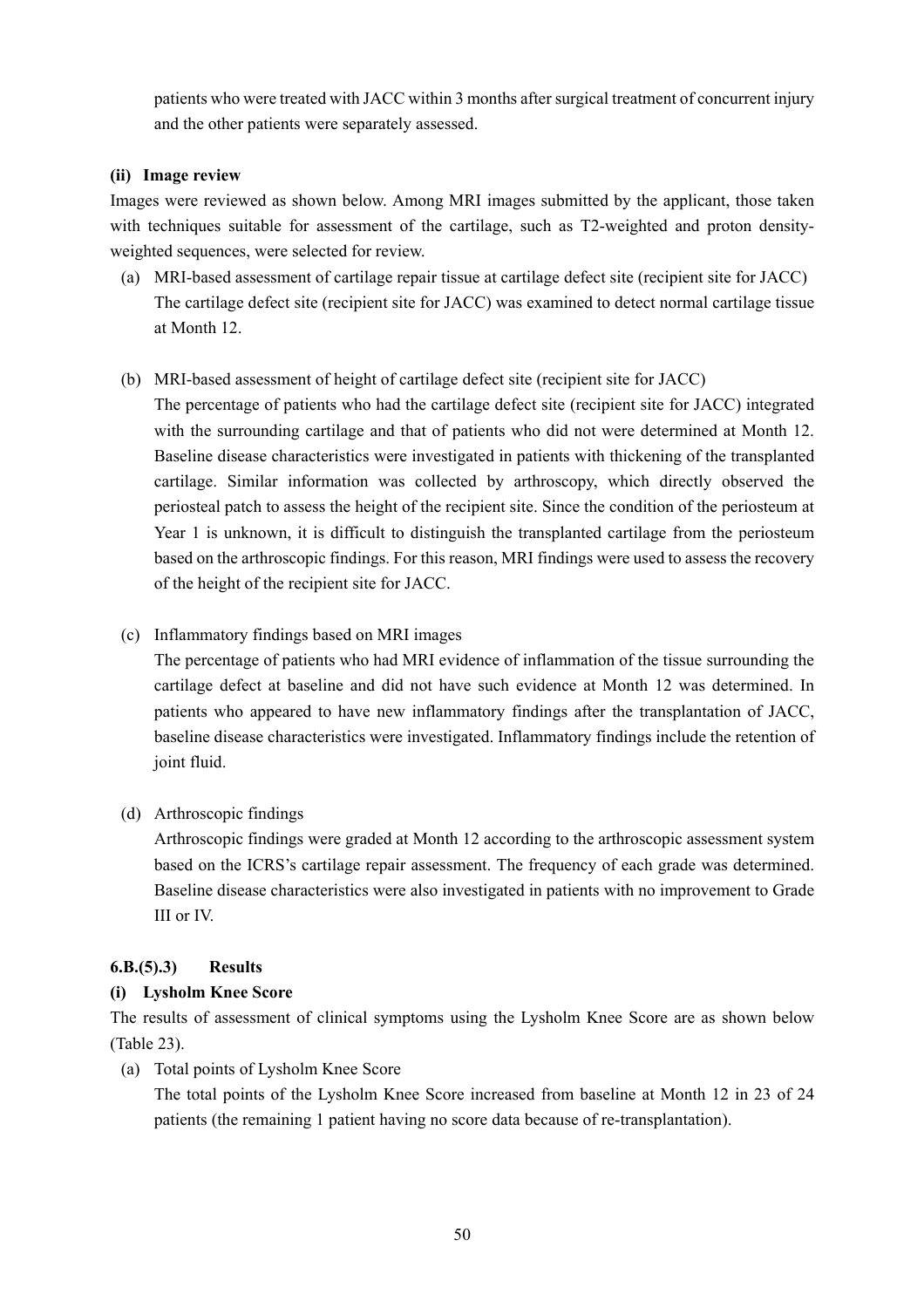patients who were treated with JACC within 3 months after surgical treatment of concurrent injury and the other patients were separately assessed.

#### (ii) Image review

Images were reviewed as shown below. Among MRI images submitted by the applicant, those taken with techniques suitable for assessment of the cartilage, such as T2-weighted and proton density-weighted sequences, were selected for review.

(a) MRI-based assessment of cartilage repair tissue at cartilage defect site (recipient site for JACC)
The cartilage defect site (recipient site for JACC) was examined to detect normal cartilage tissue at Month 12.

(b) MRI-based assessment of height of cartilage defect site (recipient site for JACC)
The percentage of patients who had the cartilage defect site (recipient site for JACC) integrated with the surrounding cartilage and that of patients who did not were determined at Month 12. Baseline disease characteristics were investigated in patients with thickening of the transplanted cartilage. Similar information was collected by arthroscopy, which directly observed the periosteal patch to assess the height of the recipient site. Since the condition of the periosteum at Year 1 is unknown, it is difficult to distinguish the transplanted cartilage from the periosteum based on the arthroscopic findings. For this reason, MRI findings were used to assess the recovery of the height of the recipient site for JACC.

(c) Inflammatory findings based on MRI images
The percentage of patients who had MRI evidence of inflammation of the tissue surrounding the cartilage defect at baseline and did not have such evidence at Month 12 was determined. In patients who appeared to have new inflammatory findings after the transplantation of JACC, baseline disease characteristics were investigated. Inflammatory findings include the retention of joint fluid.

(d) Arthroscopic findings
Arthroscopic findings were graded at Month 12 according to the arthroscopic assessment system based on the ICRS's cartilage repair assessment. The frequency of each grade was determined. Baseline disease characteristics were also investigated in patients with no improvement to Grade III or IV.

### 6.B.(5).3) Results

#### (i) Lysholm Knee Score

The results of assessment of clinical symptoms using the Lysholm Knee Score are as shown below (Table 23).

(a) Total points of Lysholm Knee Score
The total points of the Lysholm Knee Score increased from baseline at Month 12 in 23 of 24 patients (the remaining 1 patient having no score data because of re-transplantation).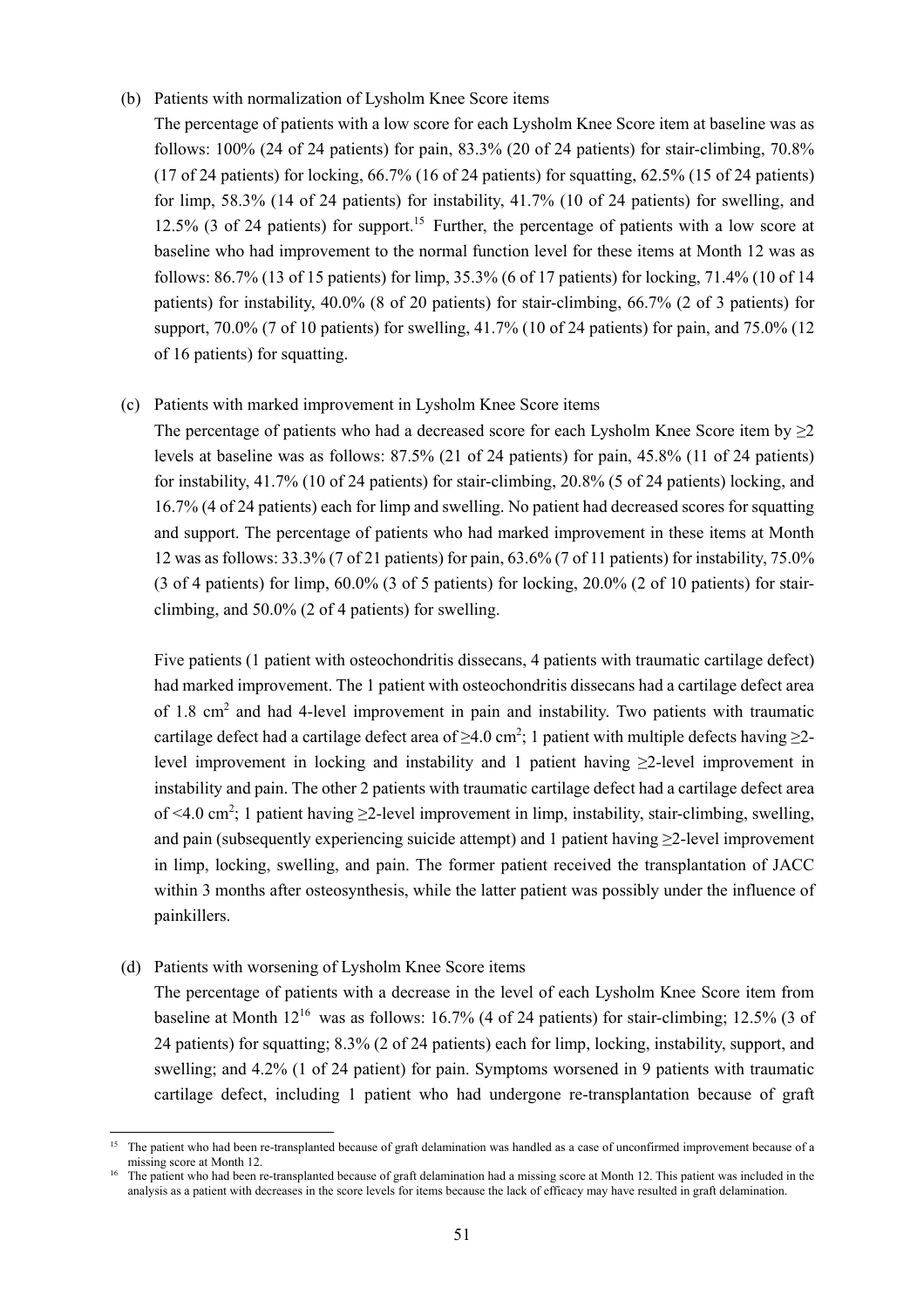(b) Patients with normalization of Lysholm Knee Score items

The percentage of patients with a low score for each Lysholm Knee Score item at baseline was as follows: 100% (24 of 24 patients) for pain, 83.3% (20 of 24 patients) for stair-climbing, 70.8% (17 of 24 patients) for locking, 66.7% (16 of 24 patients) for squatting, 62.5% (15 of 24 patients) for limp, 58.3% (14 of 24 patients) for instability, 41.7% (10 of 24 patients) for swelling, and 12.5% (3 of 24 patients) for support.[15] Further, the percentage of patients with a low score at baseline who had improvement to the normal function level for these items at Month 12 was as follows: 86.7% (13 of 15 patients) for limp, 35.3% (6 of 17 patients) for locking, 71.4% (10 of 14 patients) for instability, 40.0% (8 of 20 patients) for stair-climbing, 66.7% (2 of 3 patients) for support, 70.0% (7 of 10 patients) for swelling, 41.7% (10 of 24 patients) for pain, and 75.0% (12 of 16 patients) for squatting.

(c) Patients with marked improvement in Lysholm Knee Score items

The percentage of patients who had a decreased score for each Lysholm Knee Score item by ≥2 levels at baseline was as follows: 87.5% (21 of 24 patients) for pain, 45.8% (11 of 24 patients) for instability, 41.7% (10 of 24 patients) for stair-climbing, 20.8% (5 of 24 patients) locking, and 16.7% (4 of 24 patients) each for limp and swelling. No patient had decreased scores for squatting and support. The percentage of patients who had marked improvement in these items at Month 12 was as follows: 33.3% (7 of 21 patients) for pain, 63.6% (7 of 11 patients) for instability, 75.0% (3 of 4 patients) for limp, 60.0% (3 of 5 patients) for locking, 20.0% (2 of 10 patients) for stair-climbing, and 50.0% (2 of 4 patients) for swelling.

Five patients (1 patient with osteochondritis dissecans, 4 patients with traumatic cartilage defect) had marked improvement. The 1 patient with osteochondritis dissecans had a cartilage defect area of 1.8 $cm^2$ and had 4-level improvement in pain and instability. Two patients with traumatic cartilage defect had a cartilage defect area of ≥4.0 $cm^2$; 1 patient with multiple defects having ≥2-level improvement in locking and instability and 1 patient having ≥2-level improvement in instability and pain. The other 2 patients with traumatic cartilage defect had a cartilage defect area of <4.0 $cm^2$; 1 patient having ≥2-level improvement in limp, instability, stair-climbing, swelling, and pain (subsequently experiencing suicide attempt) and 1 patient having ≥2-level improvement in limp, locking, swelling, and pain. The former patient received the transplantation of JACC within 3 months after osteosynthesis, while the latter patient was possibly under the influence of painkillers.

(d) Patients with worsening of Lysholm Knee Score items

The percentage of patients with a decrease in the level of each Lysholm Knee Score item from baseline at Month 12[16] was as follows: 16.7% (4 of 24 patients) for stair-climbing; 12.5% (3 of 24 patients) for squatting; 8.3% (2 of 24 patients) each for limp, locking, instability, support, and swelling; and 4.2% (1 of 24 patient) for pain. Symptoms worsened in 9 patients with traumatic cartilage defect, including 1 patient who had undergone re-transplantation because of graft

---

[15] The patient who had been re-transplanted because of graft delamination was handled as a case of unconfirmed improvement because of a missing score at Month 12.

[16] The patient who had been re-transplanted because of graft delamination had a missing score at Month 12. This patient was included in the analysis as a patient with decreases in the score levels for items because the lack of efficacy may have resulted in graft delamination.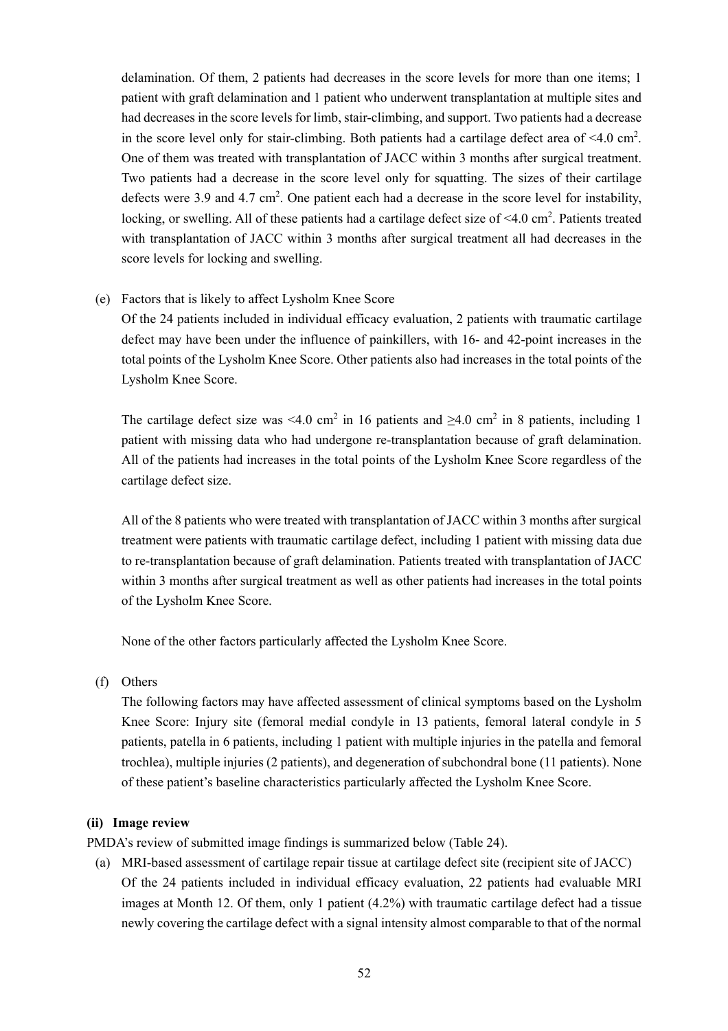delamination. Of them, 2 patients had decreases in the score levels for more than one items; 1 patient with graft delamination and 1 patient who underwent transplantation at multiple sites and had decreases in the score levels for limb, stair-climbing, and support. Two patients had a decrease in the score level only for stair-climbing. Both patients had a cartilage defect area of <4.0 $cm^2$. One of them was treated with transplantation of JACC within 3 months after surgical treatment. Two patients had a decrease in the score level only for squatting. The sizes of their cartilage defects were 3.9 and 4.7 $cm^2$. One patient each had a decrease in the score level for instability, locking, or swelling. All of these patients had a cartilage defect size of <4.0 $cm^2$. Patients treated with transplantation of JACC within 3 months after surgical treatment all had decreases in the score levels for locking and swelling.

(e) Factors that is likely to affect Lysholm Knee Score

Of the 24 patients included in individual efficacy evaluation, 2 patients with traumatic cartilage defect may have been under the influence of painkillers, with 16- and 42-point increases in the total points of the Lysholm Knee Score. Other patients also had increases in the total points of the Lysholm Knee Score.

The cartilage defect size was <4.0 $cm^2$ in 16 patients and ≥4.0 $cm^2$ in 8 patients, including 1 patient with missing data who had undergone re-transplantation because of graft delamination. All of the patients had increases in the total points of the Lysholm Knee Score regardless of the cartilage defect size.

All of the 8 patients who were treated with transplantation of JACC within 3 months after surgical treatment were patients with traumatic cartilage defect, including 1 patient with missing data due to re-transplantation because of graft delamination. Patients treated with transplantation of JACC within 3 months after surgical treatment as well as other patients had increases in the total points of the Lysholm Knee Score.

None of the other factors particularly affected the Lysholm Knee Score.

(f) Others

The following factors may have affected assessment of clinical symptoms based on the Lysholm Knee Score: Injury site (femoral medial condyle in 13 patients, femoral lateral condyle in 5 patients, patella in 6 patients, including 1 patient with multiple injuries in the patella and femoral trochlea), multiple injuries (2 patients), and degeneration of subchondral bone (11 patients). None of these patient's baseline characteristics particularly affected the Lysholm Knee Score.

**(ii) Image review**

PMDA's review of submitted image findings is summarized below (Table 24).

(a) MRI-based assessment of cartilage repair tissue at cartilage defect site (recipient site of JACC)

Of the 24 patients included in individual efficacy evaluation, 22 patients had evaluable MRI images at Month 12. Of them, only 1 patient (4.2%) with traumatic cartilage defect had a tissue newly covering the cartilage defect with a signal intensity almost comparable to that of the normal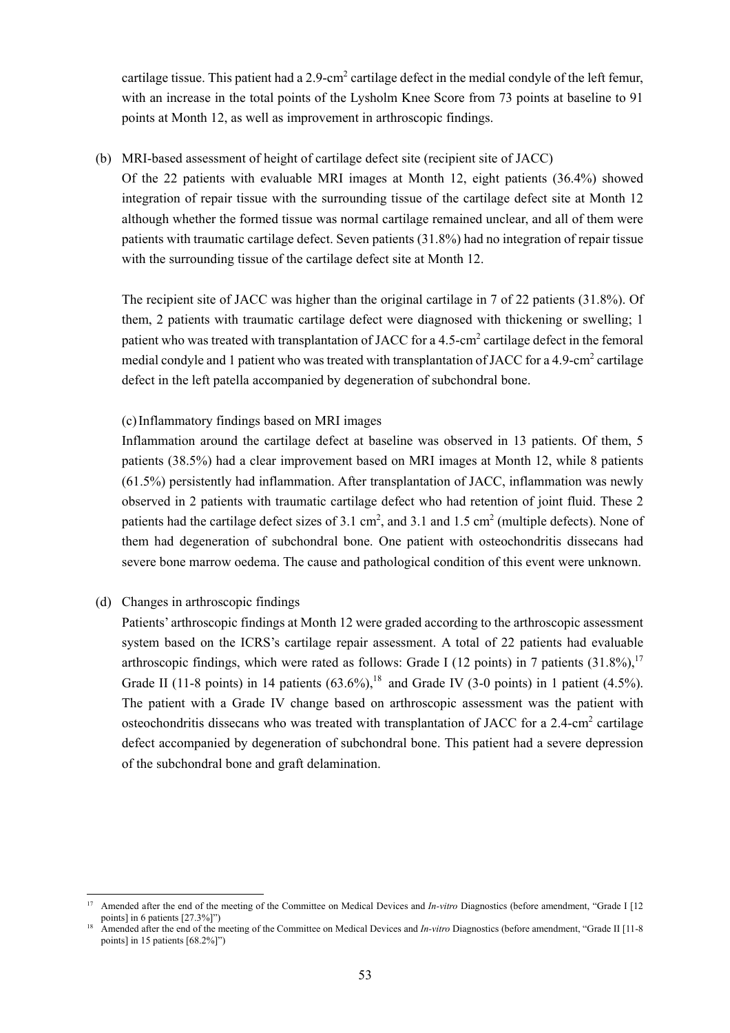cartilage tissue. This patient had a 2.9-cm$^2$ cartilage defect in the medial condyle of the left femur, with an increase in the total points of the Lysholm Knee Score from 73 points at baseline to 91 points at Month 12, as well as improvement in arthroscopic findings.

(b) MRI-based assessment of height of cartilage defect site (recipient site of JACC)

Of the 22 patients with evaluable MRI images at Month 12, eight patients (36.4%) showed integration of repair tissue with the surrounding tissue of the cartilage defect site at Month 12 although whether the formed tissue was normal cartilage remained unclear, and all of them were patients with traumatic cartilage defect. Seven patients (31.8%) had no integration of repair tissue with the surrounding tissue of the cartilage defect site at Month 12.

The recipient site of JACC was higher than the original cartilage in 7 of 22 patients (31.8%). Of them, 2 patients with traumatic cartilage defect were diagnosed with thickening or swelling; 1 patient who was treated with transplantation of JACC for a 4.5-cm$^2$ cartilage defect in the femoral medial condyle and 1 patient who was treated with transplantation of JACC for a 4.9-cm$^2$ cartilage defect in the left patella accompanied by degeneration of subchondral bone.

(c) Inflammatory findings based on MRI images

Inflammation around the cartilage defect at baseline was observed in 13 patients. Of them, 5 patients (38.5%) had a clear improvement based on MRI images at Month 12, while 8 patients (61.5%) persistently had inflammation. After transplantation of JACC, inflammation was newly observed in 2 patients with traumatic cartilage defect who had retention of joint fluid. These 2 patients had the cartilage defect sizes of 3.1 cm$^2$, and 3.1 and 1.5 cm$^2$ (multiple defects). None of them had degeneration of subchondral bone. One patient with osteochondritis dissecans had severe bone marrow oedema. The cause and pathological condition of this event were unknown.

(d) Changes in arthroscopic findings

Patients' arthroscopic findings at Month 12 were graded according to the arthroscopic assessment system based on the ICRS's cartilage repair assessment. A total of 22 patients had evaluable arthroscopic findings, which were rated as follows: Grade I (12 points) in 7 patients (31.8%),[17] Grade II (11-8 points) in 14 patients (63.6%),[18] and Grade IV (3-0 points) in 1 patient (4.5%). The patient with a Grade IV change based on arthroscopic assessment was the patient with osteochondritis dissecans who was treated with transplantation of JACC for a 2.4-cm$^2$ cartilage defect accompanied by degeneration of subchondral bone. This patient had a severe depression of the subchondral bone and graft delamination.

---

[17] Amended after the end of the meeting of the Committee on Medical Devices and *In-vitro* Diagnostics (before amendment, "Grade I [12 points] in 6 patients [27.3%]")

[18] Amended after the end of the meeting of the Committee on Medical Devices and *In-vitro* Diagnostics (before amendment, "Grade II [11-8 points] in 15 patients [68.2%]")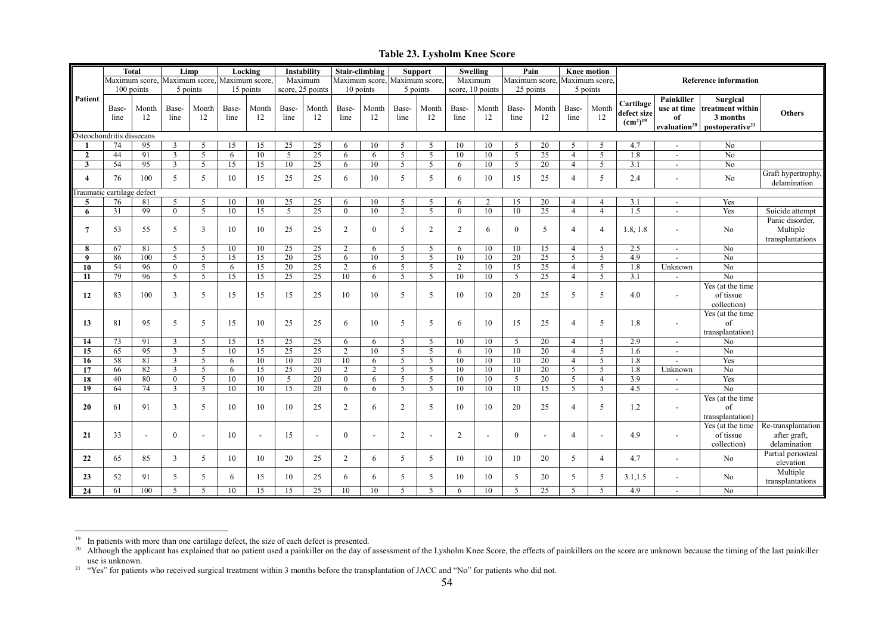**Table 23. Lysholm Knee Score**

| Patient | Total Maximum score, 100 points | | Limp Maximum score, 5 points | | Locking Maximum score, 15 points | | Instability Maximum score, 25 points | | Stair-climbing Maximum score, 10 points | | Support Maximum score, 5 points | | Swelling Maximum score, 10 points | | Pain Maximum score, 25 points | | Knee motion Maximum score, 5 points | | Reference information | | | |
|---|---|---|---|---|---|---|---|---|---|---|---|---|---|---|---|---|---|---|---|---|---|---|
| | Base-line | Month 12 | Base-line | Month 12 | Base-line | Month 12 | Base-line | Month 12 | Base-line | Month 12 | Base-line | Month 12 | Base-line | Month 12 | Base-line | Month 12 | Base-line | Month 12 | Cartilage defect size (cm²)[19] | Painkiller use at time of evaluation[20] | Surgical treatment within 3 months postoperative[21] | Others |
| Osteochondritis dissecans | | | | | | | | | | | | | | | | | | | | | | |
| 1 | 74 | 95 | 3 | 5 | 15 | 15 | 25 | 25 | 6 | 10 | 5 | 5 | 10 | 10 | 5 | 20 | 5 | 5 | 4.7 | - | No | |
| 2 | 44 | 91 | 3 | 5 | 6 | 10 | 5 | 25 | 6 | 6 | 5 | 5 | 10 | 10 | 5 | 25 | 4 | 5 | 1.8 | - | No | |
| 3 | 54 | 95 | 3 | 5 | 15 | 15 | 10 | 25 | 6 | 10 | 5 | 5 | 6 | 10 | 5 | 20 | 4 | 5 | 3.1 | - | No | |
| 4 | 76 | 100 | 5 | 5 | 10 | 15 | 25 | 25 | 6 | 10 | 5 | 5 | 6 | 10 | 15 | 25 | 4 | 5 | 2.4 | - | No | Graft hypertrophy, delamination |
| Traumatic cartilage defect | | | | | | | | | | | | | | | | | | | | | | |
| 5 | 76 | 81 | 5 | 5 | 10 | 10 | 25 | 25 | 6 | 10 | 5 | 5 | 6 | 2 | 15 | 20 | 4 | 4 | 3.1 | - | Yes | |
| 6 | 31 | 99 | 0 | 5 | 10 | 15 | 5 | 25 | 0 | 10 | 2 | 5 | 0 | 10 | 10 | 25 | 4 | 4 | 1.5 | - | Yes | Suicide attempt |
| 7 | 53 | 55 | 5 | 3 | 10 | 10 | 25 | 25 | 2 | 0 | 5 | 2 | 2 | 6 | 0 | 5 | 4 | 4 | 1.8, 1.8 | - | No | Panic disorder, Multiple transplantations |
| 8 | 67 | 81 | 5 | 5 | 10 | 10 | 25 | 25 | 2 | 6 | 5 | 5 | 6 | 10 | 10 | 15 | 4 | 5 | 2.5 | - | No | |
| 9 | 86 | 100 | 5 | 5 | 15 | 15 | 20 | 25 | 6 | 10 | 5 | 5 | 10 | 10 | 20 | 25 | 5 | 5 | 4.9 | - | No | |
| 10 | 54 | 96 | 0 | 5 | 6 | 15 | 20 | 25 | 2 | 6 | 5 | 5 | 2 | 10 | 15 | 25 | 4 | 5 | 1.8 | Unknown | No | |
| 11 | 79 | 96 | 5 | 5 | 15 | 15 | 25 | 25 | 10 | 6 | 5 | 5 | 10 | 10 | 5 | 25 | 4 | 5 | 3.1 | - | No | |
| 12 | 83 | 100 | 3 | 5 | 15 | 15 | 15 | 25 | 10 | 10 | 5 | 5 | 10 | 10 | 20 | 25 | 5 | 5 | 4.0 | - | Yes (at the time of tissue collection) | |
| 13 | 81 | 95 | 5 | 5 | 15 | 10 | 25 | 25 | 6 | 10 | 5 | 5 | 6 | 10 | 15 | 25 | 4 | 5 | 1.8 | - | Yes (at the time of transplantation) | |
| 14 | 73 | 91 | 3 | 5 | 15 | 15 | 25 | 25 | 6 | 6 | 5 | 5 | 10 | 10 | 5 | 20 | 4 | 5 | 2.9 | - | No | |
| 15 | 65 | 95 | 3 | 5 | 10 | 15 | 25 | 25 | 2 | 10 | 5 | 5 | 6 | 10 | 10 | 20 | 4 | 5 | 1.6 | - | No | |
| 16 | 58 | 81 | 3 | 5 | 6 | 10 | 10 | 20 | 10 | 6 | 5 | 5 | 10 | 10 | 10 | 20 | 4 | 5 | 1.8 | - | Yes | |
| 17 | 66 | 82 | 3 | 5 | 6 | 15 | 25 | 20 | 2 | 2 | 5 | 5 | 10 | 10 | 10 | 20 | 5 | 5 | 1.8 | Unknown | No | |
| 18 | 40 | 80 | 0 | 5 | 10 | 10 | 5 | 20 | 0 | 6 | 5 | 5 | 10 | 10 | 5 | 20 | 5 | 4 | 3.9 | - | Yes | |
| 19 | 64 | 74 | 3 | 3 | 10 | 10 | 15 | 20 | 6 | 6 | 5 | 5 | 10 | 10 | 10 | 15 | 5 | 5 | 4.5 | - | No | |
| 20 | 61 | 91 | 3 | 5 | 10 | 10 | 10 | 25 | 2 | 6 | 2 | 5 | 10 | 10 | 20 | 25 | 4 | 5 | 1.2 | - | Yes (at the time of transplantation) | |
| 21 | 33 | - | 0 | - | 10 | - | 15 | - | 0 | - | 2 | - | 2 | - | 0 | - | 4 | - | 4.9 | - | Yes (at the time of tissue collection) | Re-transplantation after graft, delamination |
| 22 | 65 | 85 | 3 | 5 | 10 | 10 | 20 | 25 | 2 | 6 | 5 | 5 | 10 | 10 | 10 | 20 | 5 | 4 | 4.7 | - | No | Partial periosteal elevation |
| 23 | 52 | 91 | 5 | 5 | 6 | 15 | 10 | 25 | 6 | 6 | 5 | 5 | 10 | 10 | 5 | 20 | 5 | 5 | 3.1,1.5 | - | No | Multiple transplantations |
| 24 | 61 | 100 | 5 | 5 | 10 | 15 | 15 | 25 | 10 | 10 | 5 | 5 | 6 | 10 | 5 | 25 | 5 | 5 | 4.9 | - | No | |

[19] In patients with more than one cartilage defect, the size of each defect is presented.

[20] Although the applicant has explained that no patient used a painkiller on the day of assessment of the Lysholm Knee Score, the effects of painkillers on the score are unknown because the timing of the last painkiller use is unknown.

[21] "Yes" for patients who received surgical treatment within 3 months before the transplantation of JACC and "No" for patients who did not.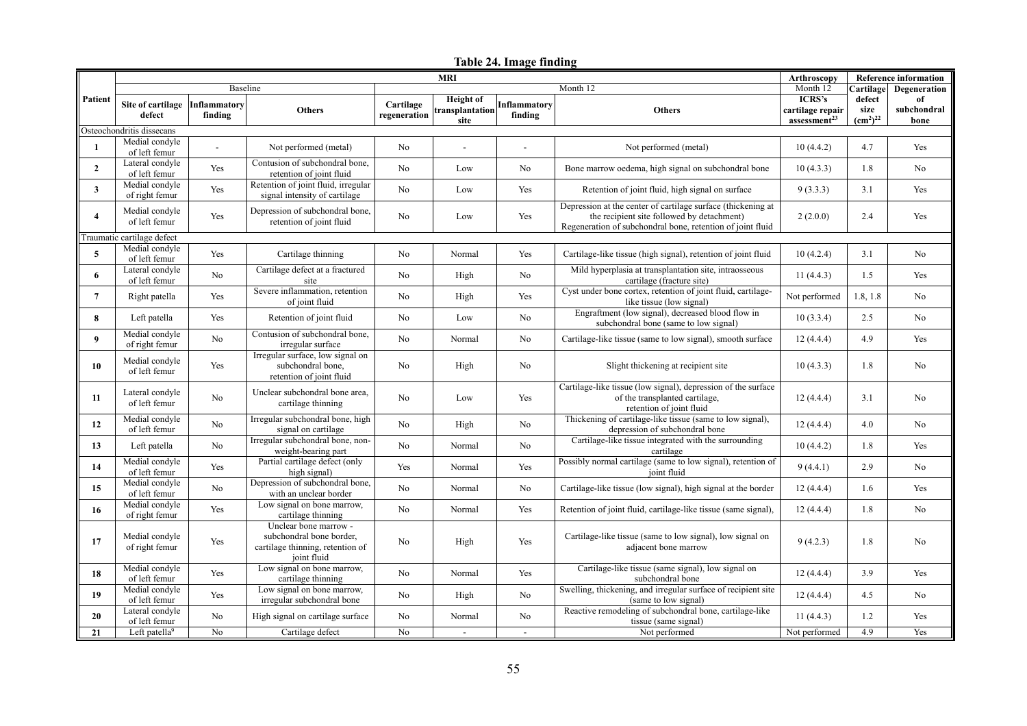**Table 24. Image finding**

| Patient | MRI | | | | | | | Arthroscopy | Reference information | |
|---|---|---|---|---|---|---|---|---|---|---|
| | Baseline | | | Month 12 | | | | Month 12 | | |
| | Site of cartilage defect | Inflammatory finding | Others | Cartilage regeneration | Height of transplantation site | Inflammatory finding | Others | ICRS's cartilage repair assessment[23] | Cartilage defect size $(cm^2)$[22] | Degeneration of subchondral bone |
| Osteochondritis dissecans | | | | | | | | | | |
| 1 | Medial condyle of left femur | - | Not performed (metal) | No | - | - | Not performed (metal) | 10 (4.4.2) | 4.7 | Yes |
| 2 | Lateral condyle of left femur | Yes | Contusion of subchondral bone, retention of joint fluid | No | Low | No | Bone marrow oedema, high signal on subchondral bone | 10 (4.3.3) | 1.8 | No |
| 3 | Medial condyle of right femur | Yes | Retention of joint fluid, irregular signal intensity of cartilage | No | Low | Yes | Retention of joint fluid, high signal on surface | 9 (3.3.3) | 3.1 | Yes |
| 4 | Medial condyle of left femur | Yes | Depression of subchondral bone, retention of joint fluid | No | Low | Yes | Depression at the center of cartilage surface (thickening at the recipient site followed by detachment) Regeneration of subchondral bone, retention of joint fluid | 2 (2.0.0) | 2.4 | Yes |
| Traumatic cartilage defect | | | | | | | | | | |
| 5 | Medial condyle of left femur | Yes | Cartilage thinning | No | Normal | Yes | Cartilage-like tissue (high signal), retention of joint fluid | 10 (4.2.4) | 3.1 | No |
| 6 | Lateral condyle of left femur | No | Cartilage defect at a fractured site | No | High | No | Mild hyperplasia at transplantation site, intraosseous cartilage (fracture site) | 11 (4.4.3) | 1.5 | Yes |
| 7 | Right patella | Yes | Severe inflammation, retention of joint fluid | No | High | Yes | Cyst under bone cortex, retention of joint fluid, cartilage-like tissue (low signal) | Not performed | 1.8, 1.8 | No |
| 8 | Left patella | Yes | Retention of joint fluid | No | Low | No | Engraftment (low signal), decreased blood flow in subchondral bone (same to low signal) | 10 (3.3.4) | 2.5 | No |
| 9 | Medial condyle of right femur | No | Contusion of subchondral bone, irregular surface | No | Normal | No | Cartilage-like tissue (same to low signal), smooth surface | 12 (4.4.4) | 4.9 | Yes |
| 10 | Medial condyle of left femur | Yes | Irregular surface, low signal on subchondral bone, retention of joint fluid | No | High | No | Slight thickening at recipient site | 10 (4.3.3) | 1.8 | No |
| 11 | Lateral condyle of left femur | No | Unclear subchondral bone area, cartilage thinning | No | Low | Yes | Cartilage-like tissue (low signal), depression of the surface of the transplanted cartilage, retention of joint fluid | 12 (4.4.4) | 3.1 | No |
| 12 | Medial condyle of left femur | No | Irregular subchondral bone, high signal on cartilage | No | High | No | Thickening of cartilage-like tissue (same to low signal), depression of subchondral bone | 12 (4.4.4) | 4.0 | No |
| 13 | Left patella | No | Irregular subchondral bone, non-weight-bearing part | No | Normal | No | Cartilage-like tissue integrated with the surrounding cartilage | 10 (4.4.2) | 1.8 | Yes |
| 14 | Medial condyle of left femur | Yes | Partial cartilage defect (only high signal) | Yes | Normal | Yes | Possibly normal cartilage (same to low signal), retention of joint fluid | 9 (4.4.1) | 2.9 | No |
| 15 | Medial condyle of left femur | No | Depression of subchondral bone, with an unclear border | No | Normal | No | Cartilage-like tissue (low signal), high signal at the border | 12 (4.4.4) | 1.6 | Yes |
| 16 | Medial condyle of right femur | Yes | Low signal on bone marrow, cartilage thinning | No | Normal | Yes | Retention of joint fluid, cartilage-like tissue (same signal), | 12 (4.4.4) | 1.8 | No |
| 17 | Medial condyle of right femur | Yes | Unclear bone marrow - subchondral bone border, cartilage thinning, retention of joint fluid | No | High | Yes | Cartilage-like tissue (same to low signal), low signal on adjacent bone marrow | 9 (4.2.3) | 1.8 | No |
| 18 | Medial condyle of left femur | Yes | Low signal on bone marrow, cartilage thinning | No | Normal | Yes | Cartilage-like tissue (same signal), low signal on subchondral bone | 12 (4.4.4) | 3.9 | Yes |
| 19 | Medial condyle of left femur | Yes | Low signal on bone marrow, irregular subchondral bone | No | High | No | Swelling, thickening, and irregular surface of recipient site (same to low signal) | 12 (4.4.4) | 4.5 | No |
| 20 | Lateral condyle of left femur | No | High signal on cartilage surface | No | Normal | No | Reactive remodeling of subchondral bone, cartilage-like tissue (same signal) | 11 (4.4.3) | 1.2 | Yes |
| 21 | Left patella[9] | No | Cartilage defect | No | - | - | Not performed | Not performed | 4.9 | Yes |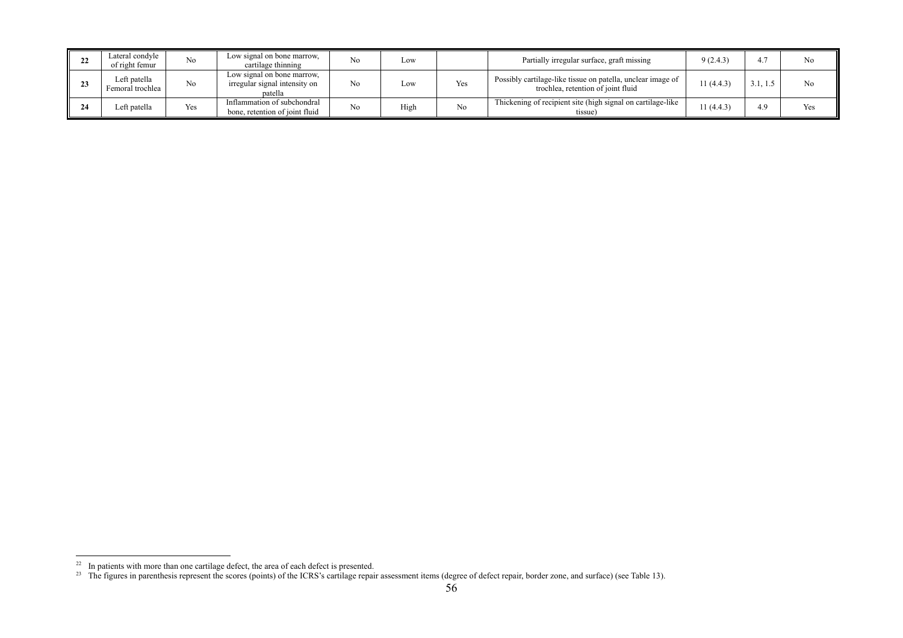| | | | | | | | | | | |
|---|---|---|---|---|---|---|---|---|---|---|
| **22** | Lateral condyle of right femur | No | Low signal on bone marrow, cartilage thinning | No | Low | | Partially irregular surface, graft missing | 9 (2.4.3) | 4.7 | No |
| **23** | Left patella Femoral trochlea | No | Low signal on bone marrow, irregular signal intensity on patella | No | Low | Yes | Possibly cartilage-like tissue on patella, unclear image of trochlea, retention of joint fluid | 11 (4.4.3) | 3.1, 1.5 | No |
| **24** | Left patella | Yes | Inflammation of subchondral bone, retention of joint fluid | No | High | No | Thickening of recipient site (high signal on cartilage-like tissue) | 11 (4.4.3) | 4.9 | Yes |

[22] In patients with more than one cartilage defect, the area of each defect is presented.

[23] The figures in parenthesis represent the scores (points) of the ICRS's cartilage repair assessment items (degree of defect repair, border zone, and surface) (see Table 13).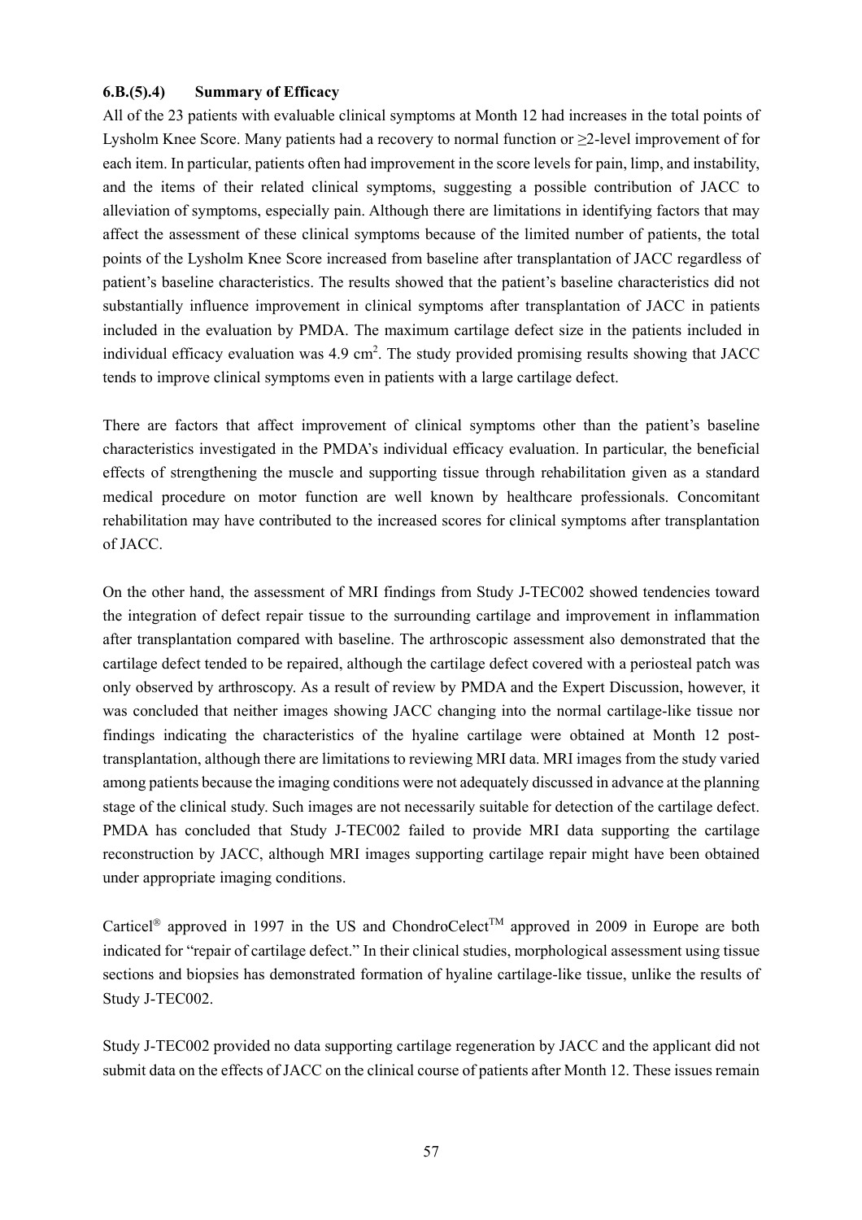### 6.B.(5).4) Summary of Efficacy

All of the 23 patients with evaluable clinical symptoms at Month 12 had increases in the total points of Lysholm Knee Score. Many patients had a recovery to normal function or ≥2-level improvement of for each item. In particular, patients often had improvement in the score levels for pain, limp, and instability, and the items of their related clinical symptoms, suggesting a possible contribution of JACC to alleviation of symptoms, especially pain. Although there are limitations in identifying factors that may affect the assessment of these clinical symptoms because of the limited number of patients, the total points of the Lysholm Knee Score increased from baseline after transplantation of JACC regardless of patient's baseline characteristics. The results showed that the patient's baseline characteristics did not substantially influence improvement in clinical symptoms after transplantation of JACC in patients included in the evaluation by PMDA. The maximum cartilage defect size in the patients included in individual efficacy evaluation was 4.9 $cm^2$. The study provided promising results showing that JACC tends to improve clinical symptoms even in patients with a large cartilage defect.

There are factors that affect improvement of clinical symptoms other than the patient's baseline characteristics investigated in the PMDA's individual efficacy evaluation. In particular, the beneficial effects of strengthening the muscle and supporting tissue through rehabilitation given as a standard medical procedure on motor function are well known by healthcare professionals. Concomitant rehabilitation may have contributed to the increased scores for clinical symptoms after transplantation of JACC.

On the other hand, the assessment of MRI findings from Study J-TEC002 showed tendencies toward the integration of defect repair tissue to the surrounding cartilage and improvement in inflammation after transplantation compared with baseline. The arthroscopic assessment also demonstrated that the cartilage defect tended to be repaired, although the cartilage defect covered with a periosteal patch was only observed by arthroscopy. As a result of review by PMDA and the Expert Discussion, however, it was concluded that neither images showing JACC changing into the normal cartilage-like tissue nor findings indicating the characteristics of the hyaline cartilage were obtained at Month 12 post-transplantation, although there are limitations to reviewing MRI data. MRI images from the study varied among patients because the imaging conditions were not adequately discussed in advance at the planning stage of the clinical study. Such images are not necessarily suitable for detection of the cartilage defect. PMDA has concluded that Study J-TEC002 failed to provide MRI data supporting the cartilage reconstruction by JACC, although MRI images supporting cartilage repair might have been obtained under appropriate imaging conditions.

Carticel® approved in 1997 in the US and ChondroCelect™ approved in 2009 in Europe are both indicated for "repair of cartilage defect." In their clinical studies, morphological assessment using tissue sections and biopsies has demonstrated formation of hyaline cartilage-like tissue, unlike the results of Study J-TEC002.

Study J-TEC002 provided no data supporting cartilage regeneration by JACC and the applicant did not submit data on the effects of JACC on the clinical course of patients after Month 12. These issues remain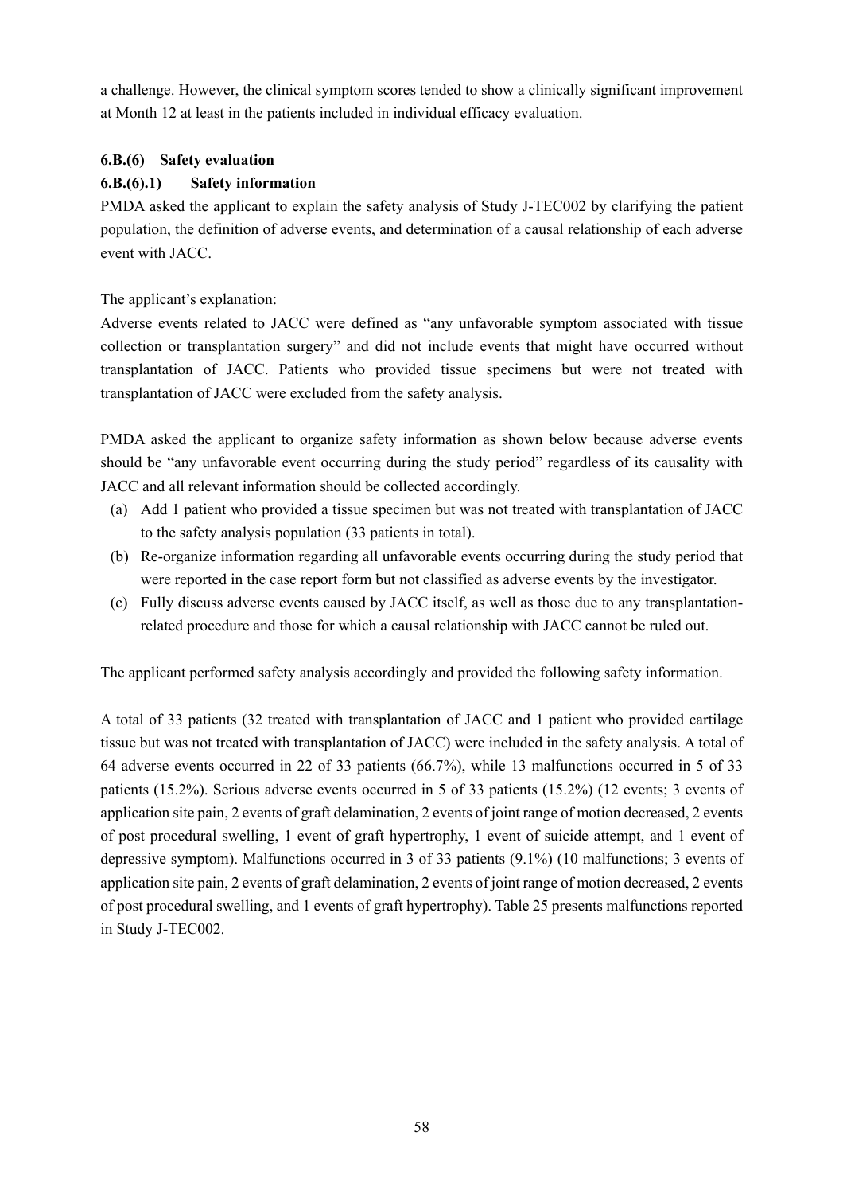a challenge. However, the clinical symptom scores tended to show a clinically significant improvement at Month 12 at least in the patients included in individual efficacy evaluation.

### 6.B.(6) Safety evaluation

#### 6.B.(6).1) Safety information

PMDA asked the applicant to explain the safety analysis of Study J-TEC002 by clarifying the patient population, the definition of adverse events, and determination of a causal relationship of each adverse event with JACC.

The applicant's explanation:

Adverse events related to JACC were defined as "any unfavorable symptom associated with tissue collection or transplantation surgery" and did not include events that might have occurred without transplantation of JACC. Patients who provided tissue specimens but were not treated with transplantation of JACC were excluded from the safety analysis.

PMDA asked the applicant to organize safety information as shown below because adverse events should be "any unfavorable event occurring during the study period" regardless of its causality with JACC and all relevant information should be collected accordingly.

(a) Add 1 patient who provided a tissue specimen but was not treated with transplantation of JACC to the safety analysis population (33 patients in total).

(b) Re-organize information regarding all unfavorable events occurring during the study period that were reported in the case report form but not classified as adverse events by the investigator.

(c) Fully discuss adverse events caused by JACC itself, as well as those due to any transplantation-related procedure and those for which a causal relationship with JACC cannot be ruled out.

The applicant performed safety analysis accordingly and provided the following safety information.

A total of 33 patients (32 treated with transplantation of JACC and 1 patient who provided cartilage tissue but was not treated with transplantation of JACC) were included in the safety analysis. A total of 64 adverse events occurred in 22 of 33 patients (66.7%), while 13 malfunctions occurred in 5 of 33 patients (15.2%). Serious adverse events occurred in 5 of 33 patients (15.2%) (12 events; 3 events of application site pain, 2 events of graft delamination, 2 events of joint range of motion decreased, 2 events of post procedural swelling, 1 event of graft hypertrophy, 1 event of suicide attempt, and 1 event of depressive symptom). Malfunctions occurred in 3 of 33 patients (9.1%) (10 malfunctions; 3 events of application site pain, 2 events of graft delamination, 2 events of joint range of motion decreased, 2 events of post procedural swelling, and 1 events of graft hypertrophy). Table 25 presents malfunctions reported in Study J-TEC002.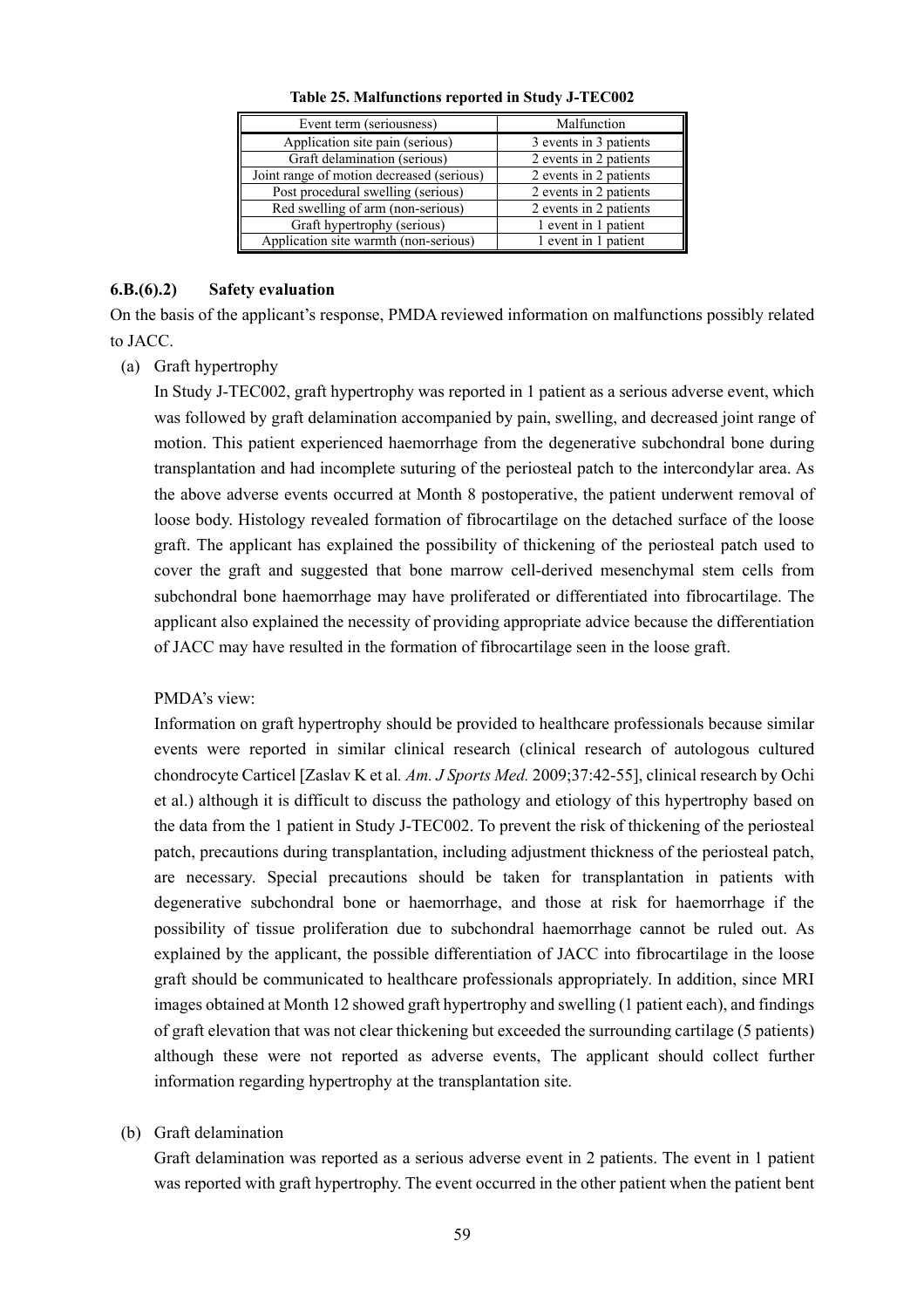**Table 25. Malfunctions reported in Study J-TEC002**

| Event term (seriousness) | Malfunction |
|---|---|
| Application site pain (serious) | 3 events in 3 patients |
| Graft delamination (serious) | 2 events in 2 patients |
| Joint range of motion decreased (serious) | 2 events in 2 patients |
| Post procedural swelling (serious) | 2 events in 2 patients |
| Red swelling of arm (non-serious) | 2 events in 2 patients |
| Graft hypertrophy (serious) | 1 event in 1 patient |
| Application site warmth (non-serious) | 1 event in 1 patient |

#### 6.B.(6).2) Safety evaluation

On the basis of the applicant's response, PMDA reviewed information on malfunctions possibly related to JACC.

(a) Graft hypertrophy

In Study J-TEC002, graft hypertrophy was reported in 1 patient as a serious adverse event, which was followed by graft delamination accompanied by pain, swelling, and decreased joint range of motion. This patient experienced haemorrhage from the degenerative subchondral bone during transplantation and had incomplete suturing of the periosteal patch to the intercondylar area. As the above adverse events occurred at Month 8 postoperative, the patient underwent removal of loose body. Histology revealed formation of fibrocartilage on the detached surface of the loose graft. The applicant has explained the possibility of thickening of the periosteal patch used to cover the graft and suggested that bone marrow cell-derived mesenchymal stem cells from subchondral bone haemorrhage may have proliferated or differentiated into fibrocartilage. The applicant also explained the necessity of providing appropriate advice because the differentiation of JACC may have resulted in the formation of fibrocartilage seen in the loose graft.

PMDA's view:

Information on graft hypertrophy should be provided to healthcare professionals because similar events were reported in similar clinical research (clinical research of autologous cultured chondrocyte Carticel [Zaslav K et al. *Am. J Sports Med.* 2009;37:42-55], clinical research by Ochi et al.) although it is difficult to discuss the pathology and etiology of this hypertrophy based on the data from the 1 patient in Study J-TEC002. To prevent the risk of thickening of the periosteal patch, precautions during transplantation, including adjustment thickness of the periosteal patch, are necessary. Special precautions should be taken for transplantation in patients with degenerative subchondral bone or haemorrhage, and those at risk for haemorrhage if the possibility of tissue proliferation due to subchondral haemorrhage cannot be ruled out. As explained by the applicant, the possible differentiation of JACC into fibrocartilage in the loose graft should be communicated to healthcare professionals appropriately. In addition, since MRI images obtained at Month 12 showed graft hypertrophy and swelling (1 patient each), and findings of graft elevation that was not clear thickening but exceeded the surrounding cartilage (5 patients) although these were not reported as adverse events, The applicant should collect further information regarding hypertrophy at the transplantation site.

(b) Graft delamination

Graft delamination was reported as a serious adverse event in 2 patients. The event in 1 patient was reported with graft hypertrophy. The event occurred in the other patient when the patient bent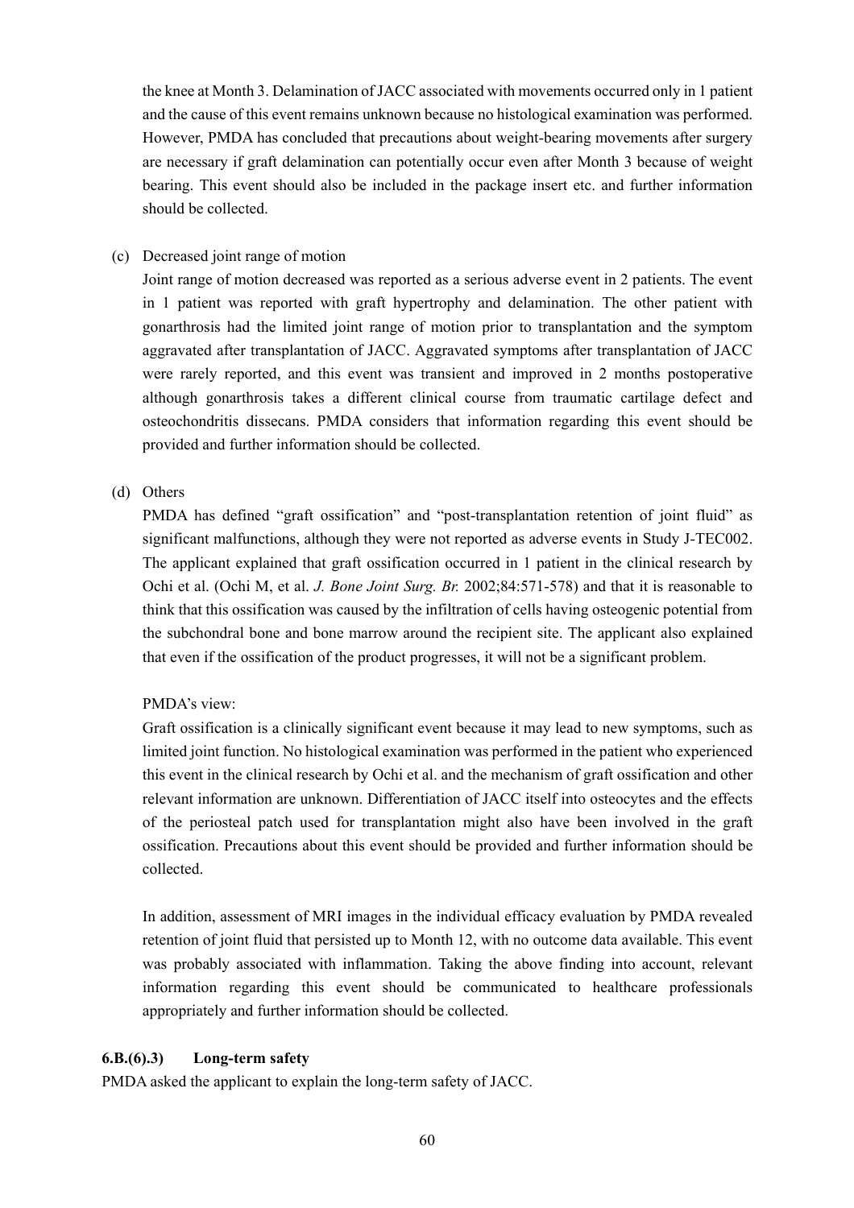the knee at Month 3. Delamination of JACC associated with movements occurred only in 1 patient and the cause of this event remains unknown because no histological examination was performed. However, PMDA has concluded that precautions about weight-bearing movements after surgery are necessary if graft delamination can potentially occur even after Month 3 because of weight bearing. This event should also be included in the package insert etc. and further information should be collected.

(c) Decreased joint range of motion

Joint range of motion decreased was reported as a serious adverse event in 2 patients. The event in 1 patient was reported with graft hypertrophy and delamination. The other patient with gonarthrosis had the limited joint range of motion prior to transplantation and the symptom aggravated after transplantation of JACC. Aggravated symptoms after transplantation of JACC were rarely reported, and this event was transient and improved in 2 months postoperative although gonarthrosis takes a different clinical course from traumatic cartilage defect and osteochondritis dissecans. PMDA considers that information regarding this event should be provided and further information should be collected.

(d) Others

PMDA has defined "graft ossification" and "post-transplantation retention of joint fluid" as significant malfunctions, although they were not reported as adverse events in Study J-TEC002. The applicant explained that graft ossification occurred in 1 patient in the clinical research by Ochi et al. (Ochi M, et al. *J. Bone Joint Surg. Br.* 2002;84:571-578) and that it is reasonable to think that this ossification was caused by the infiltration of cells having osteogenic potential from the subchondral bone and bone marrow around the recipient site. The applicant also explained that even if the ossification of the product progresses, it will not be a significant problem.

PMDA's view:

Graft ossification is a clinically significant event because it may lead to new symptoms, such as limited joint function. No histological examination was performed in the patient who experienced this event in the clinical research by Ochi et al. and the mechanism of graft ossification and other relevant information are unknown. Differentiation of JACC itself into osteocytes and the effects of the periosteal patch used for transplantation might also have been involved in the graft ossification. Precautions about this event should be provided and further information should be collected.

In addition, assessment of MRI images in the individual efficacy evaluation by PMDA revealed retention of joint fluid that persisted up to Month 12, with no outcome data available. This event was probably associated with inflammation. Taking the above finding into account, relevant information regarding this event should be communicated to healthcare professionals appropriately and further information should be collected.

### 6.B.(6).3) Long-term safety

PMDA asked the applicant to explain the long-term safety of JACC.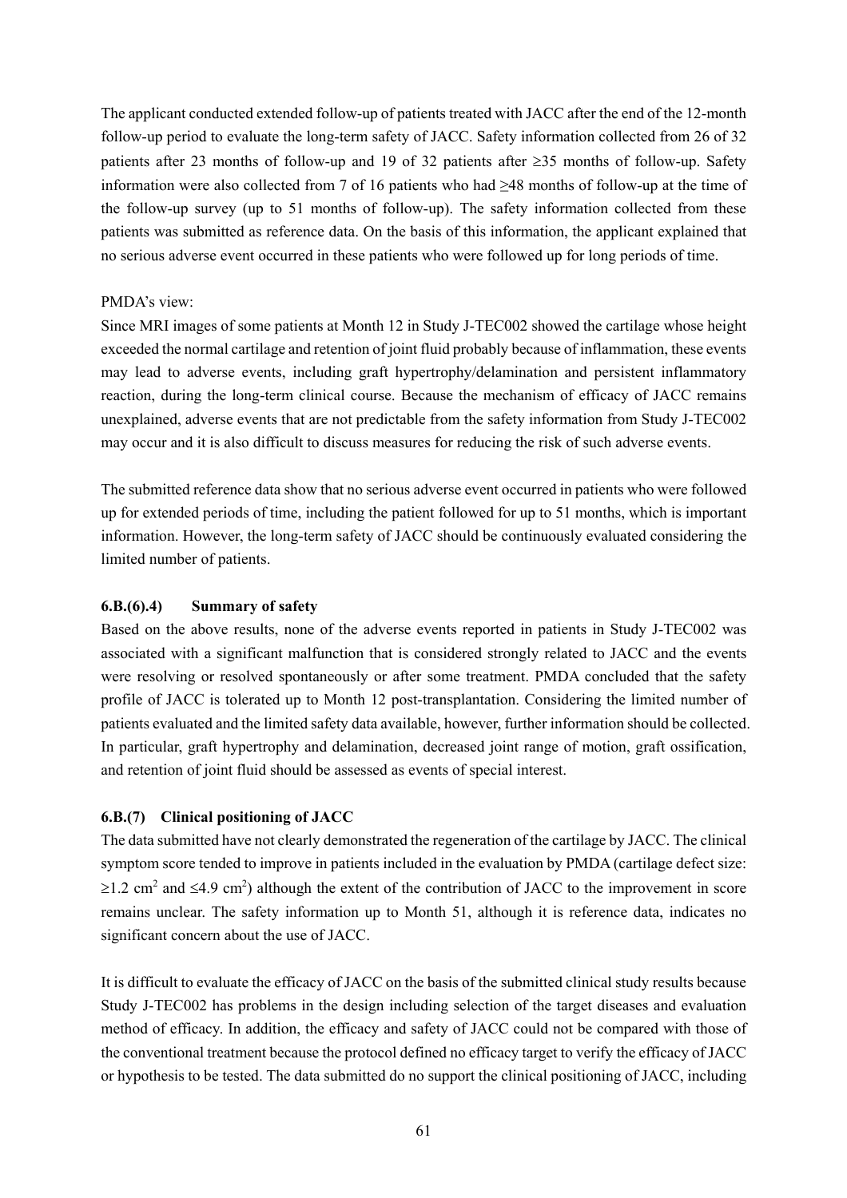The applicant conducted extended follow-up of patients treated with JACC after the end of the 12-month follow-up period to evaluate the long-term safety of JACC. Safety information collected from 26 of 32 patients after 23 months of follow-up and 19 of 32 patients after ≥35 months of follow-up. Safety information were also collected from 7 of 16 patients who had ≥48 months of follow-up at the time of the follow-up survey (up to 51 months of follow-up). The safety information collected from these patients was submitted as reference data. On the basis of this information, the applicant explained that no serious adverse event occurred in these patients who were followed up for long periods of time.

PMDA's view:

Since MRI images of some patients at Month 12 in Study J-TEC002 showed the cartilage whose height exceeded the normal cartilage and retention of joint fluid probably because of inflammation, these events may lead to adverse events, including graft hypertrophy/delamination and persistent inflammatory reaction, during the long-term clinical course. Because the mechanism of efficacy of JACC remains unexplained, adverse events that are not predictable from the safety information from Study J-TEC002 may occur and it is also difficult to discuss measures for reducing the risk of such adverse events.

The submitted reference data show that no serious adverse event occurred in patients who were followed up for extended periods of time, including the patient followed for up to 51 months, which is important information. However, the long-term safety of JACC should be continuously evaluated considering the limited number of patients.

### 6.B.(6).4) Summary of safety

Based on the above results, none of the adverse events reported in patients in Study J-TEC002 was associated with a significant malfunction that is considered strongly related to JACC and the events were resolving or resolved spontaneously or after some treatment. PMDA concluded that the safety profile of JACC is tolerated up to Month 12 post-transplantation. Considering the limited number of patients evaluated and the limited safety data available, however, further information should be collected. In particular, graft hypertrophy and delamination, decreased joint range of motion, graft ossification, and retention of joint fluid should be assessed as events of special interest.

### 6.B.(7) Clinical positioning of JACC

The data submitted have not clearly demonstrated the regeneration of the cartilage by JACC. The clinical symptom score tended to improve in patients included in the evaluation by PMDA (cartilage defect size: ≥1.2 cm$^2$ and ≤4.9 cm$^2$) although the extent of the contribution of JACC to the improvement in score remains unclear. The safety information up to Month 51, although it is reference data, indicates no significant concern about the use of JACC.

It is difficult to evaluate the efficacy of JACC on the basis of the submitted clinical study results because Study J-TEC002 has problems in the design including selection of the target diseases and evaluation method of efficacy. In addition, the efficacy and safety of JACC could not be compared with those of the conventional treatment because the protocol defined no efficacy target to verify the efficacy of JACC or hypothesis to be tested. The data submitted do no support the clinical positioning of JACC, including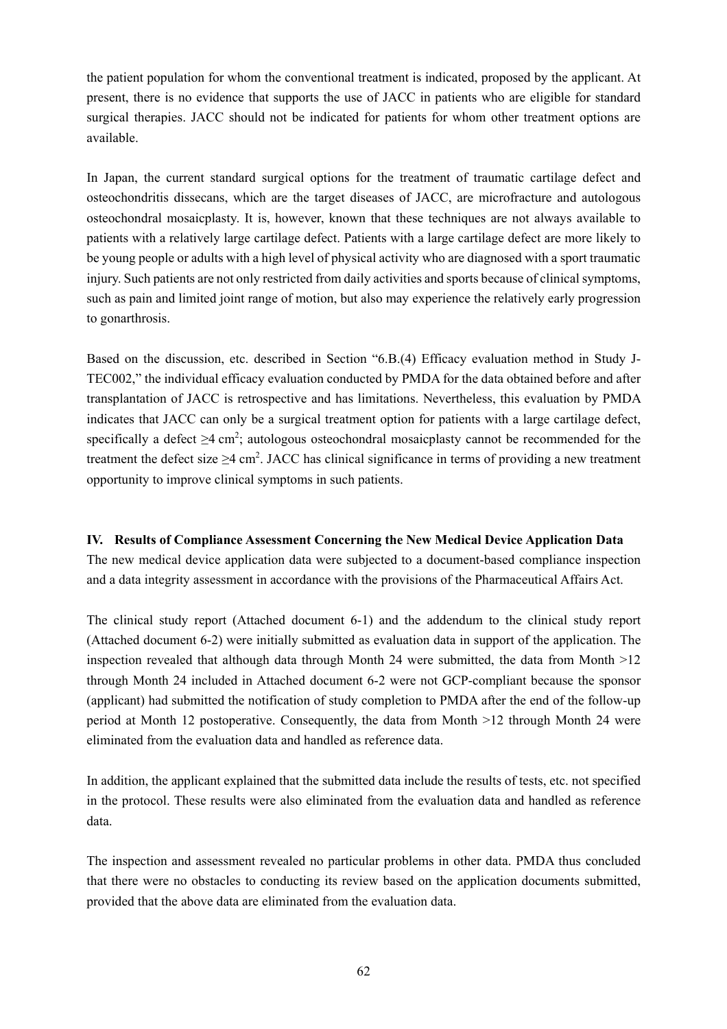the patient population for whom the conventional treatment is indicated, proposed by the applicant. At present, there is no evidence that supports the use of JACC in patients who are eligible for standard surgical therapies. JACC should not be indicated for patients for whom other treatment options are available.

In Japan, the current standard surgical options for the treatment of traumatic cartilage defect and osteochondritis dissecans, which are the target diseases of JACC, are microfracture and autologous osteochondral mosaicplasty. It is, however, known that these techniques are not always available to patients with a relatively large cartilage defect. Patients with a large cartilage defect are more likely to be young people or adults with a high level of physical activity who are diagnosed with a sport traumatic injury. Such patients are not only restricted from daily activities and sports because of clinical symptoms, such as pain and limited joint range of motion, but also may experience the relatively early progression to gonarthrosis.

Based on the discussion, etc. described in Section "6.B.(4) Efficacy evaluation method in Study J-TEC002," the individual efficacy evaluation conducted by PMDA for the data obtained before and after transplantation of JACC is retrospective and has limitations. Nevertheless, this evaluation by PMDA indicates that JACC can only be a surgical treatment option for patients with a large cartilage defect, specifically a defect $\geq$4 cm$^2$; autologous osteochondral mosaicplasty cannot be recommended for the treatment the defect size $\geq$4 cm$^2$. JACC has clinical significance in terms of providing a new treatment opportunity to improve clinical symptoms in such patients.

## IV. Results of Compliance Assessment Concerning the New Medical Device Application Data

The new medical device application data were subjected to a document-based compliance inspection and a data integrity assessment in accordance with the provisions of the Pharmaceutical Affairs Act.

The clinical study report (Attached document 6-1) and the addendum to the clinical study report (Attached document 6-2) were initially submitted as evaluation data in support of the application. The inspection revealed that although data through Month 24 were submitted, the data from Month >12 through Month 24 included in Attached document 6-2 were not GCP-compliant because the sponsor (applicant) had submitted the notification of study completion to PMDA after the end of the follow-up period at Month 12 postoperative. Consequently, the data from Month >12 through Month 24 were eliminated from the evaluation data and handled as reference data.

In addition, the applicant explained that the submitted data include the results of tests, etc. not specified in the protocol. These results were also eliminated from the evaluation data and handled as reference data.

The inspection and assessment revealed no particular problems in other data. PMDA thus concluded that there were no obstacles to conducting its review based on the application documents submitted, provided that the above data are eliminated from the evaluation data.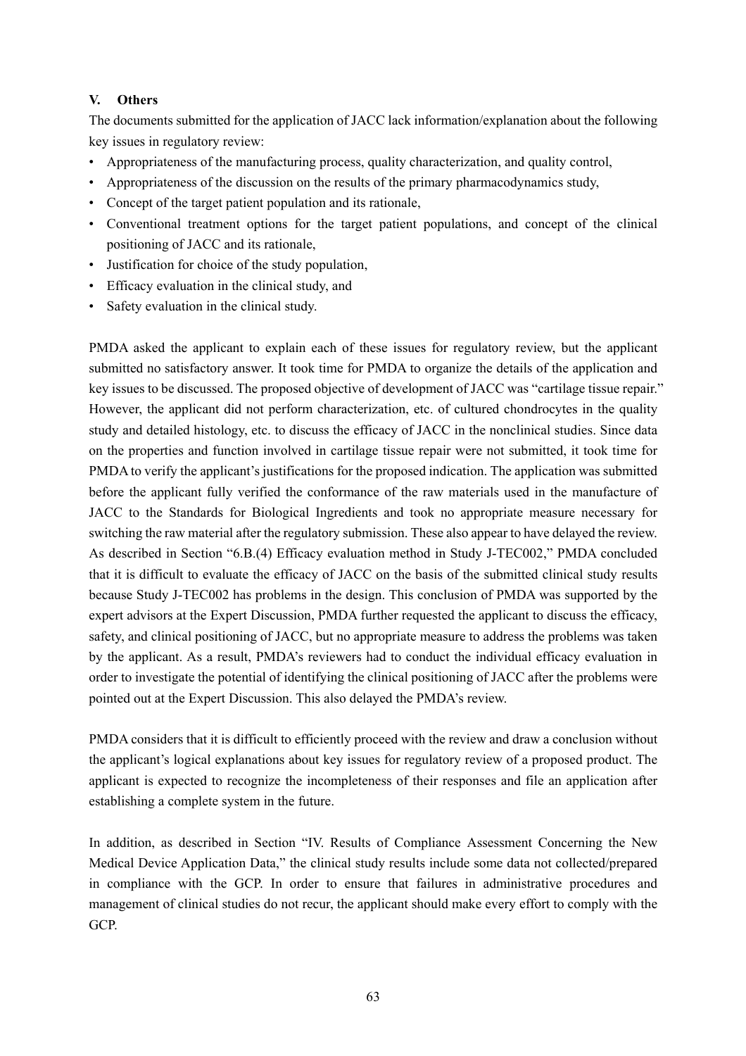## V. Others

The documents submitted for the application of JACC lack information/explanation about the following key issues in regulatory review:

- Appropriateness of the manufacturing process, quality characterization, and quality control,
- Appropriateness of the discussion on the results of the primary pharmacodynamics study,
- Concept of the target patient population and its rationale,
- Conventional treatment options for the target patient populations, and concept of the clinical positioning of JACC and its rationale,
- Justification for choice of the study population,
- Efficacy evaluation in the clinical study, and
- Safety evaluation in the clinical study.

PMDA asked the applicant to explain each of these issues for regulatory review, but the applicant submitted no satisfactory answer. It took time for PMDA to organize the details of the application and key issues to be discussed. The proposed objective of development of JACC was "cartilage tissue repair." However, the applicant did not perform characterization, etc. of cultured chondrocytes in the quality study and detailed histology, etc. to discuss the efficacy of JACC in the nonclinical studies. Since data on the properties and function involved in cartilage tissue repair were not submitted, it took time for PMDA to verify the applicant's justifications for the proposed indication. The application was submitted before the applicant fully verified the conformance of the raw materials used in the manufacture of JACC to the Standards for Biological Ingredients and took no appropriate measure necessary for switching the raw material after the regulatory submission. These also appear to have delayed the review. As described in Section "6.B.(4) Efficacy evaluation method in Study J-TEC002," PMDA concluded that it is difficult to evaluate the efficacy of JACC on the basis of the submitted clinical study results because Study J-TEC002 has problems in the design. This conclusion of PMDA was supported by the expert advisors at the Expert Discussion, PMDA further requested the applicant to discuss the efficacy, safety, and clinical positioning of JACC, but no appropriate measure to address the problems was taken by the applicant. As a result, PMDA's reviewers had to conduct the individual efficacy evaluation in order to investigate the potential of identifying the clinical positioning of JACC after the problems were pointed out at the Expert Discussion. This also delayed the PMDA's review.

PMDA considers that it is difficult to efficiently proceed with the review and draw a conclusion without the applicant's logical explanations about key issues for regulatory review of a proposed product. The applicant is expected to recognize the incompleteness of their responses and file an application after establishing a complete system in the future.

In addition, as described in Section "IV. Results of Compliance Assessment Concerning the New Medical Device Application Data," the clinical study results include some data not collected/prepared in compliance with the GCP. In order to ensure that failures in administrative procedures and management of clinical studies do not recur, the applicant should make every effort to comply with the GCP.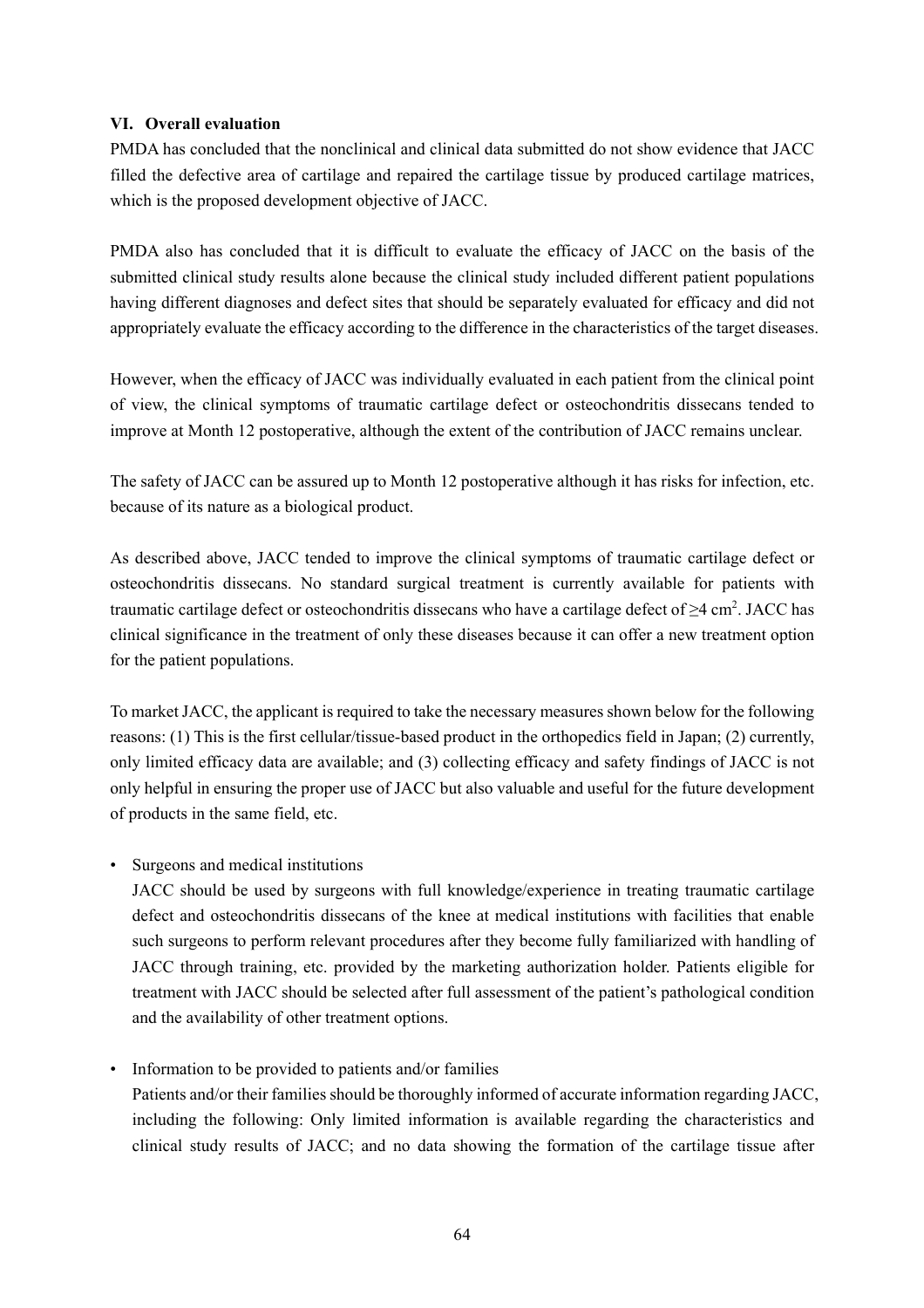## VI. Overall evaluation

PMDA has concluded that the nonclinical and clinical data submitted do not show evidence that JACC filled the defective area of cartilage and repaired the cartilage tissue by produced cartilage matrices, which is the proposed development objective of JACC.

PMDA also has concluded that it is difficult to evaluate the efficacy of JACC on the basis of the submitted clinical study results alone because the clinical study included different patient populations having different diagnoses and defect sites that should be separately evaluated for efficacy and did not appropriately evaluate the efficacy according to the difference in the characteristics of the target diseases.

However, when the efficacy of JACC was individually evaluated in each patient from the clinical point of view, the clinical symptoms of traumatic cartilage defect or osteochondritis dissecans tended to improve at Month 12 postoperative, although the extent of the contribution of JACC remains unclear.

The safety of JACC can be assured up to Month 12 postoperative although it has risks for infection, etc. because of its nature as a biological product.

As described above, JACC tended to improve the clinical symptoms of traumatic cartilage defect or osteochondritis dissecans. No standard surgical treatment is currently available for patients with traumatic cartilage defect or osteochondritis dissecans who have a cartilage defect of $\geq$4 $cm^2$. JACC has clinical significance in the treatment of only these diseases because it can offer a new treatment option for the patient populations.

To market JACC, the applicant is required to take the necessary measures shown below for the following reasons: (1) This is the first cellular/tissue-based product in the orthopedics field in Japan; (2) currently, only limited efficacy data are available; and (3) collecting efficacy and safety findings of JACC is not only helpful in ensuring the proper use of JACC but also valuable and useful for the future development of products in the same field, etc.

- Surgeons and medical institutions
  JACC should be used by surgeons with full knowledge/experience in treating traumatic cartilage defect and osteochondritis dissecans of the knee at medical institutions with facilities that enable such surgeons to perform relevant procedures after they become fully familiarized with handling of JACC through training, etc. provided by the marketing authorization holder. Patients eligible for treatment with JACC should be selected after full assessment of the patient's pathological condition and the availability of other treatment options.

- Information to be provided to patients and/or families
  Patients and/or their families should be thoroughly informed of accurate information regarding JACC, including the following: Only limited information is available regarding the characteristics and clinical study results of JACC; and no data showing the formation of the cartilage tissue after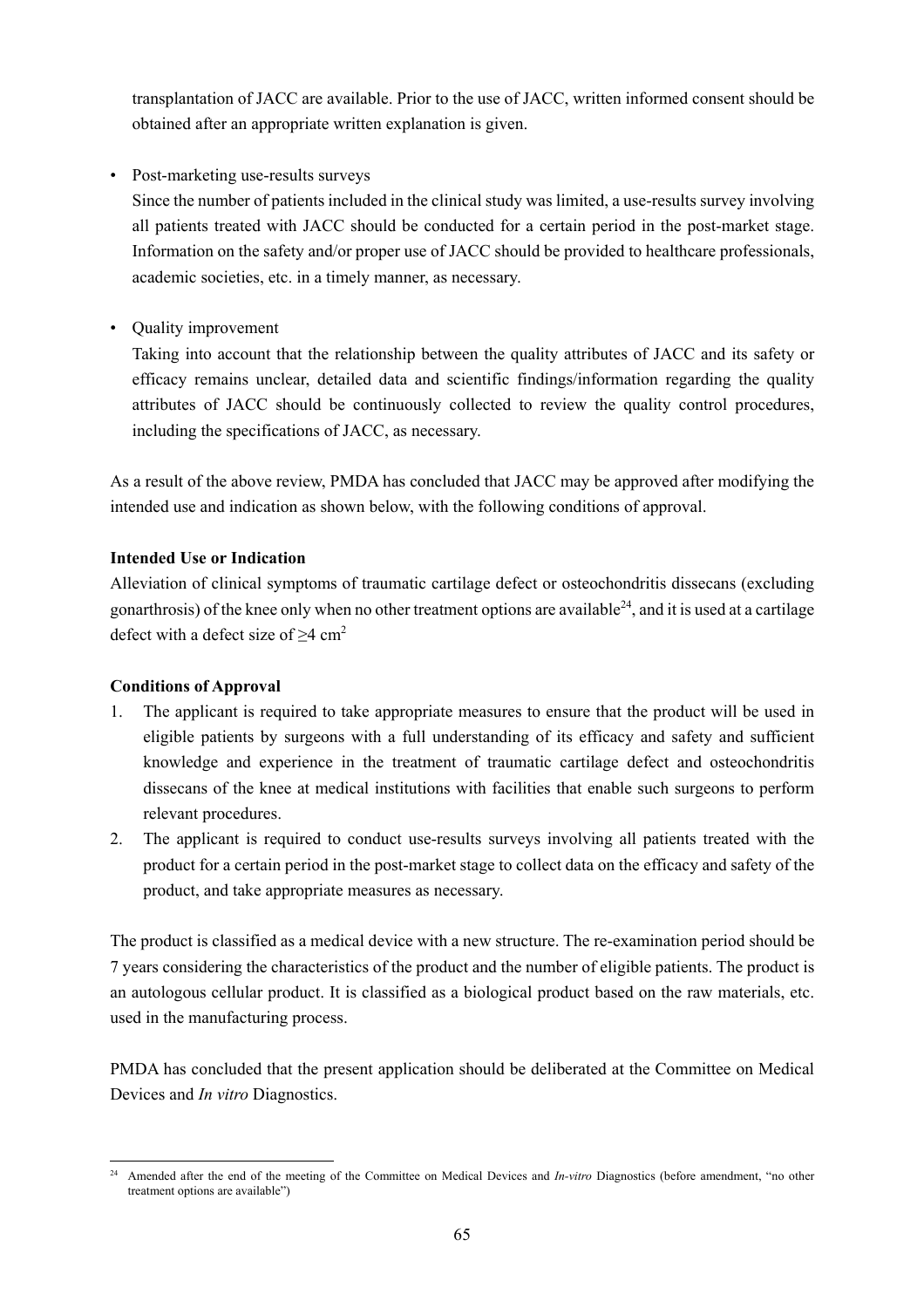transplantation of JACC are available. Prior to the use of JACC, written informed consent should be obtained after an appropriate written explanation is given.

- Post-marketing use-results surveys
  Since the number of patients included in the clinical study was limited, a use-results survey involving all patients treated with JACC should be conducted for a certain period in the post-market stage. Information on the safety and/or proper use of JACC should be provided to healthcare professionals, academic societies, etc. in a timely manner, as necessary.

- Quality improvement
  Taking into account that the relationship between the quality attributes of JACC and its safety or efficacy remains unclear, detailed data and scientific findings/information regarding the quality attributes of JACC should be continuously collected to review the quality control procedures, including the specifications of JACC, as necessary.

As a result of the above review, PMDA has concluded that JACC may be approved after modifying the intended use and indication as shown below, with the following conditions of approval.

**Intended Use or Indication**
Alleviation of clinical symptoms of traumatic cartilage defect or osteochondritis dissecans (excluding gonarthrosis) of the knee only when no other treatment options are available[24], and it is used at a cartilage defect with a defect size of $\geq$4 cm$^2$

**Conditions of Approval**

1. The applicant is required to take appropriate measures to ensure that the product will be used in eligible patients by surgeons with a full understanding of its efficacy and safety and sufficient knowledge and experience in the treatment of traumatic cartilage defect and osteochondritis dissecans of the knee at medical institutions with facilities that enable such surgeons to perform relevant procedures.
2. The applicant is required to conduct use-results surveys involving all patients treated with the product for a certain period in the post-market stage to collect data on the efficacy and safety of the product, and take appropriate measures as necessary.

The product is classified as a medical device with a new structure. The re-examination period should be 7 years considering the characteristics of the product and the number of eligible patients. The product is an autologous cellular product. It is classified as a biological product based on the raw materials, etc. used in the manufacturing process.

PMDA has concluded that the present application should be deliberated at the Committee on Medical Devices and *In vitro* Diagnostics.

---

[24] Amended after the end of the meeting of the Committee on Medical Devices and *In-vitro* Diagnostics (before amendment, "no other treatment options are available")